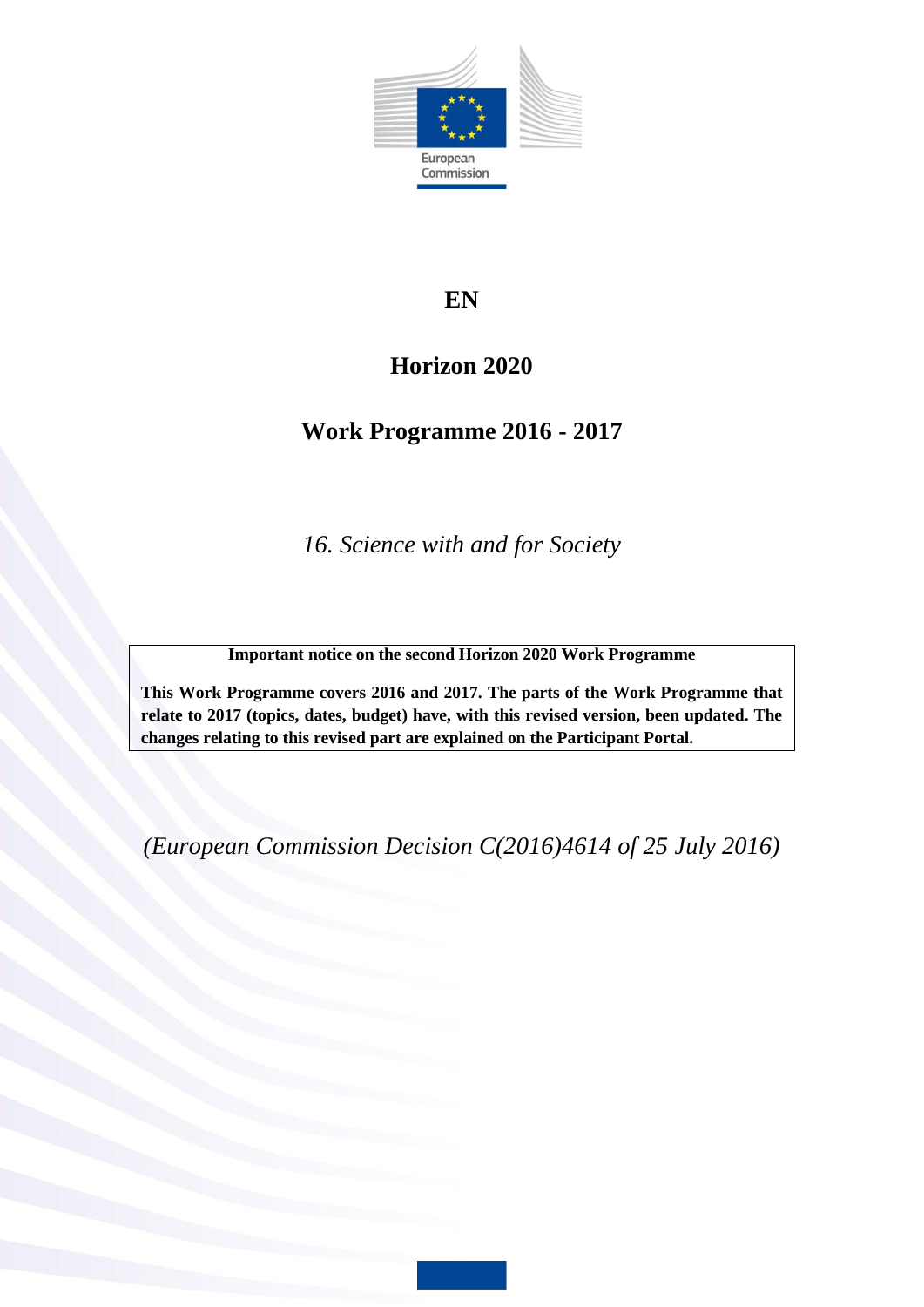European Commission

**EN**

# Horizon 2020

## Work Programme 2016 - 2017

*16. Science with and for Society*

**Important notice on the second Horizon 2020 Work Programme**

**This Work Programme covers 2016 and 2017. The parts of the Work Programme that relate to 2017 (topics, dates, budget) have, with this revised version, been updated. The changes relating to this revised part are explained on the Participant Portal.**

*(European Commission Decision C(2016)4614 of 25 July 2016)*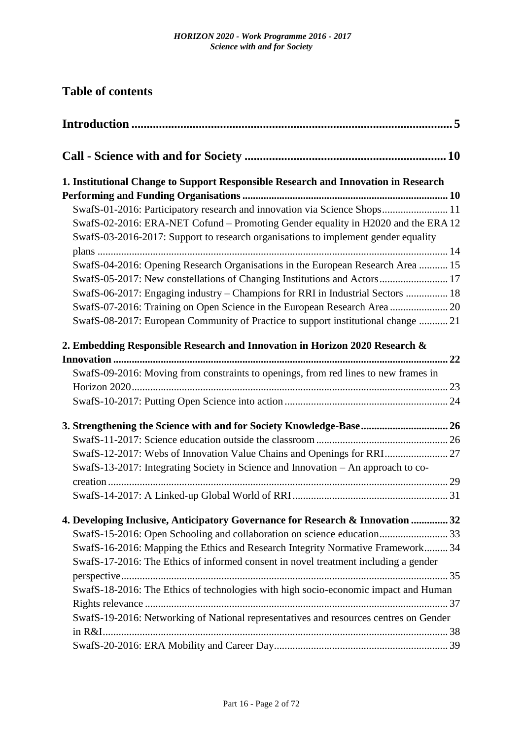## Table of contents

**Introduction .......................................................................................................... 5**

**Call - Science with and for Society ................................................................... 10**

**1. Institutional Change to Support Responsible Research and Innovation in Research Performing and Funding Organisations ............................................................................... 10**

SwafS-01-2016: Participatory research and innovation via Science Shops......................... 11

SwafS-02-2016: ERA-NET Cofund – Promoting Gender equality in H2020 and the ERA 12

SwafS-03-2016-2017: Support to research organisations to implement gender equality plans ...................................................................................................................... 14

SwafS-04-2016: Opening Research Organisations in the European Research Area ........... 15

SwafS-05-2017: New constellations of Changing Institutions and Actors.......................... 17

SwafS-06-2017: Engaging industry – Champions for RRI in Industrial Sectors ................ 18

SwafS-07-2016: Training on Open Science in the European Research Area ...................... 20

SwafS-08-2017: European Community of Practice to support institutional change ........... 21

**2. Embedding Responsible Research and Innovation in Horizon 2020 Research & Innovation .................................................................................................................. 22**

SwafS-09-2016: Moving from constraints to openings, from red lines to new frames in Horizon 2020....................................................................................................... 23

SwafS-10-2017: Putting Open Science into action ............................................................. 24

**3. Strengthening the Science with and for Society Knowledge-Base ................................ 26**

SwafS-11-2017: Science education outside the classroom ................................................. 26

SwafS-12-2017: Webs of Innovation Value Chains and Openings for RRI........................ 27

SwafS-13-2017: Integrating Society in Science and Innovation – An approach to co-creation ................................................................................................................ 29

SwafS-14-2017: A Linked-up Global World of RRI ........................................................... 31

**4. Developing Inclusive, Anticipatory Governance for Research & Innovation .............. 32**

SwafS-15-2016: Open Schooling and collaboration on science education.......................... 33

SwafS-16-2016: Mapping the Ethics and Research Integrity Normative Framework......... 34

SwafS-17-2016: The Ethics of informed consent in novel treatment including a gender perspective............................................................................................................ 35

SwafS-18-2016: The Ethics of technologies with high socio-economic impact and Human Rights relevance ................................................................................................... 37

SwafS-19-2016: Networking of National representatives and resources centres on Gender in R&I................................................................................................................... 38

SwafS-20-2016: ERA Mobility and Career Day.................................................................. 39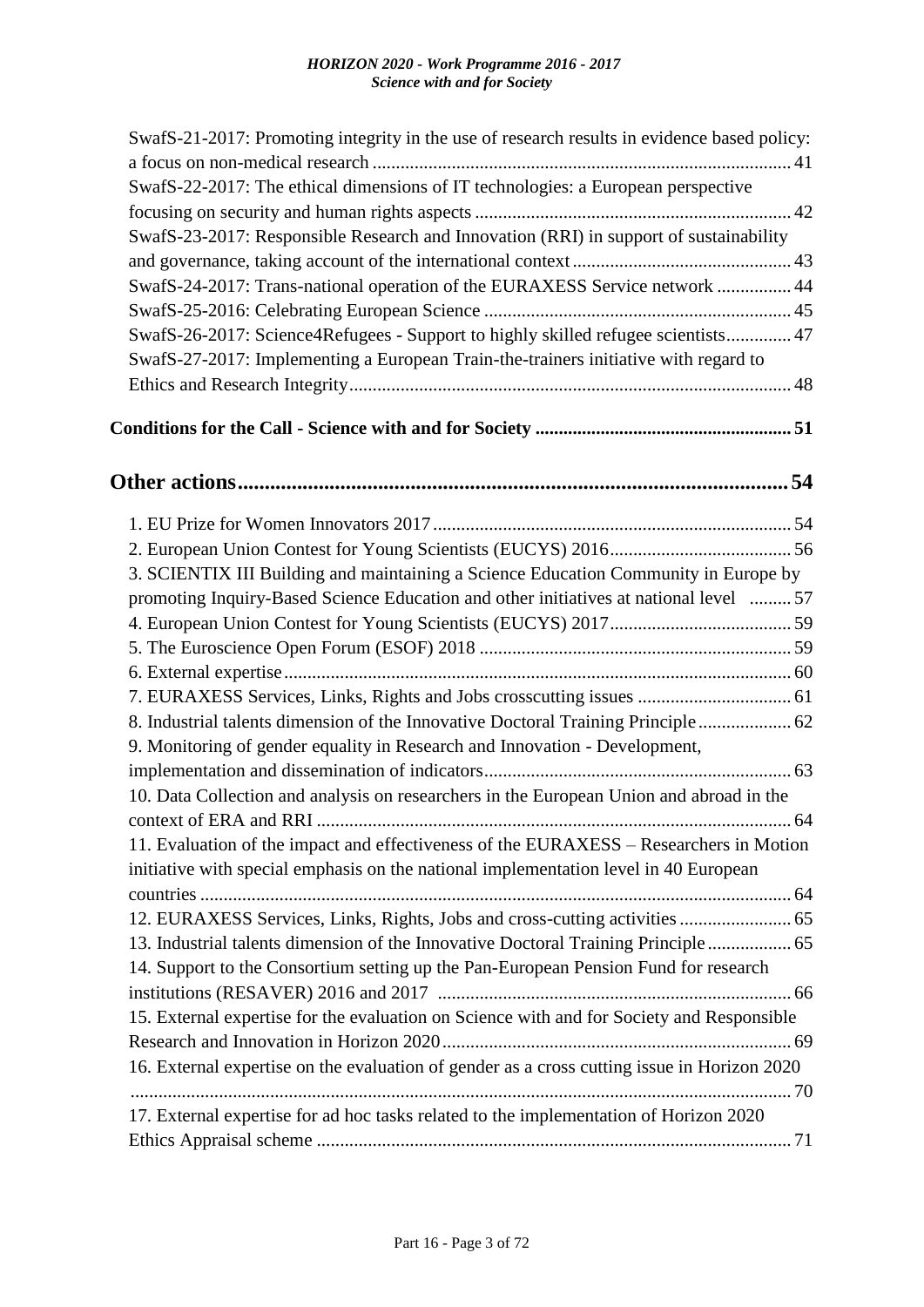SwafS-21-2017: Promoting integrity in the use of research results in evidence based policy: a focus on non-medical research ........................................................................................ 41

SwafS-22-2017: The ethical dimensions of IT technologies: a European perspective focusing on security and human rights aspects .................................................................. 42

SwafS-23-2017: Responsible Research and Innovation (RRI) in support of sustainability and governance, taking account of the international context .............................................. 43

SwafS-24-2017: Trans-national operation of the EURAXESS Service network ................ 44

SwafS-25-2016: Celebrating European Science ................................................................. 45

SwafS-26-2017: Science4Refugees - Support to highly skilled refugee scientists.............. 47

SwafS-27-2017: Implementing a European Train-the-trainers initiative with regard to Ethics and Research Integrity.............................................................................................. 48

**Conditions for the Call - Science with and for Society ...................................................... 51**

## Other actions...................................................................................................... 54

1. EU Prize for Women Innovators 2017 ............................................................................ 54
2. European Union Contest for Young Scientists (EUCYS) 2016 ....................................... 56
3. SCIENTIX III Building and maintaining a Science Education Community in Europe by promoting Inquiry-Based Science Education and other initiatives at national level ......... 57
4. European Union Contest for Young Scientists (EUCYS) 2017 ....................................... 59
5. The Euroscience Open Forum (ESOF) 2018 .................................................................. 59
6. External expertise ........................................................................................................... 60
7. EURAXESS Services, Links, Rights and Jobs crosscutting issues ................................. 61
8. Industrial talents dimension of the Innovative Doctoral Training Principle .................... 62
9. Monitoring of gender equality in Research and Innovation - Development, implementation and dissemination of indicators ................................................................. 63
10. Data Collection and analysis on researchers in the European Union and abroad in the context of ERA and RRI ..................................................................................................... 64
11. Evaluation of the impact and effectiveness of the EURAXESS – Researchers in Motion initiative with special emphasis on the national implementation level in 40 European countries .............................................................................................................................. 64
12. EURAXESS Services, Links, Rights, Jobs and cross-cutting activities ........................ 65
13. Industrial talents dimension of the Innovative Doctoral Training Principle .................. 65
14. Support to the Consortium setting up the Pan-European Pension Fund for research institutions (RESAVER) 2016 and 2017 ........................................................................... 66
15. External expertise for the evaluation on Science with and for Society and Responsible Research and Innovation in Horizon 2020 ........................................................................... 69
16. External expertise on the evaluation of gender as a cross cutting issue in Horizon 2020 ............................................................................................................................................. 70
17. External expertise for ad hoc tasks related to the implementation of Horizon 2020 Ethics Appraisal scheme ...................................................................................................... 71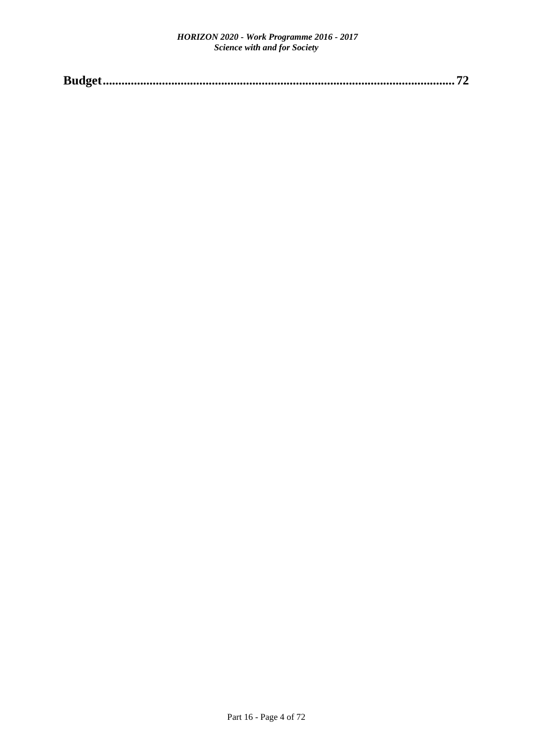**Budget................................................................................................................72**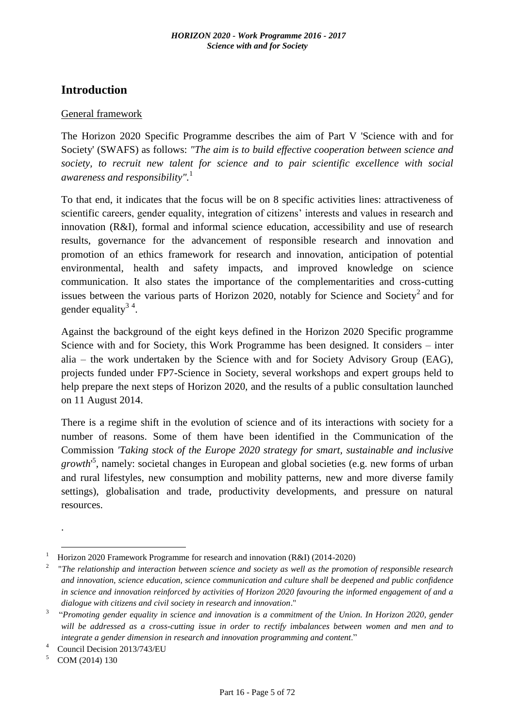# Introduction

General framework

The Horizon 2020 Specific Programme describes the aim of Part V 'Science with and for Society' (SWAFS) as follows: *"The aim is to build effective cooperation between science and society, to recruit new talent for science and to pair scientific excellence with social awareness and responsibility".*[1]

To that end, it indicates that the focus will be on 8 specific activities lines: attractiveness of scientific careers, gender equality, integration of citizens' interests and values in research and innovation (R&I), formal and informal science education, accessibility and use of research results, governance for the advancement of responsible research and innovation and promotion of an ethics framework for research and innovation, anticipation of potential environmental, health and safety impacts, and improved knowledge on science communication. It also states the importance of the complementarities and cross-cutting issues between the various parts of Horizon 2020, notably for Science and Society[2] and for gender equality[3] [4].

Against the background of the eight keys defined in the Horizon 2020 Specific programme Science with and for Society, this Work Programme has been designed. It considers – inter alia – the work undertaken by the Science with and for Society Advisory Group (EAG), projects funded under FP7-Science in Society, several workshops and expert groups held to help prepare the next steps of Horizon 2020, and the results of a public consultation launched on 11 August 2014.

There is a regime shift in the evolution of science and of its interactions with society for a number of reasons. Some of them have been identified in the Communication of the Commission *'Taking stock of the Europe 2020 strategy for smart, sustainable and inclusive growth'*[5], namely: societal changes in European and global societies (e.g. new forms of urban and rural lifestyles, new consumption and mobility patterns, new and more diverse family settings), globalisation and trade, productivity developments, and pressure on natural resources.

.

---

[1] Horizon 2020 Framework Programme for research and innovation (R&I) (2014-2020)

[2] "*The relationship and interaction between science and society as well as the promotion of responsible research and innovation, science education, science communication and culture shall be deepened and public confidence in science and innovation reinforced by activities of Horizon 2020 favouring the informed engagement of and a dialogue with citizens and civil society in research and innovation*."

[3] "*Promoting gender equality in science and innovation is a commitment of the Union. In Horizon 2020, gender will be addressed as a cross-cutting issue in order to rectify imbalances between women and men and to integrate a gender dimension in research and innovation programming and content*."

[4] Council Decision 2013/743/EU

[5] COM (2014) 130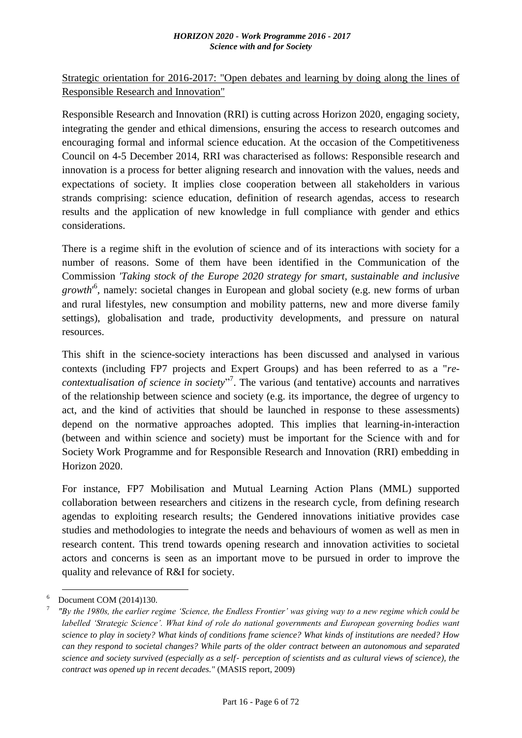Strategic orientation for 2016-2017: "Open debates and learning by doing along the lines of Responsible Research and Innovation"

Responsible Research and Innovation (RRI) is cutting across Horizon 2020, engaging society, integrating the gender and ethical dimensions, ensuring the access to research outcomes and encouraging formal and informal science education. At the occasion of the Competitiveness Council on 4-5 December 2014, RRI was characterised as follows: Responsible research and innovation is a process for better aligning research and innovation with the values, needs and expectations of society. It implies close cooperation between all stakeholders in various strands comprising: science education, definition of research agendas, access to research results and the application of new knowledge in full compliance with gender and ethics considerations.

There is a regime shift in the evolution of science and of its interactions with society for a number of reasons. Some of them have been identified in the Communication of the Commission *'Taking stock of the Europe 2020 strategy for smart, sustainable and inclusive growth'*[6], namely: societal changes in European and global society (e.g. new forms of urban and rural lifestyles, new consumption and mobility patterns, new and more diverse family settings), globalisation and trade, productivity developments, and pressure on natural resources.

This shift in the science-society interactions has been discussed and analysed in various contexts (including FP7 projects and Expert Groups) and has been referred to as a "*re-contextualisation of science in society*"[7]. The various (and tentative) accounts and narratives of the relationship between science and society (e.g. its importance, the degree of urgency to act, and the kind of activities that should be launched in response to these assessments) depend on the normative approaches adopted. This implies that learning-in-interaction (between and within science and society) must be important for the Science with and for Society Work Programme and for Responsible Research and Innovation (RRI) embedding in Horizon 2020.

For instance, FP7 Mobilisation and Mutual Learning Action Plans (MML) supported collaboration between researchers and citizens in the research cycle, from defining research agendas to exploiting research results; the Gendered innovations initiative provides case studies and methodologies to integrate the needs and behaviours of women as well as men in research content. This trend towards opening research and innovation activities to societal actors and concerns is seen as an important move to be pursued in order to improve the quality and relevance of R&I for society.

---

[6] Document COM (2014)130.

[7] *"By the 1980s, the earlier regime 'Science, the Endless Frontier' was giving way to a new regime which could be labelled 'Strategic Science'. What kind of role do national governments and European governing bodies want science to play in society? What kinds of conditions frame science? What kinds of institutions are needed? How can they respond to societal changes? While parts of the older contract between an autonomous and separated science and society survived (especially as a self- perception of scientists and as cultural views of science), the contract was opened up in recent decades."* (MASIS report, 2009)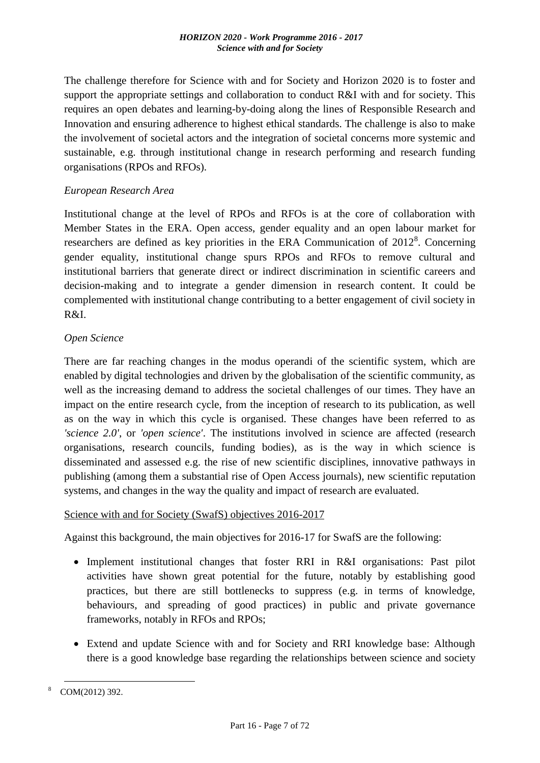The challenge therefore for Science with and for Society and Horizon 2020 is to foster and support the appropriate settings and collaboration to conduct R&I with and for society. This requires an open debates and learning-by-doing along the lines of Responsible Research and Innovation and ensuring adherence to highest ethical standards. The challenge is also to make the involvement of societal actors and the integration of societal concerns more systemic and sustainable, e.g. through institutional change in research performing and research funding organisations (RPOs and RFOs).

*European Research Area*

Institutional change at the level of RPOs and RFOs is at the core of collaboration with Member States in the ERA. Open access, gender equality and an open labour market for researchers are defined as key priorities in the ERA Communication of 2012[8]. Concerning gender equality, institutional change spurs RPOs and RFOs to remove cultural and institutional barriers that generate direct or indirect discrimination in scientific careers and decision-making and to integrate a gender dimension in research content. It could be complemented with institutional change contributing to a better engagement of civil society in R&I.

*Open Science*

There are far reaching changes in the modus operandi of the scientific system, which are enabled by digital technologies and driven by the globalisation of the scientific community, as well as the increasing demand to address the societal challenges of our times. They have an impact on the entire research cycle, from the inception of research to its publication, as well as on the way in which this cycle is organised. These changes have been referred to as *'science 2.0'*, or *'open science'*. The institutions involved in science are affected (research organisations, research councils, funding bodies), as is the way in which science is disseminated and assessed e.g. the rise of new scientific disciplines, innovative pathways in publishing (among them a substantial rise of Open Access journals), new scientific reputation systems, and changes in the way the quality and impact of research are evaluated.

<u>Science with and for Society (SwafS) objectives 2016-2017</u>

Against this background, the main objectives for 2016-17 for SwafS are the following:

- Implement institutional changes that foster RRI in R&I organisations: Past pilot activities have shown great potential for the future, notably by establishing good practices, but there are still bottlenecks to suppress (e.g. in terms of knowledge, behaviours, and spreading of good practices) in public and private governance frameworks, notably in RFOs and RPOs;
- Extend and update Science with and for Society and RRI knowledge base: Although there is a good knowledge base regarding the relationships between science and society

---

[8] COM(2012) 392.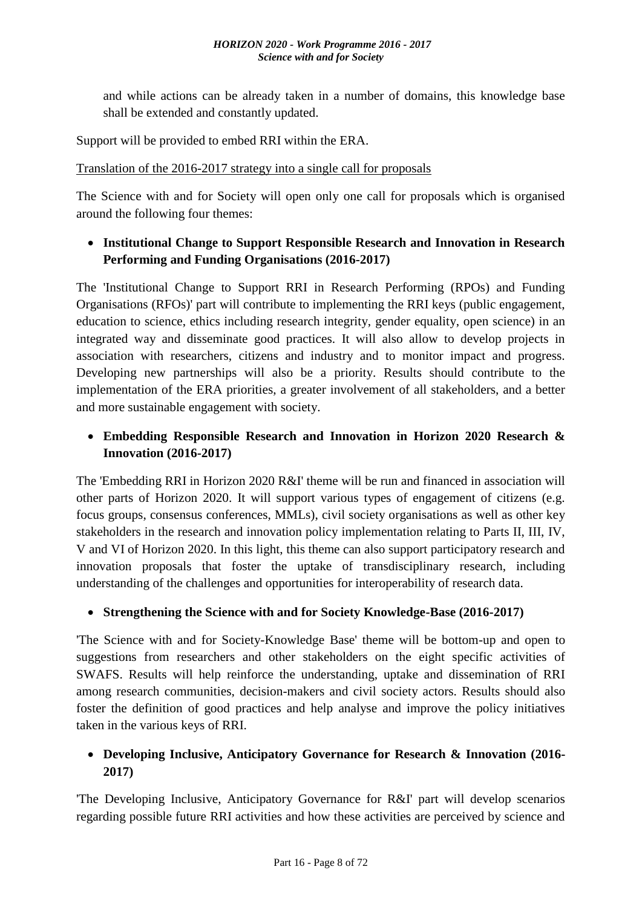and while actions can be already taken in a number of domains, this knowledge base shall be extended and constantly updated.

Support will be provided to embed RRI within the ERA.

Translation of the 2016-2017 strategy into a single call for proposals

The Science with and for Society will open only one call for proposals which is organised around the following four themes:

- **Institutional Change to Support Responsible Research and Innovation in Research Performing and Funding Organisations (2016-2017)**

The 'Institutional Change to Support RRI in Research Performing (RPOs) and Funding Organisations (RFOs)' part will contribute to implementing the RRI keys (public engagement, education to science, ethics including research integrity, gender equality, open science) in an integrated way and disseminate good practices. It will also allow to develop projects in association with researchers, citizens and industry and to monitor impact and progress. Developing new partnerships will also be a priority. Results should contribute to the implementation of the ERA priorities, a greater involvement of all stakeholders, and a better and more sustainable engagement with society.

- **Embedding Responsible Research and Innovation in Horizon 2020 Research & Innovation (2016-2017)**

The 'Embedding RRI in Horizon 2020 R&I' theme will be run and financed in association will other parts of Horizon 2020. It will support various types of engagement of citizens (e.g. focus groups, consensus conferences, MMLs), civil society organisations as well as other key stakeholders in the research and innovation policy implementation relating to Parts II, III, IV, V and VI of Horizon 2020. In this light, this theme can also support participatory research and innovation proposals that foster the uptake of transdisciplinary research, including understanding of the challenges and opportunities for interoperability of research data.

- **Strengthening the Science with and for Society Knowledge-Base (2016-2017)**

'The Science with and for Society-Knowledge Base' theme will be bottom-up and open to suggestions from researchers and other stakeholders on the eight specific activities of SWAFS. Results will help reinforce the understanding, uptake and dissemination of RRI among research communities, decision-makers and civil society actors. Results should also foster the definition of good practices and help analyse and improve the policy initiatives taken in the various keys of RRI.

- **Developing Inclusive, Anticipatory Governance for Research & Innovation (2016-2017)**

'The Developing Inclusive, Anticipatory Governance for R&I' part will develop scenarios regarding possible future RRI activities and how these activities are perceived by science and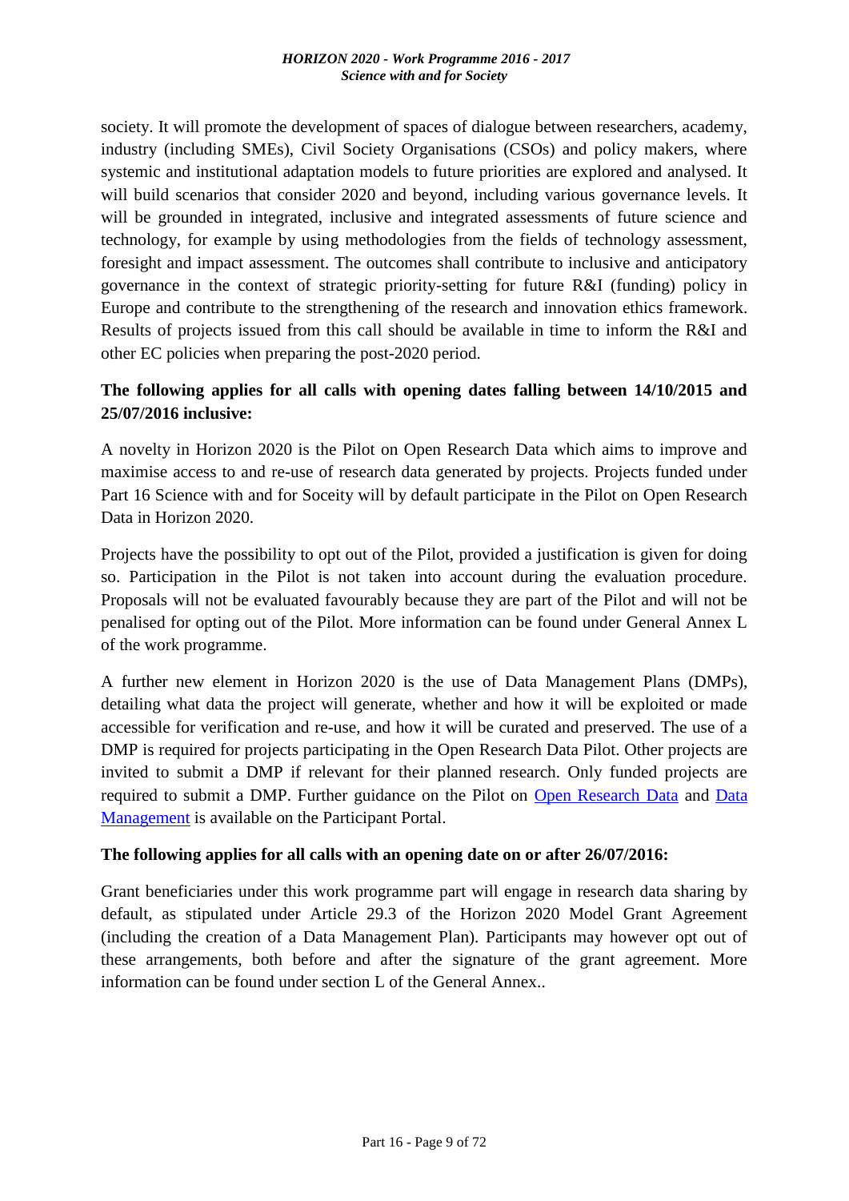society. It will promote the development of spaces of dialogue between researchers, academy, industry (including SMEs), Civil Society Organisations (CSOs) and policy makers, where systemic and institutional adaptation models to future priorities are explored and analysed. It will build scenarios that consider 2020 and beyond, including various governance levels. It will be grounded in integrated, inclusive and integrated assessments of future science and technology, for example by using methodologies from the fields of technology assessment, foresight and impact assessment. The outcomes shall contribute to inclusive and anticipatory governance in the context of strategic priority-setting for future R&I (funding) policy in Europe and contribute to the strengthening of the research and innovation ethics framework. Results of projects issued from this call should be available in time to inform the R&I and other EC policies when preparing the post-2020 period.

**The following applies for all calls with opening dates falling between 14/10/2015 and 25/07/2016 inclusive:**

A novelty in Horizon 2020 is the Pilot on Open Research Data which aims to improve and maximise access to and re-use of research data generated by projects. Projects funded under Part 16 Science with and for Soceity will by default participate in the Pilot on Open Research Data in Horizon 2020.

Projects have the possibility to opt out of the Pilot, provided a justification is given for doing so. Participation in the Pilot is not taken into account during the evaluation procedure. Proposals will not be evaluated favourably because they are part of the Pilot and will not be penalised for opting out of the Pilot. More information can be found under General Annex L of the work programme.

A further new element in Horizon 2020 is the use of Data Management Plans (DMPs), detailing what data the project will generate, whether and how it will be exploited or made accessible for verification and re-use, and how it will be curated and preserved. The use of a DMP is required for projects participating in the Open Research Data Pilot. Other projects are invited to submit a DMP if relevant for their planned research. Only funded projects are required to submit a DMP. Further guidance on the Pilot on Open Research Data and Data Management is available on the Participant Portal.

**The following applies for all calls with an opening date on or after 26/07/2016:**

Grant beneficiaries under this work programme part will engage in research data sharing by default, as stipulated under Article 29.3 of the Horizon 2020 Model Grant Agreement (including the creation of a Data Management Plan). Participants may however opt out of these arrangements, both before and after the signature of the grant agreement. More information can be found under section L of the General Annex..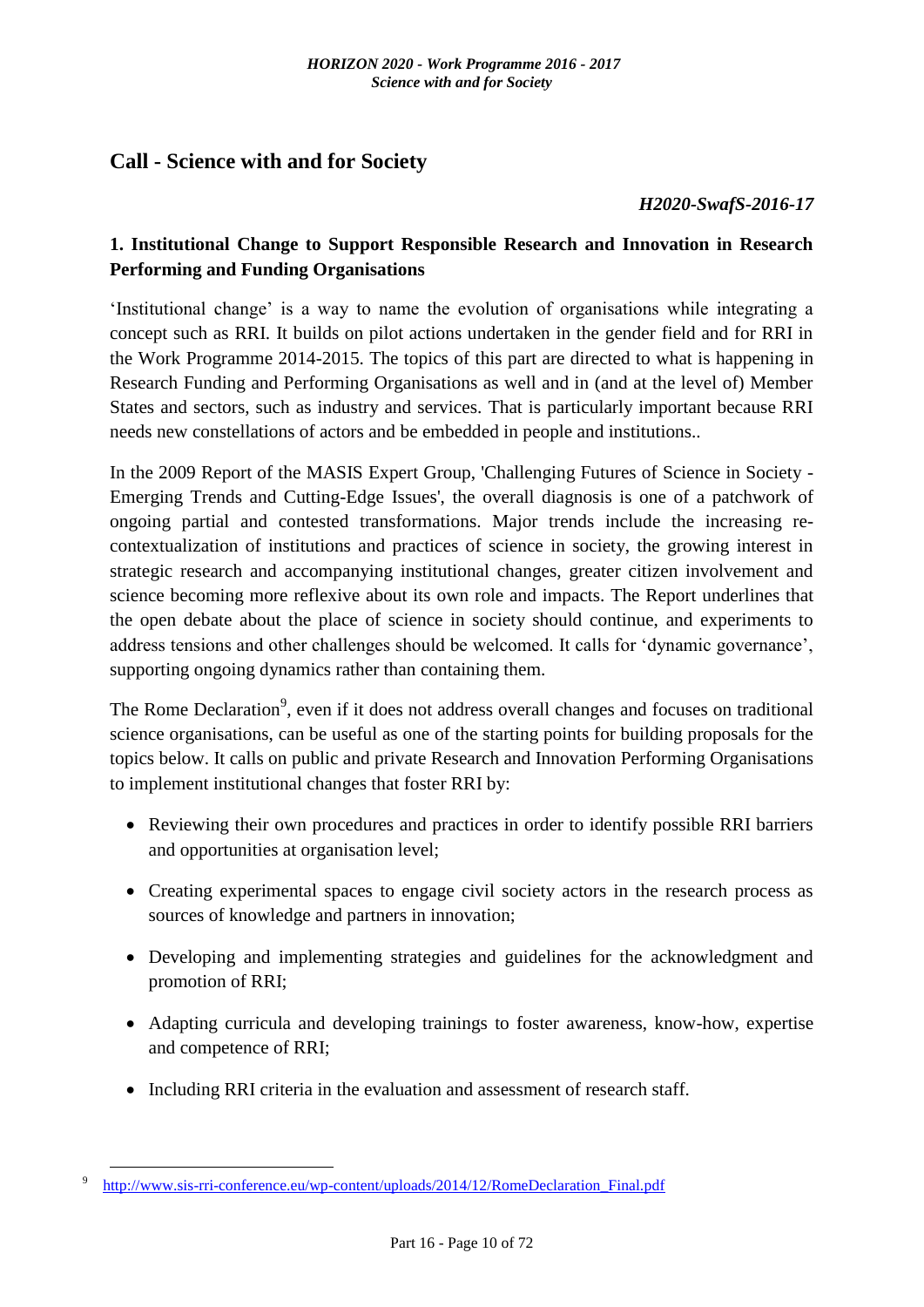# Call - Science with and for Society

***H2020-SwafS-2016-17***

## 1. Institutional Change to Support Responsible Research and Innovation in Research Performing and Funding Organisations

'Institutional change' is a way to name the evolution of organisations while integrating a concept such as RRI. It builds on pilot actions undertaken in the gender field and for RRI in the Work Programme 2014-2015. The topics of this part are directed to what is happening in Research Funding and Performing Organisations as well and in (and at the level of) Member States and sectors, such as industry and services. That is particularly important because RRI needs new constellations of actors and be embedded in people and institutions..

In the 2009 Report of the MASIS Expert Group, 'Challenging Futures of Science in Society - Emerging Trends and Cutting-Edge Issues', the overall diagnosis is one of a patchwork of ongoing partial and contested transformations. Major trends include the increasing re-contextualization of institutions and practices of science in society, the growing interest in strategic research and accompanying institutional changes, greater citizen involvement and science becoming more reflexive about its own role and impacts. The Report underlines that the open debate about the place of science in society should continue, and experiments to address tensions and other challenges should be welcomed. It calls for 'dynamic governance', supporting ongoing dynamics rather than containing them.

The Rome Declaration[9], even if it does not address overall changes and focuses on traditional science organisations, can be useful as one of the starting points for building proposals for the topics below. It calls on public and private Research and Innovation Performing Organisations to implement institutional changes that foster RRI by:

- Reviewing their own procedures and practices in order to identify possible RRI barriers and opportunities at organisation level;
- Creating experimental spaces to engage civil society actors in the research process as sources of knowledge and partners in innovation;
- Developing and implementing strategies and guidelines for the acknowledgment and promotion of RRI;
- Adapting curricula and developing trainings to foster awareness, know-how, expertise and competence of RRI;
- Including RRI criteria in the evaluation and assessment of research staff.

---

[9] http://www.sis-rri-conference.eu/wp-content/uploads/2014/12/RomeDeclaration_Final.pdf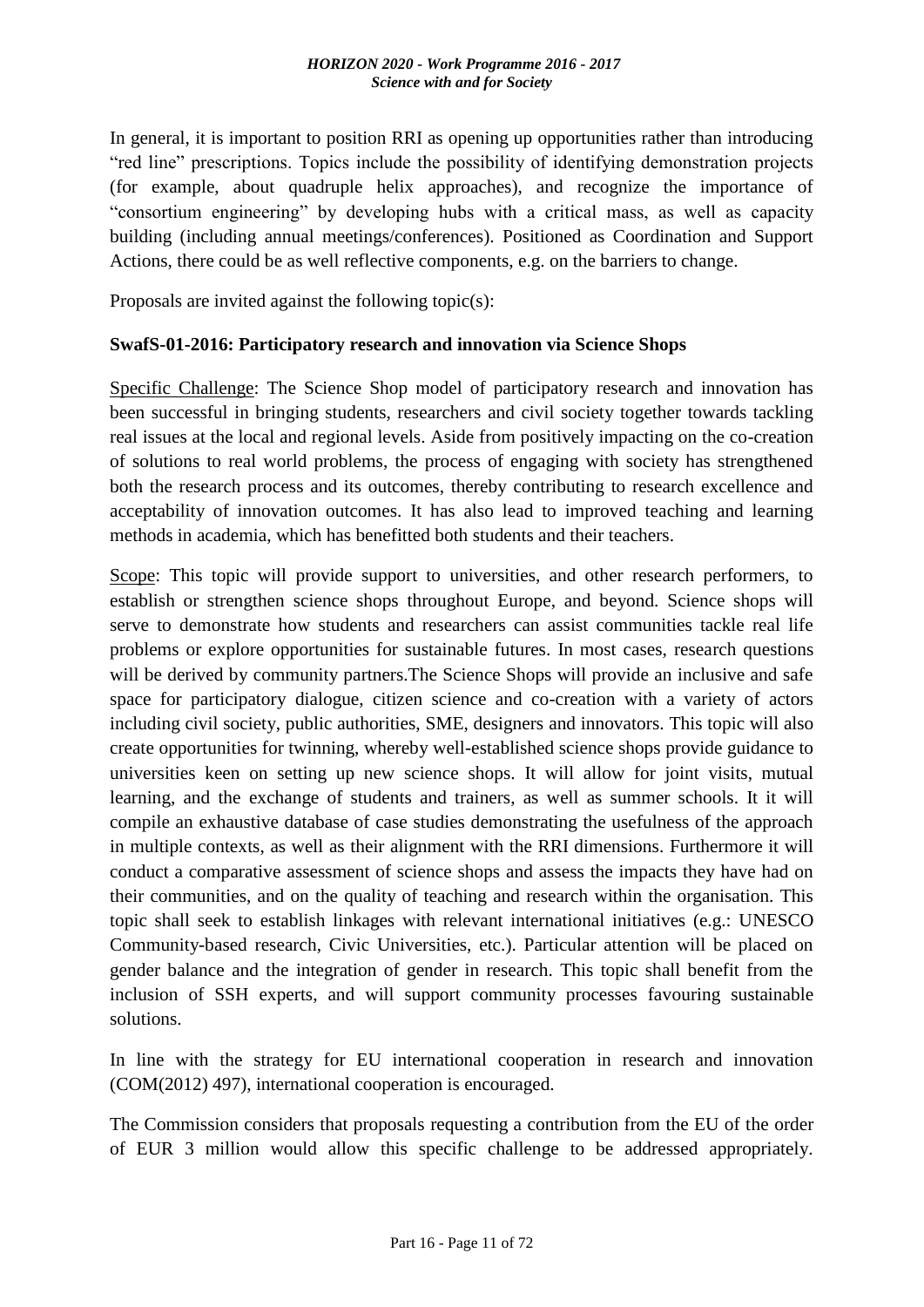In general, it is important to position RRI as opening up opportunities rather than introducing "red line" prescriptions. Topics include the possibility of identifying demonstration projects (for example, about quadruple helix approaches), and recognize the importance of "consortium engineering" by developing hubs with a critical mass, as well as capacity building (including annual meetings/conferences). Positioned as Coordination and Support Actions, there could be as well reflective components, e.g. on the barriers to change.

Proposals are invited against the following topic(s):

**SwafS-01-2016: Participatory research and innovation via Science Shops**

Specific Challenge: The Science Shop model of participatory research and innovation has been successful in bringing students, researchers and civil society together towards tackling real issues at the local and regional levels. Aside from positively impacting on the co-creation of solutions to real world problems, the process of engaging with society has strengthened both the research process and its outcomes, thereby contributing to research excellence and acceptability of innovation outcomes. It has also lead to improved teaching and learning methods in academia, which has benefitted both students and their teachers.

Scope: This topic will provide support to universities, and other research performers, to establish or strengthen science shops throughout Europe, and beyond. Science shops will serve to demonstrate how students and researchers can assist communities tackle real life problems or explore opportunities for sustainable futures. In most cases, research questions will be derived by community partners.The Science Shops will provide an inclusive and safe space for participatory dialogue, citizen science and co-creation with a variety of actors including civil society, public authorities, SME, designers and innovators. This topic will also create opportunities for twinning, whereby well-established science shops provide guidance to universities keen on setting up new science shops. It will allow for joint visits, mutual learning, and the exchange of students and trainers, as well as summer schools. It it will compile an exhaustive database of case studies demonstrating the usefulness of the approach in multiple contexts, as well as their alignment with the RRI dimensions. Furthermore it will conduct a comparative assessment of science shops and assess the impacts they have had on their communities, and on the quality of teaching and research within the organisation. This topic shall seek to establish linkages with relevant international initiatives (e.g.: UNESCO Community-based research, Civic Universities, etc.). Particular attention will be placed on gender balance and the integration of gender in research. This topic shall benefit from the inclusion of SSH experts, and will support community processes favouring sustainable solutions.

In line with the strategy for EU international cooperation in research and innovation (COM(2012) 497), international cooperation is encouraged.

The Commission considers that proposals requesting a contribution from the EU of the order of EUR 3 million would allow this specific challenge to be addressed appropriately.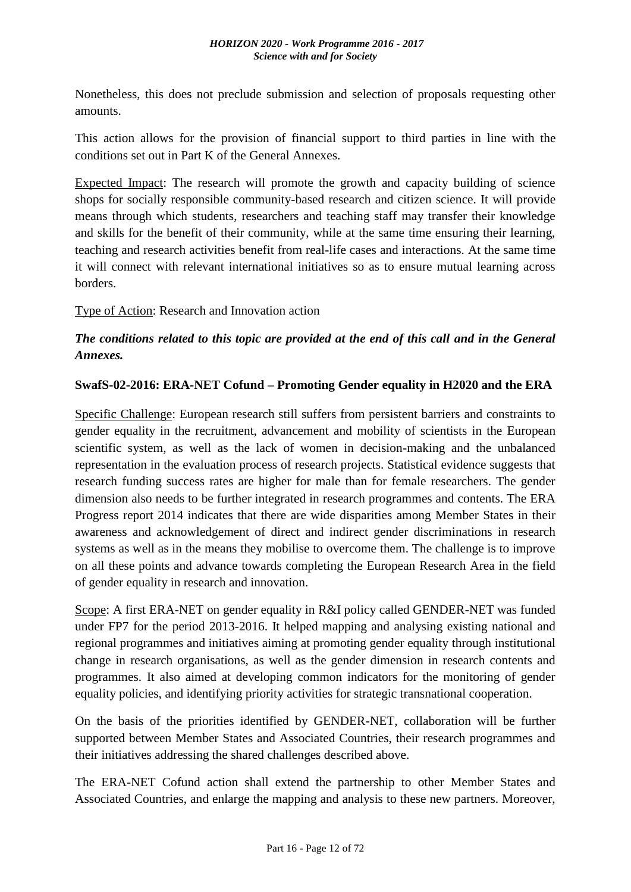Nonetheless, this does not preclude submission and selection of proposals requesting other amounts.

This action allows for the provision of financial support to third parties in line with the conditions set out in Part K of the General Annexes.

Expected Impact: The research will promote the growth and capacity building of science shops for socially responsible community-based research and citizen science. It will provide means through which students, researchers and teaching staff may transfer their knowledge and skills for the benefit of their community, while at the same time ensuring their learning, teaching and research activities benefit from real-life cases and interactions. At the same time it will connect with relevant international initiatives so as to ensure mutual learning across borders.

Type of Action: Research and Innovation action

***The conditions related to this topic are provided at the end of this call and in the General Annexes.***

**SwafS-02-2016: ERA-NET Cofund – Promoting Gender equality in H2020 and the ERA**

Specific Challenge: European research still suffers from persistent barriers and constraints to gender equality in the recruitment, advancement and mobility of scientists in the European scientific system, as well as the lack of women in decision-making and the unbalanced representation in the evaluation process of research projects. Statistical evidence suggests that research funding success rates are higher for male than for female researchers. The gender dimension also needs to be further integrated in research programmes and contents. The ERA Progress report 2014 indicates that there are wide disparities among Member States in their awareness and acknowledgement of direct and indirect gender discriminations in research systems as well as in the means they mobilise to overcome them. The challenge is to improve on all these points and advance towards completing the European Research Area in the field of gender equality in research and innovation.

Scope: A first ERA-NET on gender equality in R&I policy called GENDER-NET was funded under FP7 for the period 2013-2016. It helped mapping and analysing existing national and regional programmes and initiatives aiming at promoting gender equality through institutional change in research organisations, as well as the gender dimension in research contents and programmes. It also aimed at developing common indicators for the monitoring of gender equality policies, and identifying priority activities for strategic transnational cooperation.

On the basis of the priorities identified by GENDER-NET, collaboration will be further supported between Member States and Associated Countries, their research programmes and their initiatives addressing the shared challenges described above.

The ERA-NET Cofund action shall extend the partnership to other Member States and Associated Countries, and enlarge the mapping and analysis to these new partners. Moreover,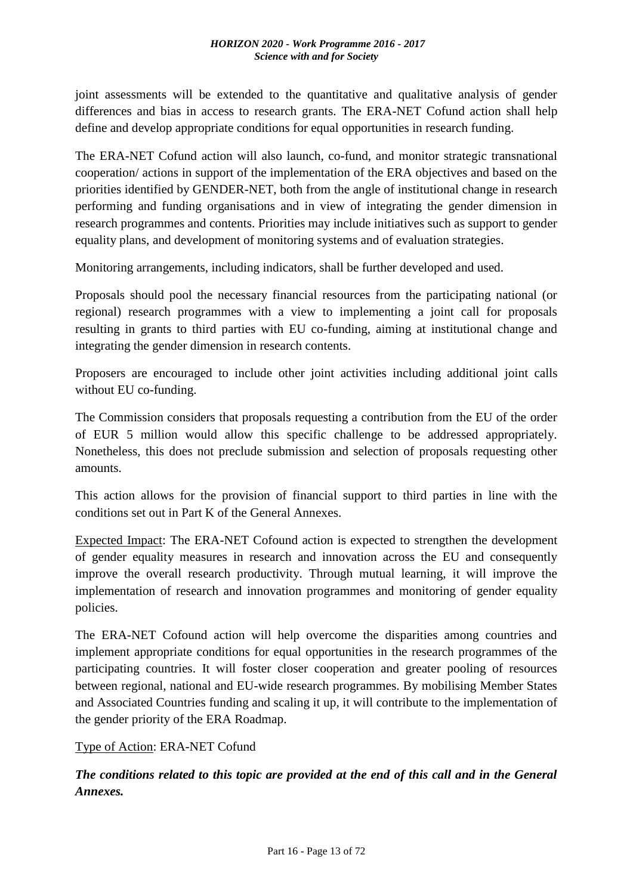joint assessments will be extended to the quantitative and qualitative analysis of gender differences and bias in access to research grants. The ERA-NET Cofund action shall help define and develop appropriate conditions for equal opportunities in research funding.

The ERA-NET Cofund action will also launch, co-fund, and monitor strategic transnational cooperation/ actions in support of the implementation of the ERA objectives and based on the priorities identified by GENDER-NET, both from the angle of institutional change in research performing and funding organisations and in view of integrating the gender dimension in research programmes and contents. Priorities may include initiatives such as support to gender equality plans, and development of monitoring systems and of evaluation strategies.

Monitoring arrangements, including indicators, shall be further developed and used.

Proposals should pool the necessary financial resources from the participating national (or regional) research programmes with a view to implementing a joint call for proposals resulting in grants to third parties with EU co-funding, aiming at institutional change and integrating the gender dimension in research contents.

Proposers are encouraged to include other joint activities including additional joint calls without EU co-funding.

The Commission considers that proposals requesting a contribution from the EU of the order of EUR 5 million would allow this specific challenge to be addressed appropriately. Nonetheless, this does not preclude submission and selection of proposals requesting other amounts.

This action allows for the provision of financial support to third parties in line with the conditions set out in Part K of the General Annexes.

Expected Impact: The ERA-NET Cofound action is expected to strengthen the development of gender equality measures in research and innovation across the EU and consequently improve the overall research productivity. Through mutual learning, it will improve the implementation of research and innovation programmes and monitoring of gender equality policies.

The ERA-NET Cofound action will help overcome the disparities among countries and implement appropriate conditions for equal opportunities in the research programmes of the participating countries. It will foster closer cooperation and greater pooling of resources between regional, national and EU-wide research programmes. By mobilising Member States and Associated Countries funding and scaling it up, it will contribute to the implementation of the gender priority of the ERA Roadmap.

Type of Action: ERA-NET Cofund

***The conditions related to this topic are provided at the end of this call and in the General Annexes.***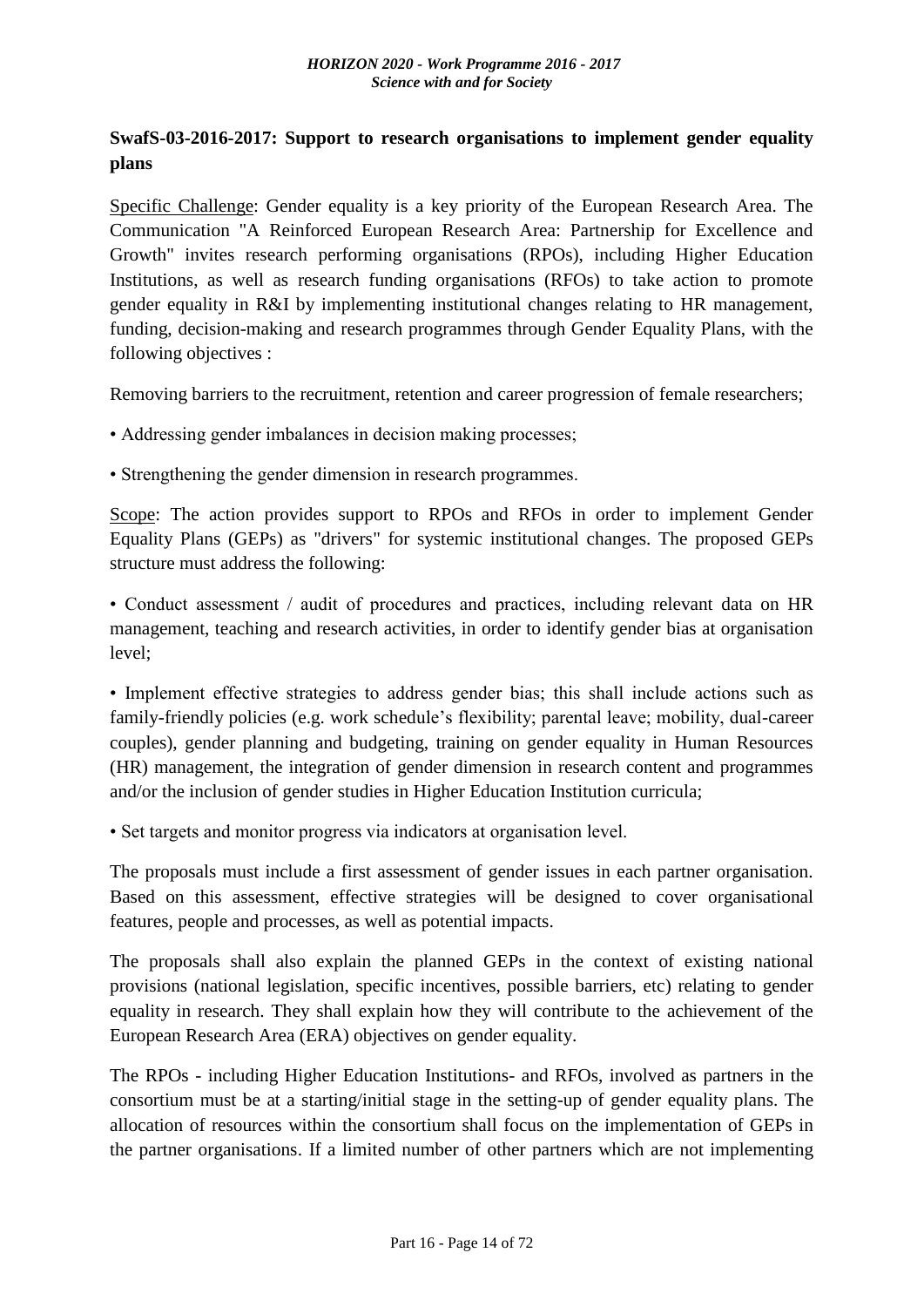### SwafS-03-2016-2017: Support to research organisations to implement gender equality plans

Specific Challenge: Gender equality is a key priority of the European Research Area. The Communication "A Reinforced European Research Area: Partnership for Excellence and Growth" invites research performing organisations (RPOs), including Higher Education Institutions, as well as research funding organisations (RFOs) to take action to promote gender equality in R&I by implementing institutional changes relating to HR management, funding, decision-making and research programmes through Gender Equality Plans, with the following objectives :

Removing barriers to the recruitment, retention and career progression of female researchers;

- Addressing gender imbalances in decision making processes;
- Strengthening the gender dimension in research programmes.

Scope: The action provides support to RPOs and RFOs in order to implement Gender Equality Plans (GEPs) as "drivers" for systemic institutional changes. The proposed GEPs structure must address the following:

- Conduct assessment / audit of procedures and practices, including relevant data on HR management, teaching and research activities, in order to identify gender bias at organisation level;
- Implement effective strategies to address gender bias; this shall include actions such as family-friendly policies (e.g. work schedule's flexibility; parental leave; mobility, dual-career couples), gender planning and budgeting, training on gender equality in Human Resources (HR) management, the integration of gender dimension in research content and programmes and/or the inclusion of gender studies in Higher Education Institution curricula;
- Set targets and monitor progress via indicators at organisation level.

The proposals must include a first assessment of gender issues in each partner organisation. Based on this assessment, effective strategies will be designed to cover organisational features, people and processes, as well as potential impacts.

The proposals shall also explain the planned GEPs in the context of existing national provisions (national legislation, specific incentives, possible barriers, etc) relating to gender equality in research. They shall explain how they will contribute to the achievement of the European Research Area (ERA) objectives on gender equality.

The RPOs - including Higher Education Institutions- and RFOs, involved as partners in the consortium must be at a starting/initial stage in the setting-up of gender equality plans. The allocation of resources within the consortium shall focus on the implementation of GEPs in the partner organisations. If a limited number of other partners which are not implementing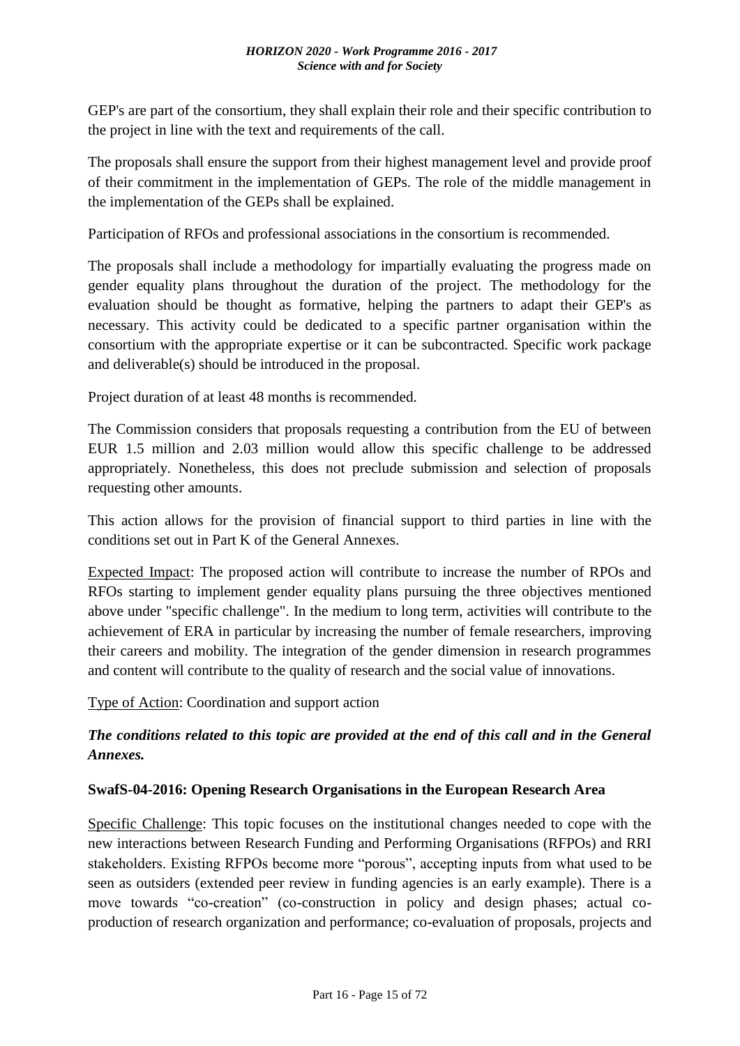GEP's are part of the consortium, they shall explain their role and their specific contribution to the project in line with the text and requirements of the call.

The proposals shall ensure the support from their highest management level and provide proof of their commitment in the implementation of GEPs. The role of the middle management in the implementation of the GEPs shall be explained.

Participation of RFOs and professional associations in the consortium is recommended.

The proposals shall include a methodology for impartially evaluating the progress made on gender equality plans throughout the duration of the project. The methodology for the evaluation should be thought as formative, helping the partners to adapt their GEP's as necessary. This activity could be dedicated to a specific partner organisation within the consortium with the appropriate expertise or it can be subcontracted. Specific work package and deliverable(s) should be introduced in the proposal.

Project duration of at least 48 months is recommended.

The Commission considers that proposals requesting a contribution from the EU of between EUR 1.5 million and 2.03 million would allow this specific challenge to be addressed appropriately. Nonetheless, this does not preclude submission and selection of proposals requesting other amounts.

This action allows for the provision of financial support to third parties in line with the conditions set out in Part K of the General Annexes.

Expected Impact: The proposed action will contribute to increase the number of RPOs and RFOs starting to implement gender equality plans pursuing the three objectives mentioned above under "specific challenge". In the medium to long term, activities will contribute to the achievement of ERA in particular by increasing the number of female researchers, improving their careers and mobility. The integration of the gender dimension in research programmes and content will contribute to the quality of research and the social value of innovations.

Type of Action: Coordination and support action

***The conditions related to this topic are provided at the end of this call and in the General Annexes.***

### SwafS-04-2016: Opening Research Organisations in the European Research Area

Specific Challenge: This topic focuses on the institutional changes needed to cope with the new interactions between Research Funding and Performing Organisations (RFPOs) and RRI stakeholders. Existing RFPOs become more "porous", accepting inputs from what used to be seen as outsiders (extended peer review in funding agencies is an early example). There is a move towards "co-creation" (co-construction in policy and design phases; actual co-production of research organization and performance; co-evaluation of proposals, projects and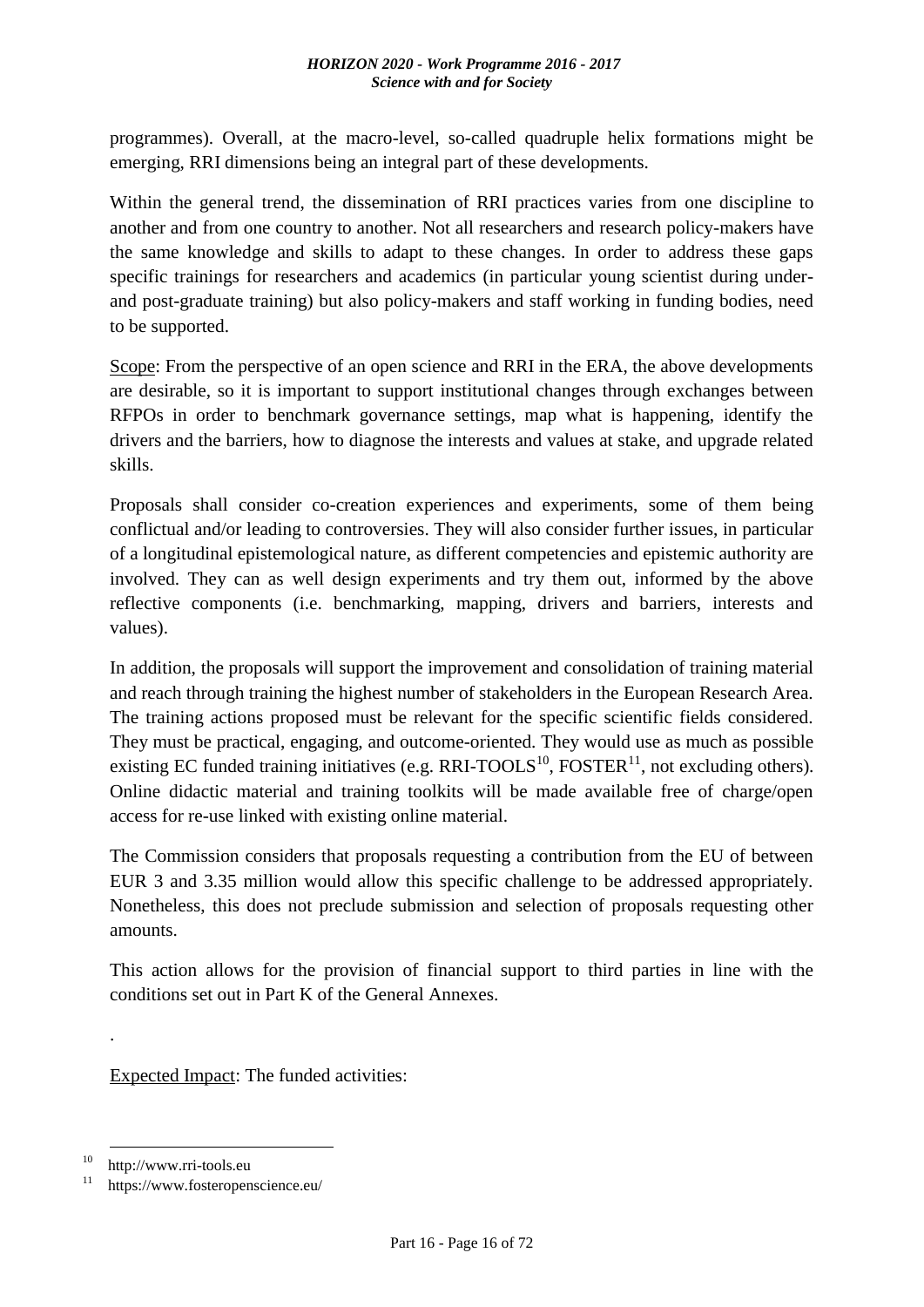programmes). Overall, at the macro-level, so-called quadruple helix formations might be emerging, RRI dimensions being an integral part of these developments.

Within the general trend, the dissemination of RRI practices varies from one discipline to another and from one country to another. Not all researchers and research policy-makers have the same knowledge and skills to adapt to these changes. In order to address these gaps specific trainings for researchers and academics (in particular young scientist during under- and post-graduate training) but also policy-makers and staff working in funding bodies, need to be supported.

Scope: From the perspective of an open science and RRI in the ERA, the above developments are desirable, so it is important to support institutional changes through exchanges between RFPOs in order to benchmark governance settings, map what is happening, identify the drivers and the barriers, how to diagnose the interests and values at stake, and upgrade related skills.

Proposals shall consider co-creation experiences and experiments, some of them being conflictual and/or leading to controversies. They will also consider further issues, in particular of a longitudinal epistemological nature, as different competencies and epistemic authority are involved. They can as well design experiments and try them out, informed by the above reflective components (i.e. benchmarking, mapping, drivers and barriers, interests and values).

In addition, the proposals will support the improvement and consolidation of training material and reach through training the highest number of stakeholders in the European Research Area. The training actions proposed must be relevant for the specific scientific fields considered. They must be practical, engaging, and outcome-oriented. They would use as much as possible existing EC funded training initiatives (e.g. RRI-TOOLS[10], FOSTER[11], not excluding others). Online didactic material and training toolkits will be made available free of charge/open access for re-use linked with existing online material.

The Commission considers that proposals requesting a contribution from the EU of between EUR 3 and 3.35 million would allow this specific challenge to be addressed appropriately. Nonetheless, this does not preclude submission and selection of proposals requesting other amounts.

This action allows for the provision of financial support to third parties in line with the conditions set out in Part K of the General Annexes.

.

Expected Impact: The funded activities:

---

[10] http://www.rri-tools.eu

[11] https://www.fosteropenscience.eu/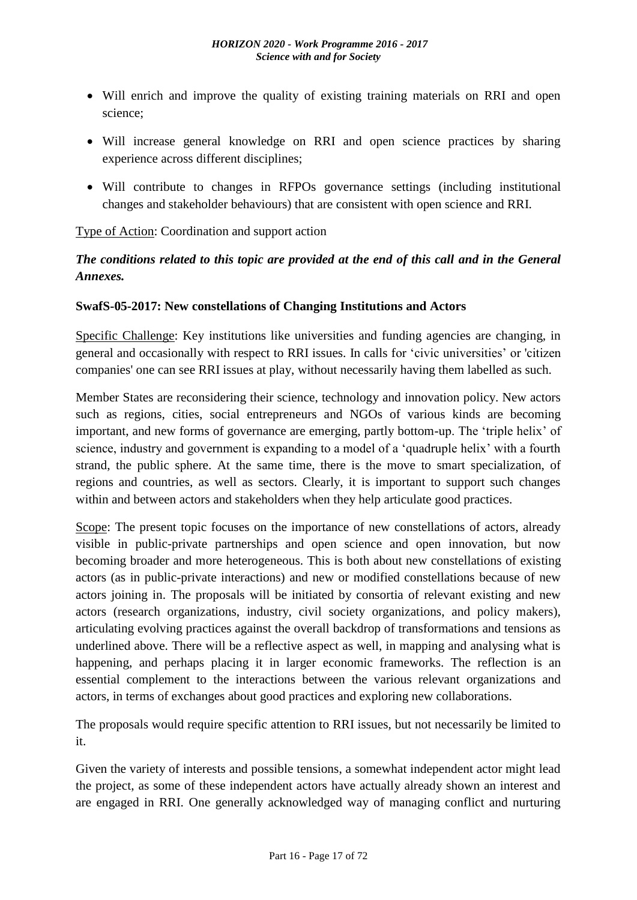- Will enrich and improve the quality of existing training materials on RRI and open science;
- Will increase general knowledge on RRI and open science practices by sharing experience across different disciplines;
- Will contribute to changes in RFPOs governance settings (including institutional changes and stakeholder behaviours) that are consistent with open science and RRI.

Type of Action: Coordination and support action

***The conditions related to this topic are provided at the end of this call and in the General Annexes.***

**SwafS-05-2017: New constellations of Changing Institutions and Actors**

Specific Challenge: Key institutions like universities and funding agencies are changing, in general and occasionally with respect to RRI issues. In calls for 'civic universities' or 'citizen companies' one can see RRI issues at play, without necessarily having them labelled as such.

Member States are reconsidering their science, technology and innovation policy. New actors such as regions, cities, social entrepreneurs and NGOs of various kinds are becoming important, and new forms of governance are emerging, partly bottom-up. The 'triple helix' of science, industry and government is expanding to a model of a 'quadruple helix' with a fourth strand, the public sphere. At the same time, there is the move to smart specialization, of regions and countries, as well as sectors. Clearly, it is important to support such changes within and between actors and stakeholders when they help articulate good practices.

Scope: The present topic focuses on the importance of new constellations of actors, already visible in public-private partnerships and open science and open innovation, but now becoming broader and more heterogeneous. This is both about new constellations of existing actors (as in public-private interactions) and new or modified constellations because of new actors joining in. The proposals will be initiated by consortia of relevant existing and new actors (research organizations, industry, civil society organizations, and policy makers), articulating evolving practices against the overall backdrop of transformations and tensions as underlined above. There will be a reflective aspect as well, in mapping and analysing what is happening, and perhaps placing it in larger economic frameworks. The reflection is an essential complement to the interactions between the various relevant organizations and actors, in terms of exchanges about good practices and exploring new collaborations.

The proposals would require specific attention to RRI issues, but not necessarily be limited to it.

Given the variety of interests and possible tensions, a somewhat independent actor might lead the project, as some of these independent actors have actually already shown an interest and are engaged in RRI. One generally acknowledged way of managing conflict and nurturing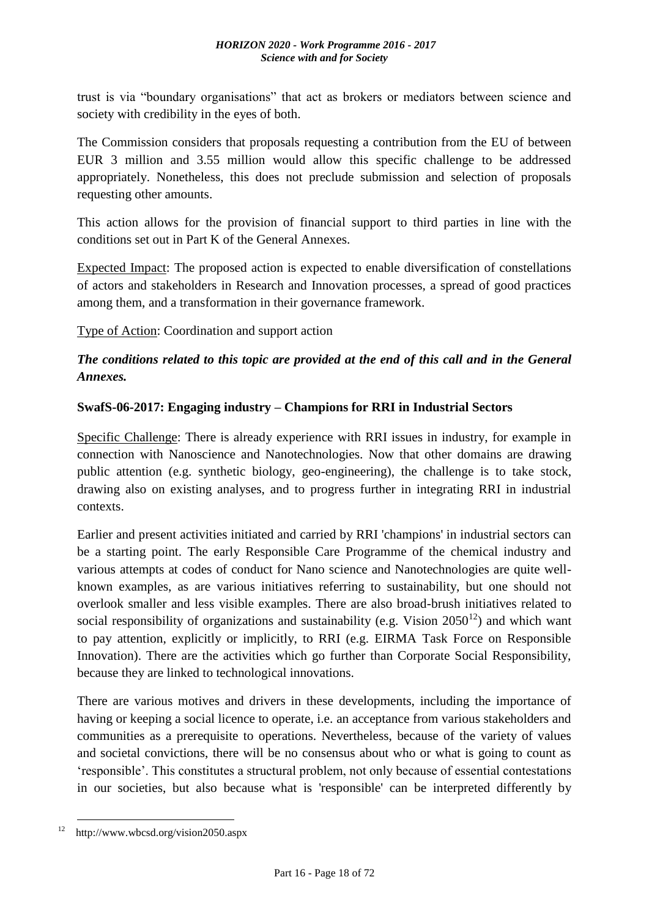trust is via "boundary organisations" that act as brokers or mediators between science and society with credibility in the eyes of both.

The Commission considers that proposals requesting a contribution from the EU of between EUR 3 million and 3.55 million would allow this specific challenge to be addressed appropriately. Nonetheless, this does not preclude submission and selection of proposals requesting other amounts.

This action allows for the provision of financial support to third parties in line with the conditions set out in Part K of the General Annexes.

Expected Impact: The proposed action is expected to enable diversification of constellations of actors and stakeholders in Research and Innovation processes, a spread of good practices among them, and a transformation in their governance framework.

Type of Action: Coordination and support action

***The conditions related to this topic are provided at the end of this call and in the General Annexes.***

**SwafS-06-2017: Engaging industry – Champions for RRI in Industrial Sectors**

Specific Challenge: There is already experience with RRI issues in industry, for example in connection with Nanoscience and Nanotechnologies. Now that other domains are drawing public attention (e.g. synthetic biology, geo-engineering), the challenge is to take stock, drawing also on existing analyses, and to progress further in integrating RRI in industrial contexts.

Earlier and present activities initiated and carried by RRI 'champions' in industrial sectors can be a starting point. The early Responsible Care Programme of the chemical industry and various attempts at codes of conduct for Nano science and Nanotechnologies are quite well-known examples, as are various initiatives referring to sustainability, but one should not overlook smaller and less visible examples. There are also broad-brush initiatives related to social responsibility of organizations and sustainability (e.g. Vision 2050[12]) and which want to pay attention, explicitly or implicitly, to RRI (e.g. EIRMA Task Force on Responsible Innovation). There are the activities which go further than Corporate Social Responsibility, because they are linked to technological innovations.

There are various motives and drivers in these developments, including the importance of having or keeping a social licence to operate, i.e. an acceptance from various stakeholders and communities as a prerequisite to operations. Nevertheless, because of the variety of values and societal convictions, there will be no consensus about who or what is going to count as 'responsible'. This constitutes a structural problem, not only because of essential contestations in our societies, but also because what is 'responsible' can be interpreted differently by

[12] http://www.wbcsd.org/vision2050.aspx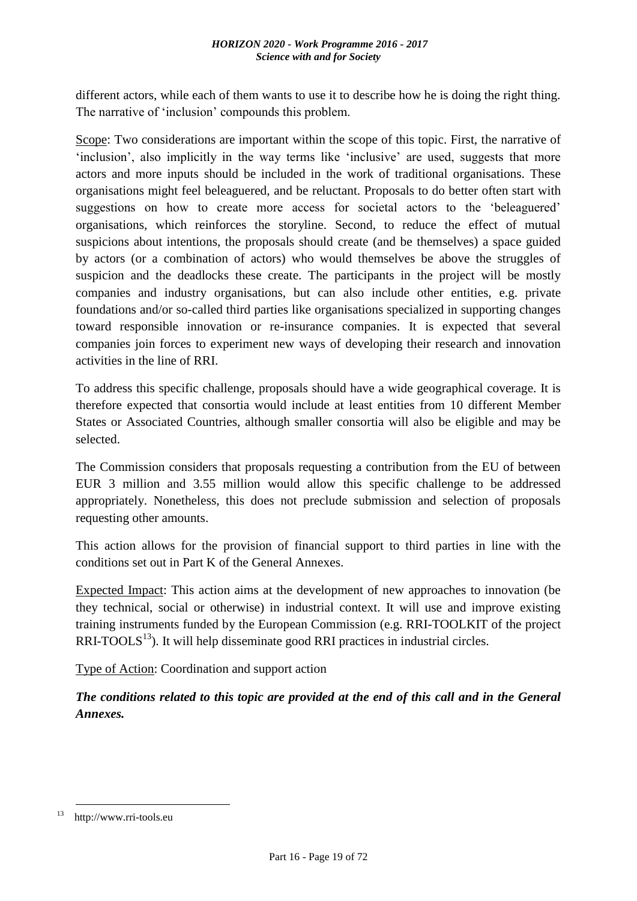different actors, while each of them wants to use it to describe how he is doing the right thing. The narrative of 'inclusion' compounds this problem.

Scope: Two considerations are important within the scope of this topic. First, the narrative of 'inclusion', also implicitly in the way terms like 'inclusive' are used, suggests that more actors and more inputs should be included in the work of traditional organisations. These organisations might feel beleaguered, and be reluctant. Proposals to do better often start with suggestions on how to create more access for societal actors to the 'beleaguered' organisations, which reinforces the storyline. Second, to reduce the effect of mutual suspicions about intentions, the proposals should create (and be themselves) a space guided by actors (or a combination of actors) who would themselves be above the struggles of suspicion and the deadlocks these create. The participants in the project will be mostly companies and industry organisations, but can also include other entities, e.g. private foundations and/or so-called third parties like organisations specialized in supporting changes toward responsible innovation or re-insurance companies. It is expected that several companies join forces to experiment new ways of developing their research and innovation activities in the line of RRI.

To address this specific challenge, proposals should have a wide geographical coverage. It is therefore expected that consortia would include at least entities from 10 different Member States or Associated Countries, although smaller consortia will also be eligible and may be selected.

The Commission considers that proposals requesting a contribution from the EU of between EUR 3 million and 3.55 million would allow this specific challenge to be addressed appropriately. Nonetheless, this does not preclude submission and selection of proposals requesting other amounts.

This action allows for the provision of financial support to third parties in line with the conditions set out in Part K of the General Annexes.

Expected Impact: This action aims at the development of new approaches to innovation (be they technical, social or otherwise) in industrial context. It will use and improve existing training instruments funded by the European Commission (e.g. RRI-TOOLKIT of the project RRI-TOOLS[13]). It will help disseminate good RRI practices in industrial circles.

Type of Action: Coordination and support action

***The conditions related to this topic are provided at the end of this call and in the General Annexes.***

---

[13] http://www.rri-tools.eu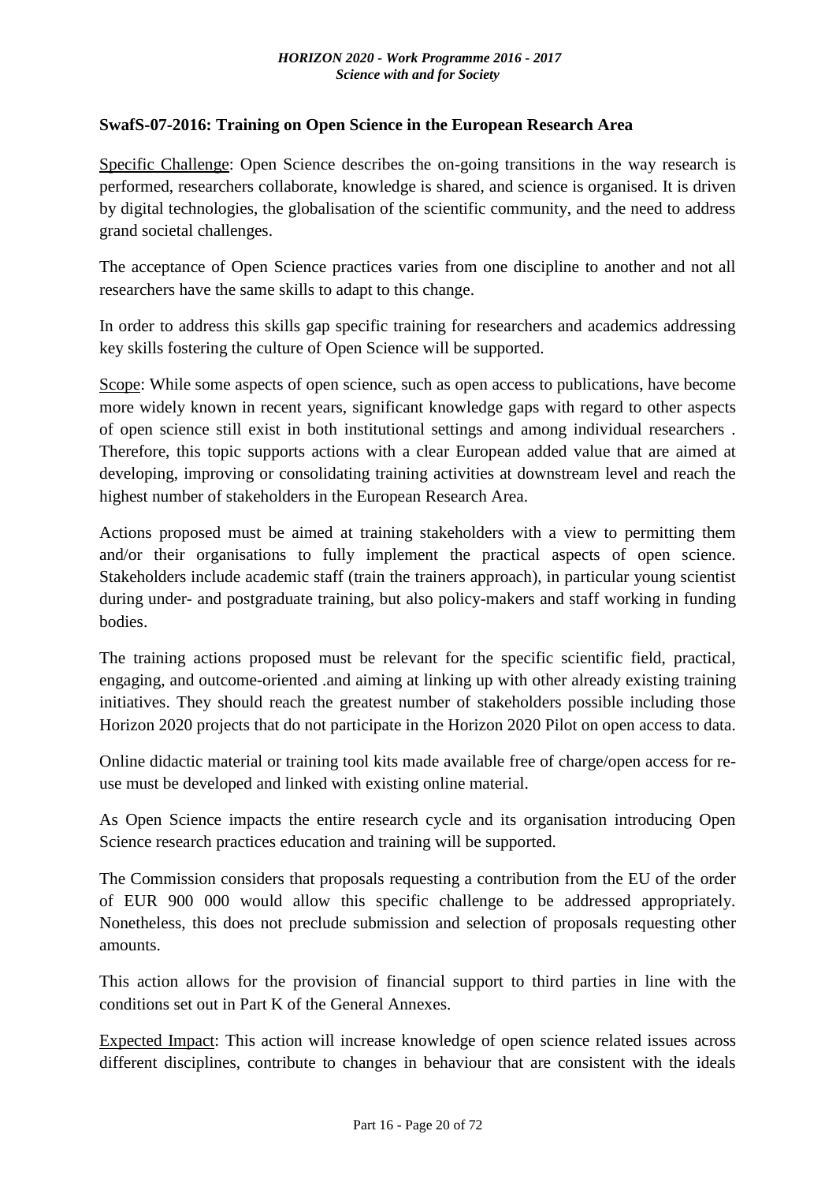**SwafS-07-2016: Training on Open Science in the European Research Area**

Specific Challenge: Open Science describes the on-going transitions in the way research is performed, researchers collaborate, knowledge is shared, and science is organised. It is driven by digital technologies, the globalisation of the scientific community, and the need to address grand societal challenges.

The acceptance of Open Science practices varies from one discipline to another and not all researchers have the same skills to adapt to this change.

In order to address this skills gap specific training for researchers and academics addressing key skills fostering the culture of Open Science will be supported.

Scope: While some aspects of open science, such as open access to publications, have become more widely known in recent years, significant knowledge gaps with regard to other aspects of open science still exist in both institutional settings and among individual researchers . Therefore, this topic supports actions with a clear European added value that are aimed at developing, improving or consolidating training activities at downstream level and reach the highest number of stakeholders in the European Research Area.

Actions proposed must be aimed at training stakeholders with a view to permitting them and/or their organisations to fully implement the practical aspects of open science. Stakeholders include academic staff (train the trainers approach), in particular young scientist during under- and postgraduate training, but also policy-makers and staff working in funding bodies.

The training actions proposed must be relevant for the specific scientific field, practical, engaging, and outcome-oriented .and aiming at linking up with other already existing training initiatives. They should reach the greatest number of stakeholders possible including those Horizon 2020 projects that do not participate in the Horizon 2020 Pilot on open access to data.

Online didactic material or training tool kits made available free of charge/open access for re-use must be developed and linked with existing online material.

As Open Science impacts the entire research cycle and its organisation introducing Open Science research practices education and training will be supported.

The Commission considers that proposals requesting a contribution from the EU of the order of EUR 900 000 would allow this specific challenge to be addressed appropriately. Nonetheless, this does not preclude submission and selection of proposals requesting other amounts.

This action allows for the provision of financial support to third parties in line with the conditions set out in Part K of the General Annexes.

Expected Impact: This action will increase knowledge of open science related issues across different disciplines, contribute to changes in behaviour that are consistent with the ideals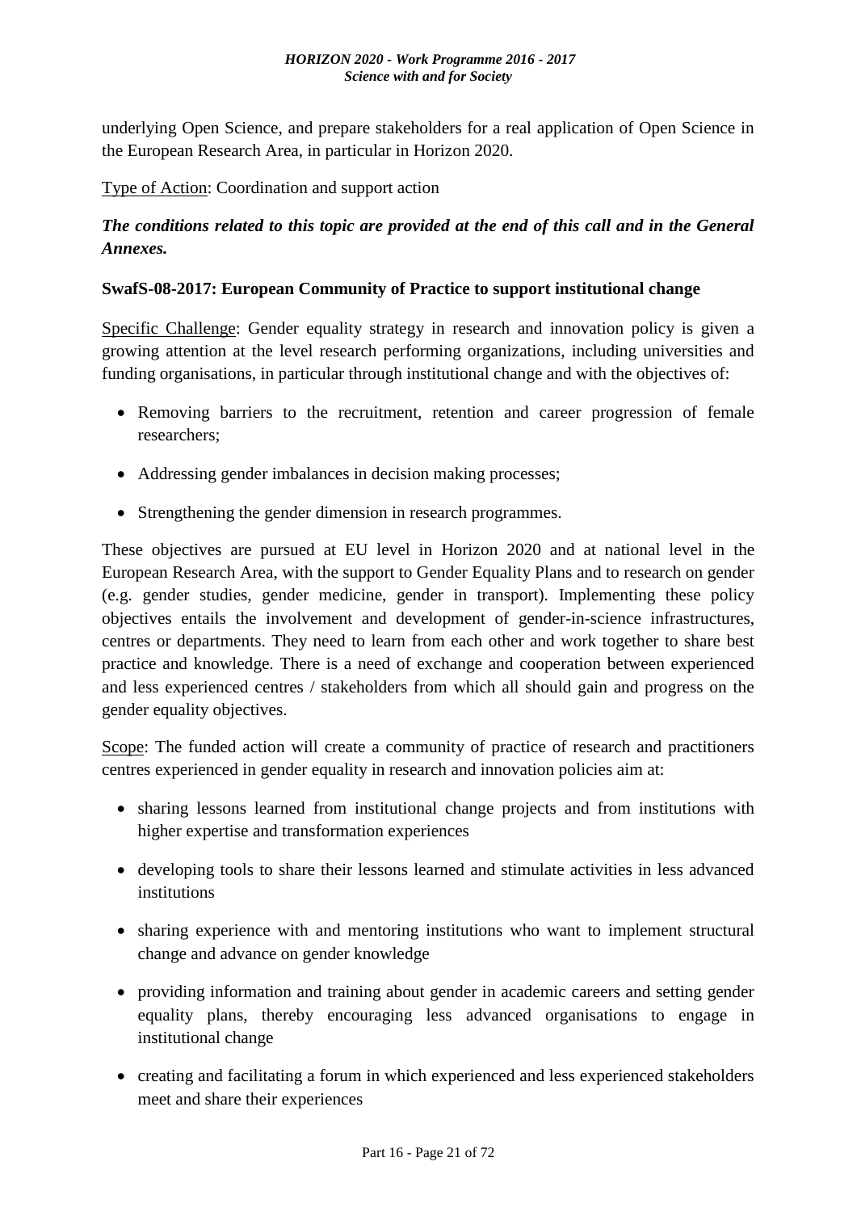underlying Open Science, and prepare stakeholders for a real application of Open Science in the European Research Area, in particular in Horizon 2020.

Type of Action: Coordination and support action

***The conditions related to this topic are provided at the end of this call and in the General Annexes.***

**SwafS-08-2017: European Community of Practice to support institutional change**

Specific Challenge: Gender equality strategy in research and innovation policy is given a growing attention at the level research performing organizations, including universities and funding organisations, in particular through institutional change and with the objectives of:

- Removing barriers to the recruitment, retention and career progression of female researchers;
- Addressing gender imbalances in decision making processes;
- Strengthening the gender dimension in research programmes.

These objectives are pursued at EU level in Horizon 2020 and at national level in the European Research Area, with the support to Gender Equality Plans and to research on gender (e.g. gender studies, gender medicine, gender in transport). Implementing these policy objectives entails the involvement and development of gender-in-science infrastructures, centres or departments. They need to learn from each other and work together to share best practice and knowledge. There is a need of exchange and cooperation between experienced and less experienced centres / stakeholders from which all should gain and progress on the gender equality objectives.

Scope: The funded action will create a community of practice of research and practitioners centres experienced in gender equality in research and innovation policies aim at:

- sharing lessons learned from institutional change projects and from institutions with higher expertise and transformation experiences
- developing tools to share their lessons learned and stimulate activities in less advanced institutions
- sharing experience with and mentoring institutions who want to implement structural change and advance on gender knowledge
- providing information and training about gender in academic careers and setting gender equality plans, thereby encouraging less advanced organisations to engage in institutional change
- creating and facilitating a forum in which experienced and less experienced stakeholders meet and share their experiences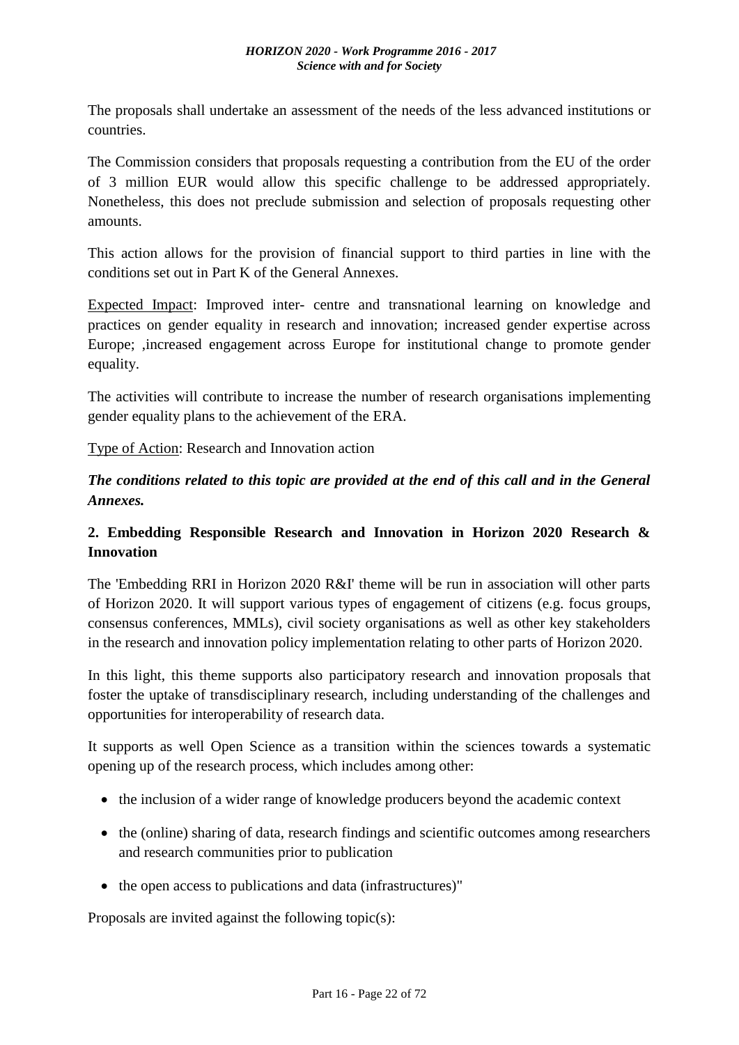The proposals shall undertake an assessment of the needs of the less advanced institutions or countries.

The Commission considers that proposals requesting a contribution from the EU of the order of 3 million EUR would allow this specific challenge to be addressed appropriately. Nonetheless, this does not preclude submission and selection of proposals requesting other amounts.

This action allows for the provision of financial support to third parties in line with the conditions set out in Part K of the General Annexes.

Expected Impact: Improved inter- centre and transnational learning on knowledge and practices on gender equality in research and innovation; increased gender expertise across Europe; ,increased engagement across Europe for institutional change to promote gender equality.

The activities will contribute to increase the number of research organisations implementing gender equality plans to the achievement of the ERA.

Type of Action: Research and Innovation action

***The conditions related to this topic are provided at the end of this call and in the General Annexes.***

## 2. Embedding Responsible Research and Innovation in Horizon 2020 Research & Innovation

The 'Embedding RRI in Horizon 2020 R&I' theme will be run in association will other parts of Horizon 2020. It will support various types of engagement of citizens (e.g. focus groups, consensus conferences, MMLs), civil society organisations as well as other key stakeholders in the research and innovation policy implementation relating to other parts of Horizon 2020.

In this light, this theme supports also participatory research and innovation proposals that foster the uptake of transdisciplinary research, including understanding of the challenges and opportunities for interoperability of research data.

It supports as well Open Science as a transition within the sciences towards a systematic opening up of the research process, which includes among other:

- the inclusion of a wider range of knowledge producers beyond the academic context
- the (online) sharing of data, research findings and scientific outcomes among researchers and research communities prior to publication
- the open access to publications and data (infrastructures)"

Proposals are invited against the following topic(s):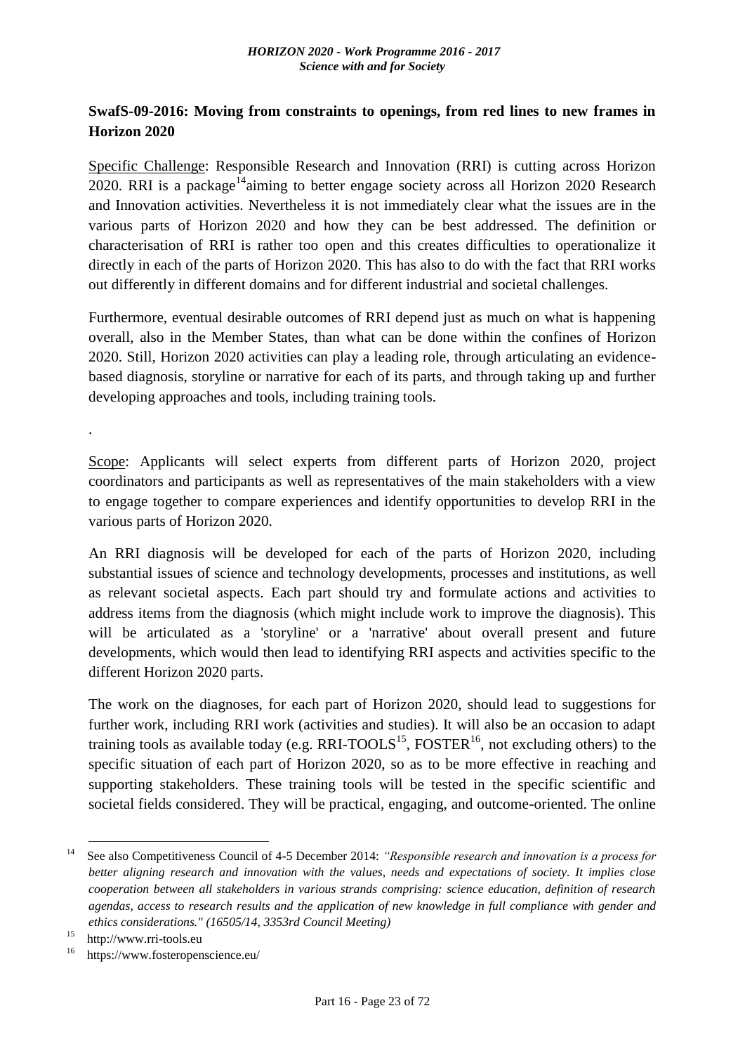## SwafS-09-2016: Moving from constraints to openings, from red lines to new frames in Horizon 2020

Specific Challenge: Responsible Research and Innovation (RRI) is cutting across Horizon 2020. RRI is a package[14]aiming to better engage society across all Horizon 2020 Research and Innovation activities. Nevertheless it is not immediately clear what the issues are in the various parts of Horizon 2020 and how they can be best addressed. The definition or characterisation of RRI is rather too open and this creates difficulties to operationalize it directly in each of the parts of Horizon 2020. This has also to do with the fact that RRI works out differently in different domains and for different industrial and societal challenges.

Furthermore, eventual desirable outcomes of RRI depend just as much on what is happening overall, also in the Member States, than what can be done within the confines of Horizon 2020. Still, Horizon 2020 activities can play a leading role, through articulating an evidence-based diagnosis, storyline or narrative for each of its parts, and through taking up and further developing approaches and tools, including training tools.

.

Scope: Applicants will select experts from different parts of Horizon 2020, project coordinators and participants as well as representatives of the main stakeholders with a view to engage together to compare experiences and identify opportunities to develop RRI in the various parts of Horizon 2020.

An RRI diagnosis will be developed for each of the parts of Horizon 2020, including substantial issues of science and technology developments, processes and institutions, as well as relevant societal aspects. Each part should try and formulate actions and activities to address items from the diagnosis (which might include work to improve the diagnosis). This will be articulated as a 'storyline' or a 'narrative' about overall present and future developments, which would then lead to identifying RRI aspects and activities specific to the different Horizon 2020 parts.

The work on the diagnoses, for each part of Horizon 2020, should lead to suggestions for further work, including RRI work (activities and studies). It will also be an occasion to adapt training tools as available today (e.g. RRI-TOOLS[15], FOSTER[16], not excluding others) to the specific situation of each part of Horizon 2020, so as to be more effective in reaching and supporting stakeholders. These training tools will be tested in the specific scientific and societal fields considered. They will be practical, engaging, and outcome-oriented. The online

---

[14] See also Competitiveness Council of 4-5 December 2014: *"Responsible research and innovation is a process for better aligning research and innovation with the values, needs and expectations of society. It implies close cooperation between all stakeholders in various strands comprising: science education, definition of research agendas, access to research results and the application of new knowledge in full compliance with gender and ethics considerations." (16505/14, 3353rd Council Meeting)*

[15] http://www.rri-tools.eu

[16] https://www.fosteropenscience.eu/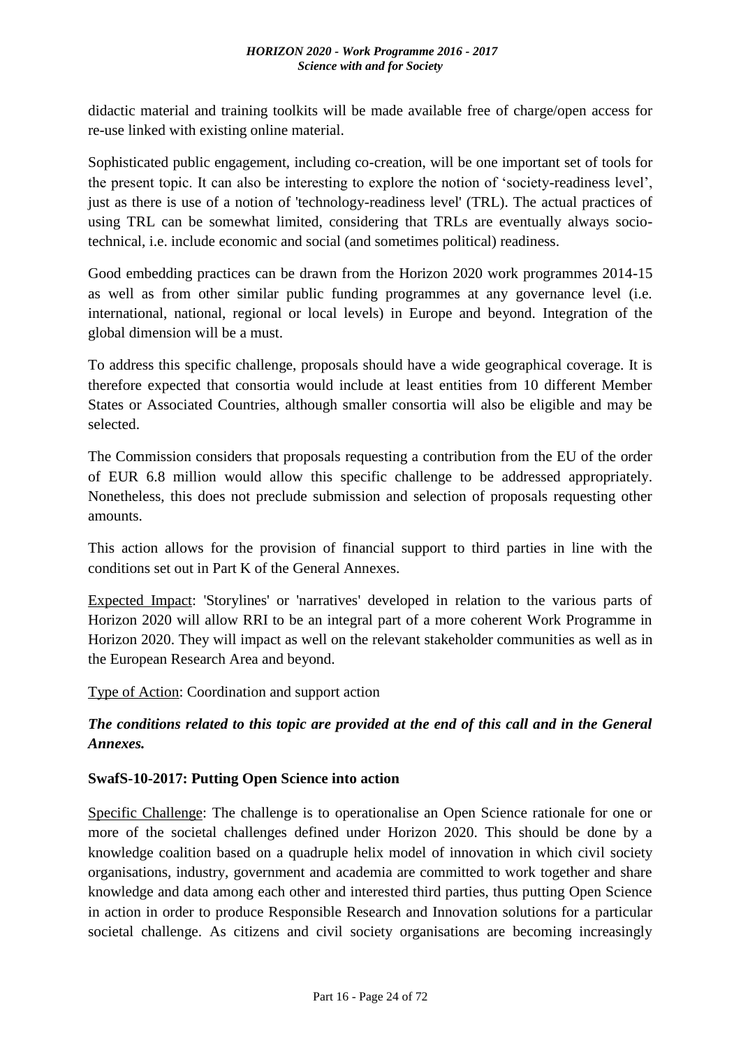didactic material and training toolkits will be made available free of charge/open access for re-use linked with existing online material.

Sophisticated public engagement, including co-creation, will be one important set of tools for the present topic. It can also be interesting to explore the notion of 'society-readiness level', just as there is use of a notion of 'technology-readiness level' (TRL). The actual practices of using TRL can be somewhat limited, considering that TRLs are eventually always socio-technical, i.e. include economic and social (and sometimes political) readiness.

Good embedding practices can be drawn from the Horizon 2020 work programmes 2014-15 as well as from other similar public funding programmes at any governance level (i.e. international, national, regional or local levels) in Europe and beyond. Integration of the global dimension will be a must.

To address this specific challenge, proposals should have a wide geographical coverage. It is therefore expected that consortia would include at least entities from 10 different Member States or Associated Countries, although smaller consortia will also be eligible and may be selected.

The Commission considers that proposals requesting a contribution from the EU of the order of EUR 6.8 million would allow this specific challenge to be addressed appropriately. Nonetheless, this does not preclude submission and selection of proposals requesting other amounts.

This action allows for the provision of financial support to third parties in line with the conditions set out in Part K of the General Annexes.

Expected Impact: 'Storylines' or 'narratives' developed in relation to the various parts of Horizon 2020 will allow RRI to be an integral part of a more coherent Work Programme in Horizon 2020. They will impact as well on the relevant stakeholder communities as well as in the European Research Area and beyond.

Type of Action: Coordination and support action

***The conditions related to this topic are provided at the end of this call and in the General Annexes.***

**SwafS-10-2017: Putting Open Science into action**

Specific Challenge: The challenge is to operationalise an Open Science rationale for one or more of the societal challenges defined under Horizon 2020. This should be done by a knowledge coalition based on a quadruple helix model of innovation in which civil society organisations, industry, government and academia are committed to work together and share knowledge and data among each other and interested third parties, thus putting Open Science in action in order to produce Responsible Research and Innovation solutions for a particular societal challenge. As citizens and civil society organisations are becoming increasingly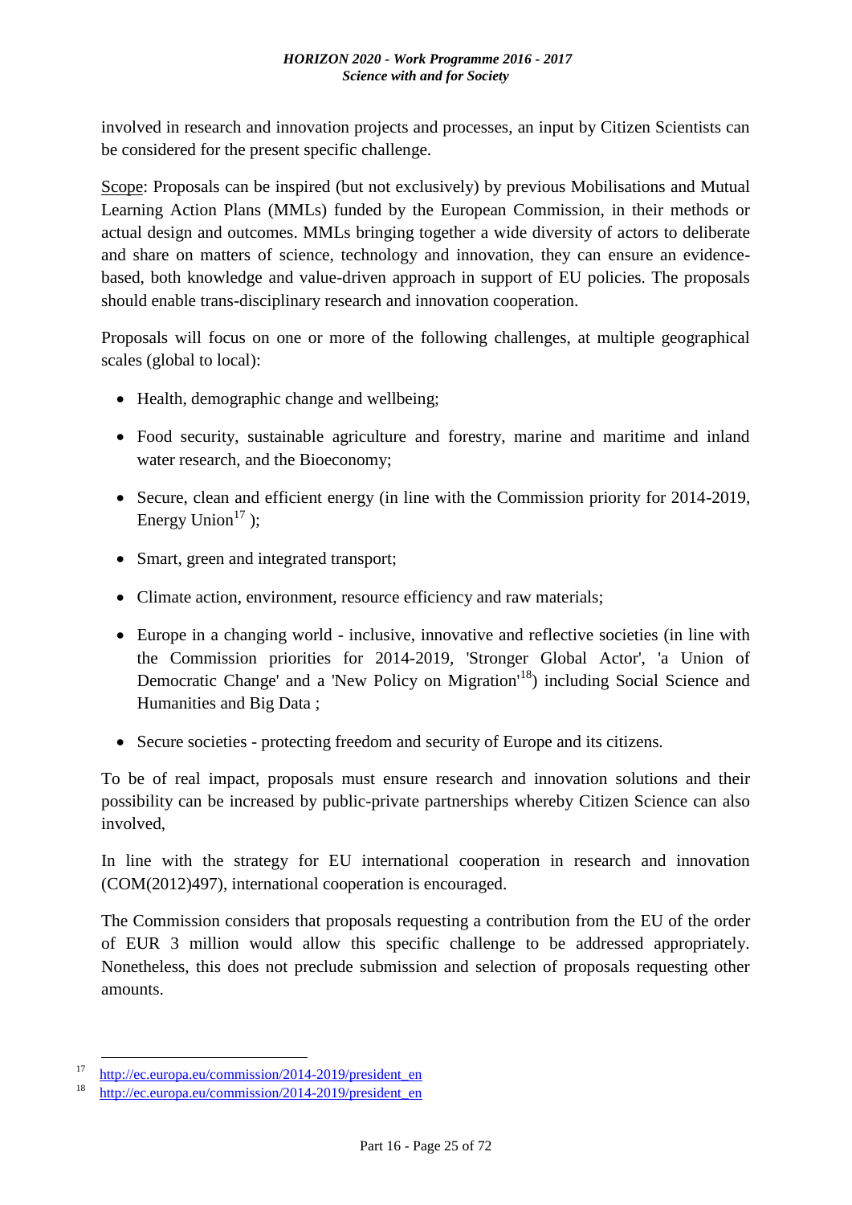involved in research and innovation projects and processes, an input by Citizen Scientists can be considered for the present specific challenge.

Scope: Proposals can be inspired (but not exclusively) by previous Mobilisations and Mutual Learning Action Plans (MMLs) funded by the European Commission, in their methods or actual design and outcomes. MMLs bringing together a wide diversity of actors to deliberate and share on matters of science, technology and innovation, they can ensure an evidence-based, both knowledge and value-driven approach in support of EU policies. The proposals should enable trans-disciplinary research and innovation cooperation.

Proposals will focus on one or more of the following challenges, at multiple geographical scales (global to local):

- Health, demographic change and wellbeing;
- Food security, sustainable agriculture and forestry, marine and maritime and inland water research, and the Bioeconomy;
- Secure, clean and efficient energy (in line with the Commission priority for 2014-2019, Energy Union[17] );
- Smart, green and integrated transport;
- Climate action, environment, resource efficiency and raw materials;
- Europe in a changing world - inclusive, innovative and reflective societies (in line with the Commission priorities for 2014-2019, 'Stronger Global Actor', 'a Union of Democratic Change' and a 'New Policy on Migration'[18]) including Social Science and Humanities and Big Data ;
- Secure societies - protecting freedom and security of Europe and its citizens.

To be of real impact, proposals must ensure research and innovation solutions and their possibility can be increased by public-private partnerships whereby Citizen Science can also involved,

In line with the strategy for EU international cooperation in research and innovation (COM(2012)497), international cooperation is encouraged.

The Commission considers that proposals requesting a contribution from the EU of the order of EUR 3 million would allow this specific challenge to be addressed appropriately. Nonetheless, this does not preclude submission and selection of proposals requesting other amounts.

---

[17] http://ec.europa.eu/commission/2014-2019/president_en

[18] http://ec.europa.eu/commission/2014-2019/president_en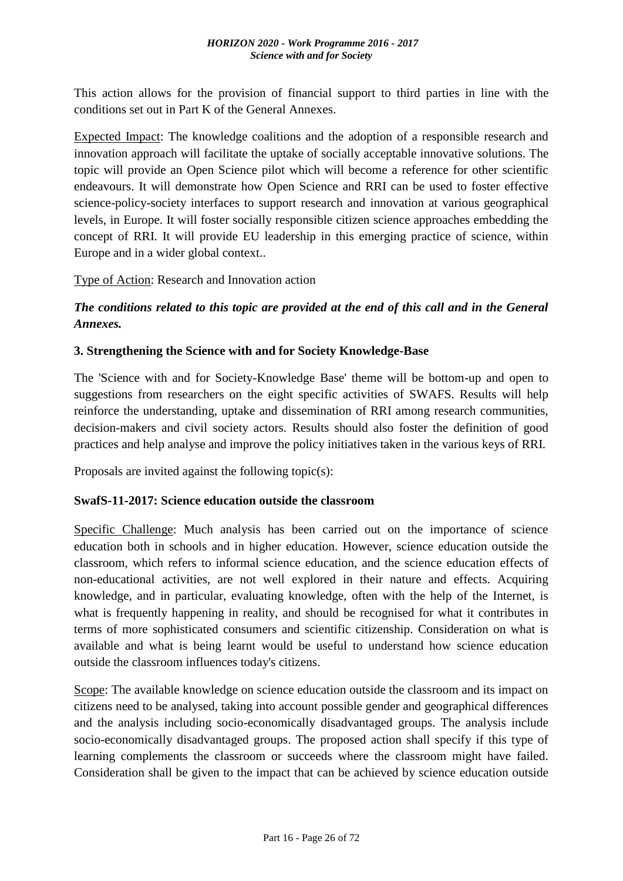This action allows for the provision of financial support to third parties in line with the conditions set out in Part K of the General Annexes.

Expected Impact: The knowledge coalitions and the adoption of a responsible research and innovation approach will facilitate the uptake of socially acceptable innovative solutions. The topic will provide an Open Science pilot which will become a reference for other scientific endeavours. It will demonstrate how Open Science and RRI can be used to foster effective science-policy-society interfaces to support research and innovation at various geographical levels, in Europe. It will foster socially responsible citizen science approaches embedding the concept of RRI. It will provide EU leadership in this emerging practice of science, within Europe and in a wider global context..

Type of Action: Research and Innovation action

***The conditions related to this topic are provided at the end of this call and in the General Annexes.***

### 3. Strengthening the Science with and for Society Knowledge-Base

The 'Science with and for Society-Knowledge Base' theme will be bottom-up and open to suggestions from researchers on the eight specific activities of SWAFS. Results will help reinforce the understanding, uptake and dissemination of RRI among research communities, decision-makers and civil society actors. Results should also foster the definition of good practices and help analyse and improve the policy initiatives taken in the various keys of RRI.

Proposals are invited against the following topic(s):

#### SwafS-11-2017: Science education outside the classroom

Specific Challenge: Much analysis has been carried out on the importance of science education both in schools and in higher education. However, science education outside the classroom, which refers to informal science education, and the science education effects of non-educational activities, are not well explored in their nature and effects. Acquiring knowledge, and in particular, evaluating knowledge, often with the help of the Internet, is what is frequently happening in reality, and should be recognised for what it contributes in terms of more sophisticated consumers and scientific citizenship. Consideration on what is available and what is being learnt would be useful to understand how science education outside the classroom influences today's citizens.

Scope: The available knowledge on science education outside the classroom and its impact on citizens need to be analysed, taking into account possible gender and geographical differences and the analysis including socio-economically disadvantaged groups. The analysis include socio-economically disadvantaged groups. The proposed action shall specify if this type of learning complements the classroom or succeeds where the classroom might have failed. Consideration shall be given to the impact that can be achieved by science education outside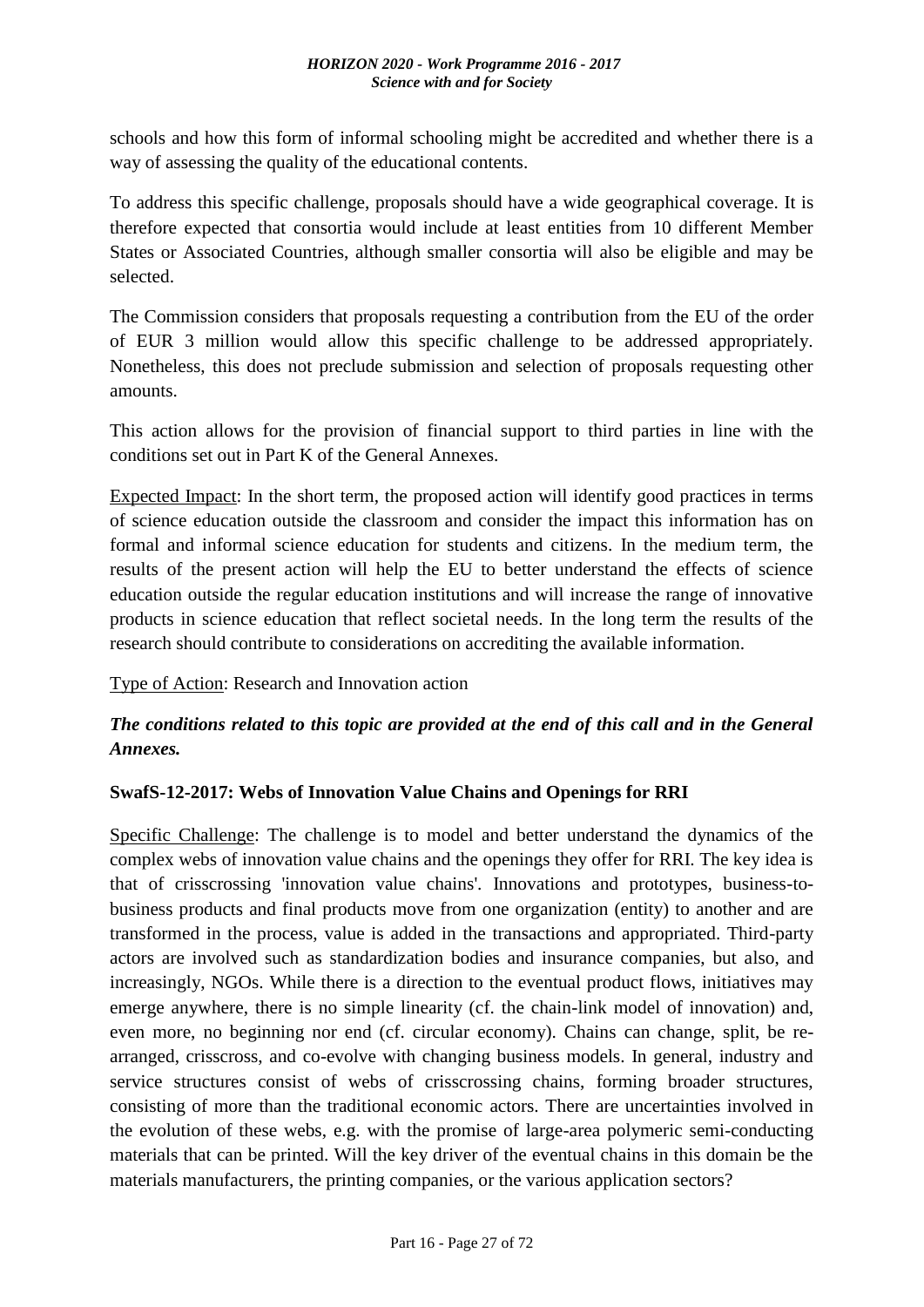schools and how this form of informal schooling might be accredited and whether there is a way of assessing the quality of the educational contents.

To address this specific challenge, proposals should have a wide geographical coverage. It is therefore expected that consortia would include at least entities from 10 different Member States or Associated Countries, although smaller consortia will also be eligible and may be selected.

The Commission considers that proposals requesting a contribution from the EU of the order of EUR 3 million would allow this specific challenge to be addressed appropriately. Nonetheless, this does not preclude submission and selection of proposals requesting other amounts.

This action allows for the provision of financial support to third parties in line with the conditions set out in Part K of the General Annexes.

Expected Impact: In the short term, the proposed action will identify good practices in terms of science education outside the classroom and consider the impact this information has on formal and informal science education for students and citizens. In the medium term, the results of the present action will help the EU to better understand the effects of science education outside the regular education institutions and will increase the range of innovative products in science education that reflect societal needs. In the long term the results of the research should contribute to considerations on accrediting the available information.

Type of Action: Research and Innovation action

***The conditions related to this topic are provided at the end of this call and in the General Annexes.***

**SwafS-12-2017: Webs of Innovation Value Chains and Openings for RRI**

Specific Challenge: The challenge is to model and better understand the dynamics of the complex webs of innovation value chains and the openings they offer for RRI. The key idea is that of crisscrossing 'innovation value chains'. Innovations and prototypes, business-to-business products and final products move from one organization (entity) to another and are transformed in the process, value is added in the transactions and appropriated. Third-party actors are involved such as standardization bodies and insurance companies, but also, and increasingly, NGOs. While there is a direction to the eventual product flows, initiatives may emerge anywhere, there is no simple linearity (cf. the chain-link model of innovation) and, even more, no beginning nor end (cf. circular economy). Chains can change, split, be re-arranged, crisscross, and co-evolve with changing business models. In general, industry and service structures consist of webs of crisscrossing chains, forming broader structures, consisting of more than the traditional economic actors. There are uncertainties involved in the evolution of these webs, e.g. with the promise of large-area polymeric semi-conducting materials that can be printed. Will the key driver of the eventual chains in this domain be the materials manufacturers, the printing companies, or the various application sectors?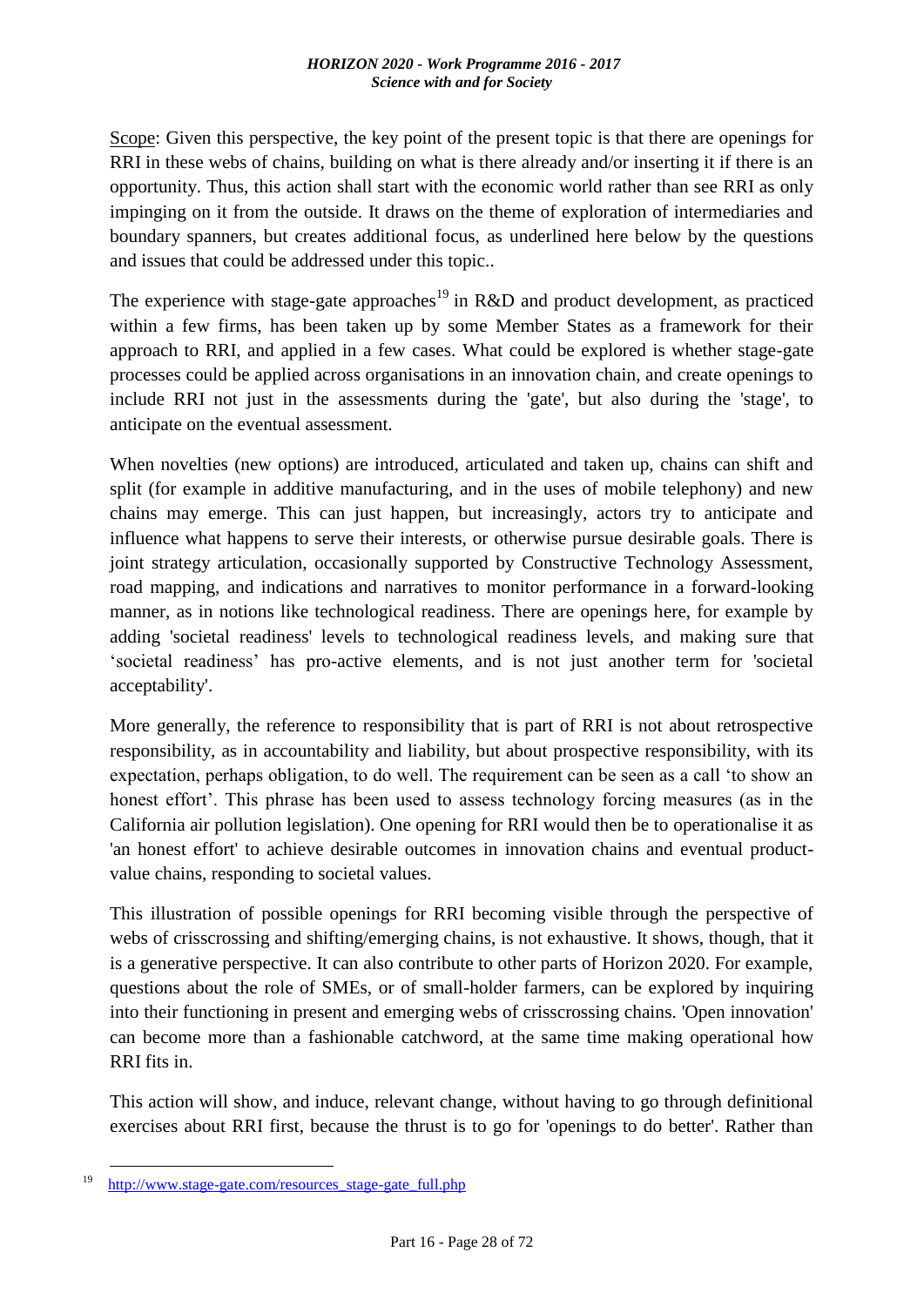Scope: Given this perspective, the key point of the present topic is that there are openings for RRI in these webs of chains, building on what is there already and/or inserting it if there is an opportunity. Thus, this action shall start with the economic world rather than see RRI as only impinging on it from the outside. It draws on the theme of exploration of intermediaries and boundary spanners, but creates additional focus, as underlined here below by the questions and issues that could be addressed under this topic..

The experience with stage-gate approaches[19] in R&D and product development, as practiced within a few firms, has been taken up by some Member States as a framework for their approach to RRI, and applied in a few cases. What could be explored is whether stage-gate processes could be applied across organisations in an innovation chain, and create openings to include RRI not just in the assessments during the 'gate', but also during the 'stage', to anticipate on the eventual assessment.

When novelties (new options) are introduced, articulated and taken up, chains can shift and split (for example in additive manufacturing, and in the uses of mobile telephony) and new chains may emerge. This can just happen, but increasingly, actors try to anticipate and influence what happens to serve their interests, or otherwise pursue desirable goals. There is joint strategy articulation, occasionally supported by Constructive Technology Assessment, road mapping, and indications and narratives to monitor performance in a forward-looking manner, as in notions like technological readiness. There are openings here, for example by adding 'societal readiness' levels to technological readiness levels, and making sure that 'societal readiness' has pro-active elements, and is not just another term for 'societal acceptability'.

More generally, the reference to responsibility that is part of RRI is not about retrospective responsibility, as in accountability and liability, but about prospective responsibility, with its expectation, perhaps obligation, to do well. The requirement can be seen as a call 'to show an honest effort'. This phrase has been used to assess technology forcing measures (as in the California air pollution legislation). One opening for RRI would then be to operationalise it as 'an honest effort' to achieve desirable outcomes in innovation chains and eventual product-value chains, responding to societal values.

This illustration of possible openings for RRI becoming visible through the perspective of webs of crisscrossing and shifting/emerging chains, is not exhaustive. It shows, though, that it is a generative perspective. It can also contribute to other parts of Horizon 2020. For example, questions about the role of SMEs, or of small-holder farmers, can be explored by inquiring into their functioning in present and emerging webs of crisscrossing chains. 'Open innovation' can become more than a fashionable catchword, at the same time making operational how RRI fits in.

This action will show, and induce, relevant change, without having to go through definitional exercises about RRI first, because the thrust is to go for 'openings to do better'. Rather than

---

[19] http://www.stage-gate.com/resources_stage-gate_full.php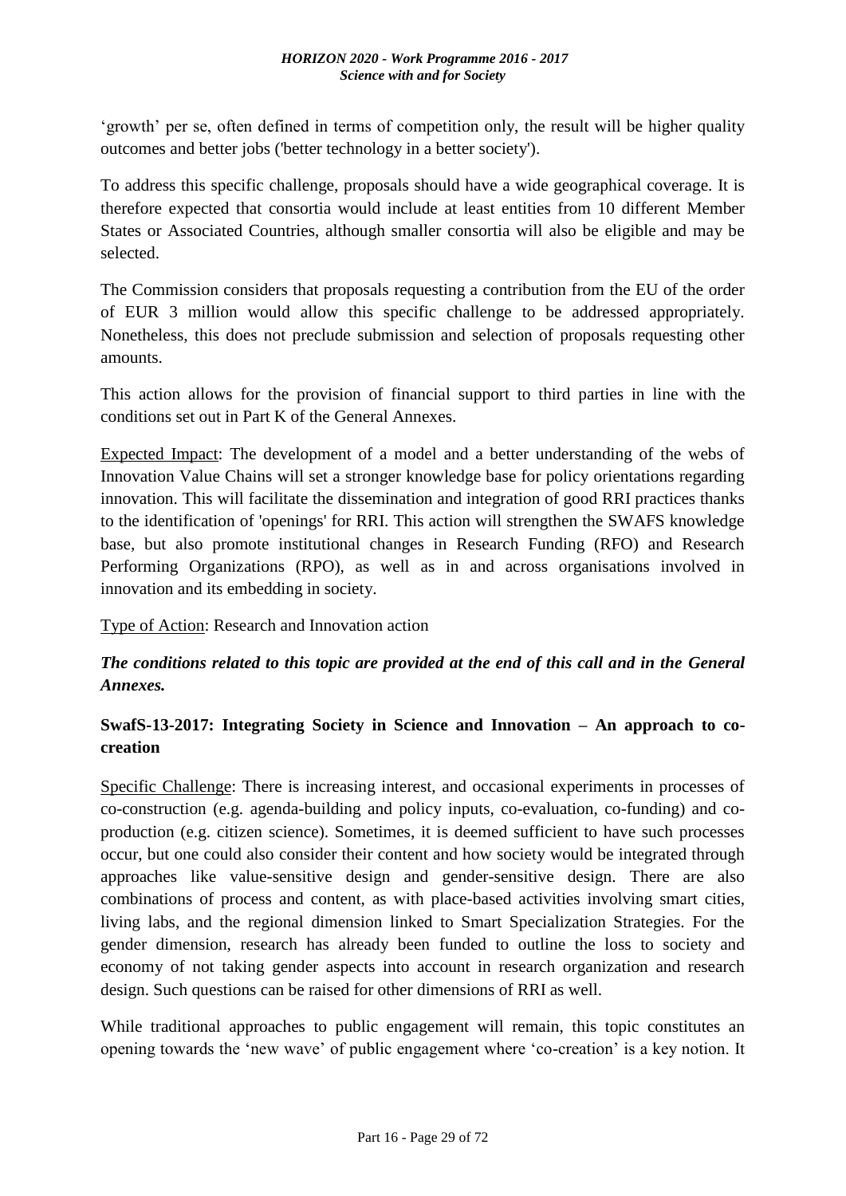'growth' per se, often defined in terms of competition only, the result will be higher quality outcomes and better jobs ('better technology in a better society').

To address this specific challenge, proposals should have a wide geographical coverage. It is therefore expected that consortia would include at least entities from 10 different Member States or Associated Countries, although smaller consortia will also be eligible and may be selected.

The Commission considers that proposals requesting a contribution from the EU of the order of EUR 3 million would allow this specific challenge to be addressed appropriately. Nonetheless, this does not preclude submission and selection of proposals requesting other amounts.

This action allows for the provision of financial support to third parties in line with the conditions set out in Part K of the General Annexes.

Expected Impact: The development of a model and a better understanding of the webs of Innovation Value Chains will set a stronger knowledge base for policy orientations regarding innovation. This will facilitate the dissemination and integration of good RRI practices thanks to the identification of 'openings' for RRI. This action will strengthen the SWAFS knowledge base, but also promote institutional changes in Research Funding (RFO) and Research Performing Organizations (RPO), as well as in and across organisations involved in innovation and its embedding in society.

Type of Action: Research and Innovation action

***The conditions related to this topic are provided at the end of this call and in the General Annexes.***

### SwafS-13-2017: Integrating Society in Science and Innovation – An approach to co-creation

Specific Challenge: There is increasing interest, and occasional experiments in processes of co-construction (e.g. agenda-building and policy inputs, co-evaluation, co-funding) and co-production (e.g. citizen science). Sometimes, it is deemed sufficient to have such processes occur, but one could also consider their content and how society would be integrated through approaches like value-sensitive design and gender-sensitive design. There are also combinations of process and content, as with place-based activities involving smart cities, living labs, and the regional dimension linked to Smart Specialization Strategies. For the gender dimension, research has already been funded to outline the loss to society and economy of not taking gender aspects into account in research organization and research design. Such questions can be raised for other dimensions of RRI as well.

While traditional approaches to public engagement will remain, this topic constitutes an opening towards the 'new wave' of public engagement where 'co-creation' is a key notion. It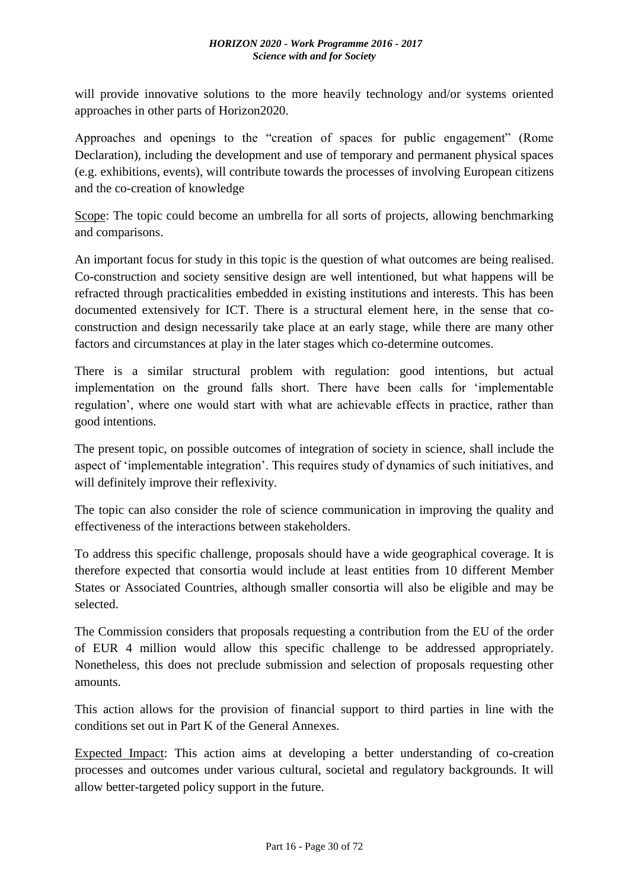will provide innovative solutions to the more heavily technology and/or systems oriented approaches in other parts of Horizon2020.

Approaches and openings to the "creation of spaces for public engagement" (Rome Declaration), including the development and use of temporary and permanent physical spaces (e.g. exhibitions, events), will contribute towards the processes of involving European citizens and the co-creation of knowledge

Scope: The topic could become an umbrella for all sorts of projects, allowing benchmarking and comparisons.

An important focus for study in this topic is the question of what outcomes are being realised. Co-construction and society sensitive design are well intentioned, but what happens will be refracted through practicalities embedded in existing institutions and interests. This has been documented extensively for ICT. There is a structural element here, in the sense that co-construction and design necessarily take place at an early stage, while there are many other factors and circumstances at play in the later stages which co-determine outcomes.

There is a similar structural problem with regulation: good intentions, but actual implementation on the ground falls short. There have been calls for 'implementable regulation', where one would start with what are achievable effects in practice, rather than good intentions.

The present topic, on possible outcomes of integration of society in science, shall include the aspect of 'implementable integration'. This requires study of dynamics of such initiatives, and will definitely improve their reflexivity.

The topic can also consider the role of science communication in improving the quality and effectiveness of the interactions between stakeholders.

To address this specific challenge, proposals should have a wide geographical coverage. It is therefore expected that consortia would include at least entities from 10 different Member States or Associated Countries, although smaller consortia will also be eligible and may be selected.

The Commission considers that proposals requesting a contribution from the EU of the order of EUR 4 million would allow this specific challenge to be addressed appropriately. Nonetheless, this does not preclude submission and selection of proposals requesting other amounts.

This action allows for the provision of financial support to third parties in line with the conditions set out in Part K of the General Annexes.

Expected Impact: This action aims at developing a better understanding of co-creation processes and outcomes under various cultural, societal and regulatory backgrounds. It will allow better-targeted policy support in the future.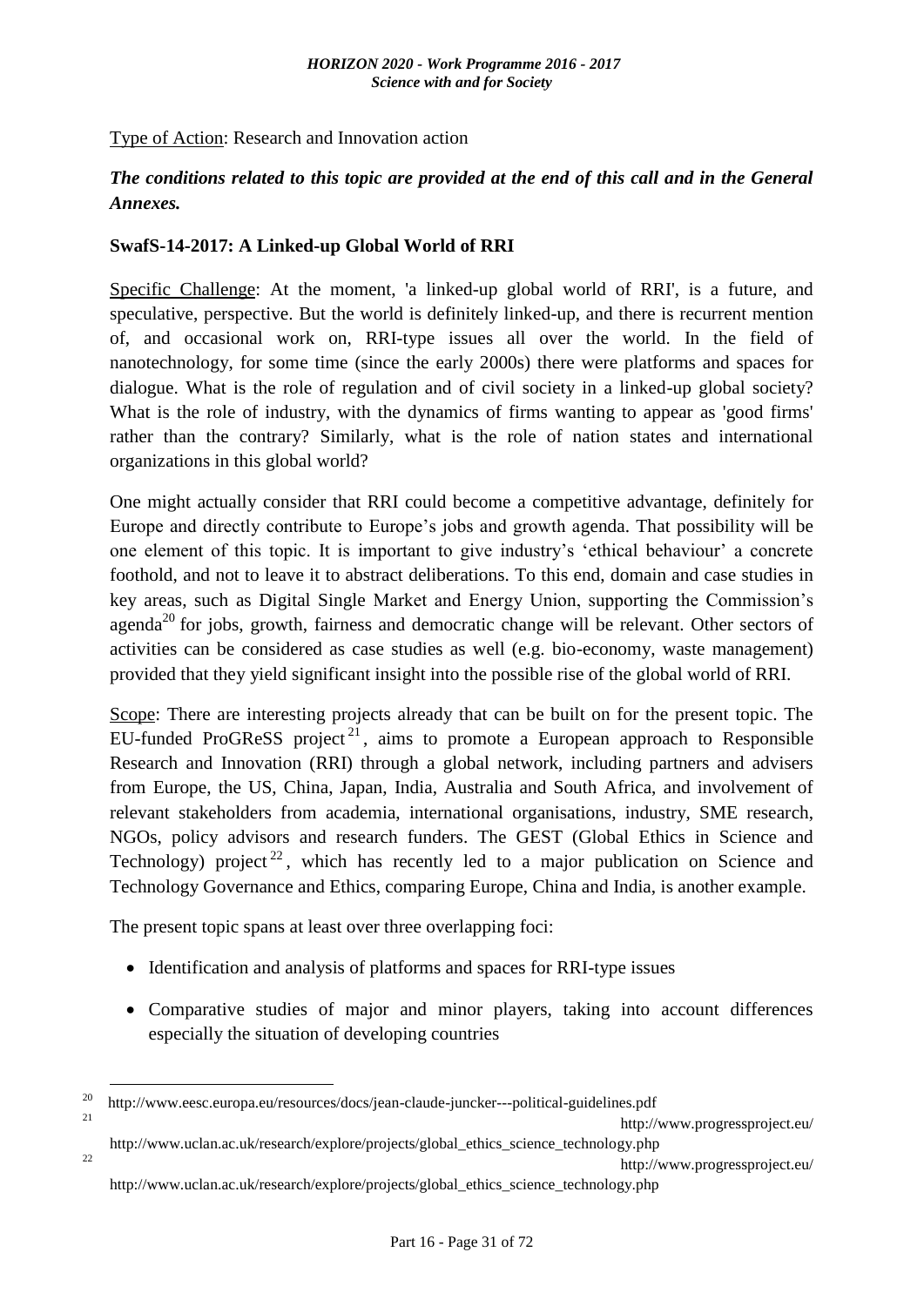Type of Action: Research and Innovation action

***The conditions related to this topic are provided at the end of this call and in the General Annexes.***

**SwafS-14-2017: A Linked-up Global World of RRI**

Specific Challenge: At the moment, 'a linked-up global world of RRI', is a future, and speculative, perspective. But the world is definitely linked-up, and there is recurrent mention of, and occasional work on, RRI-type issues all over the world. In the field of nanotechnology, for some time (since the early 2000s) there were platforms and spaces for dialogue. What is the role of regulation and of civil society in a linked-up global society? What is the role of industry, with the dynamics of firms wanting to appear as 'good firms' rather than the contrary? Similarly, what is the role of nation states and international organizations in this global world?

One might actually consider that RRI could become a competitive advantage, definitely for Europe and directly contribute to Europe's jobs and growth agenda. That possibility will be one element of this topic. It is important to give industry's 'ethical behaviour' a concrete foothold, and not to leave it to abstract deliberations. To this end, domain and case studies in key areas, such as Digital Single Market and Energy Union, supporting the Commission's agenda[20] for jobs, growth, fairness and democratic change will be relevant. Other sectors of activities can be considered as case studies as well (e.g. bio-economy, waste management) provided that they yield significant insight into the possible rise of the global world of RRI.

Scope: There are interesting projects already that can be built on for the present topic. The EU-funded ProGReSS project[21], aims to promote a European approach to Responsible Research and Innovation (RRI) through a global network, including partners and advisers from Europe, the US, China, Japan, India, Australia and South Africa, and involvement of relevant stakeholders from academia, international organisations, industry, SME research, NGOs, policy advisors and research funders. The GEST (Global Ethics in Science and Technology) project[22], which has recently led to a major publication on Science and Technology Governance and Ethics, comparing Europe, China and India, is another example.

The present topic spans at least over three overlapping foci:

- Identification and analysis of platforms and spaces for RRI-type issues
- Comparative studies of major and minor players, taking into account differences especially the situation of developing countries

---

[20] http://www.eesc.europa.eu/resources/docs/jean-claude-juncker---political-guidelines.pdf

[21] http://www.progressproject.eu/ http://www.uclan.ac.uk/research/explore/projects/global_ethics_science_technology.php

[22] http://www.progressproject.eu/ http://www.uclan.ac.uk/research/explore/projects/global_ethics_science_technology.php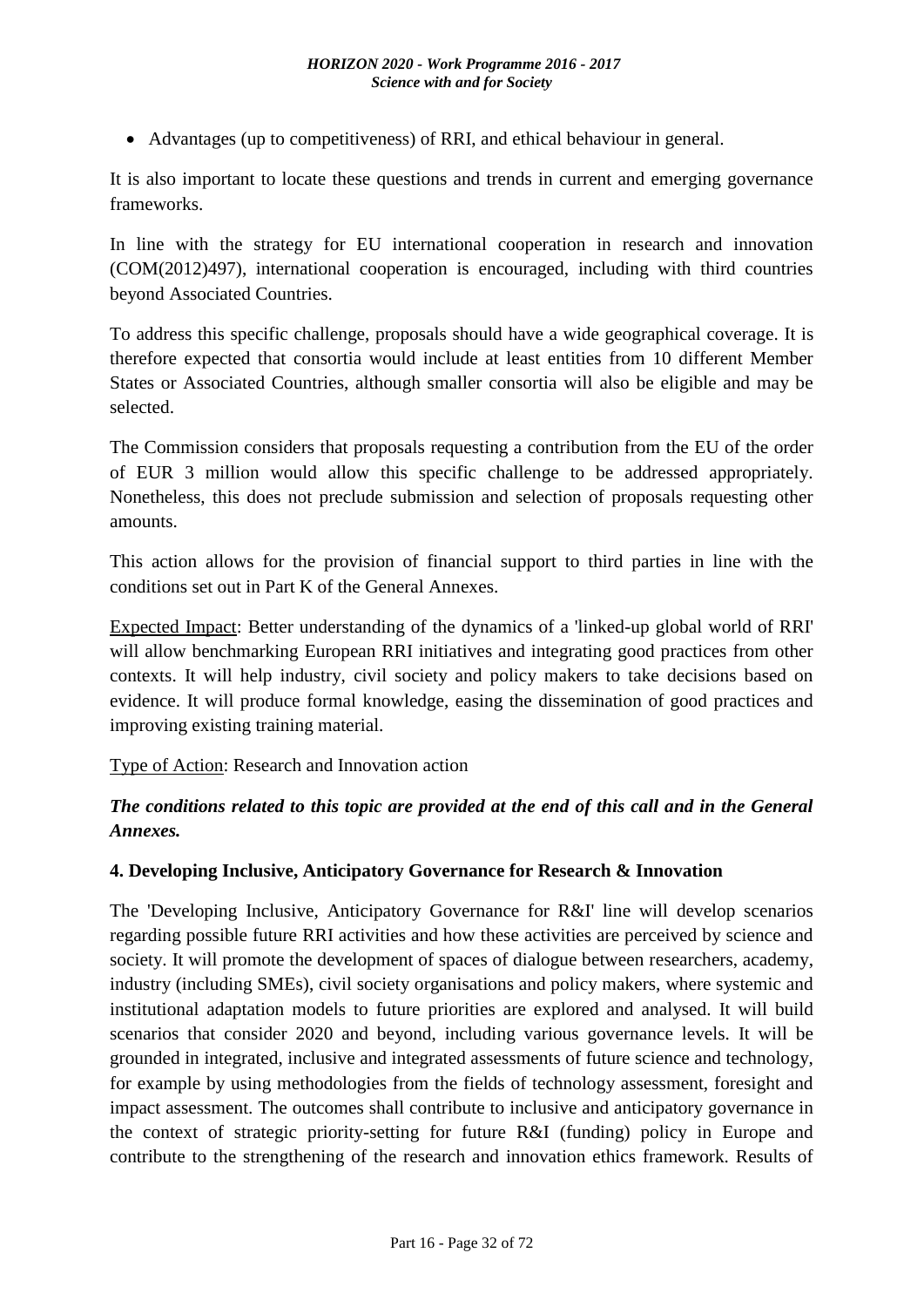- Advantages (up to competitiveness) of RRI, and ethical behaviour in general.

It is also important to locate these questions and trends in current and emerging governance frameworks.

In line with the strategy for EU international cooperation in research and innovation (COM(2012)497), international cooperation is encouraged, including with third countries beyond Associated Countries.

To address this specific challenge, proposals should have a wide geographical coverage. It is therefore expected that consortia would include at least entities from 10 different Member States or Associated Countries, although smaller consortia will also be eligible and may be selected.

The Commission considers that proposals requesting a contribution from the EU of the order of EUR 3 million would allow this specific challenge to be addressed appropriately. Nonetheless, this does not preclude submission and selection of proposals requesting other amounts.

This action allows for the provision of financial support to third parties in line with the conditions set out in Part K of the General Annexes.

Expected Impact: Better understanding of the dynamics of a 'linked-up global world of RRI' will allow benchmarking European RRI initiatives and integrating good practices from other contexts. It will help industry, civil society and policy makers to take decisions based on evidence. It will produce formal knowledge, easing the dissemination of good practices and improving existing training material.

Type of Action: Research and Innovation action

***The conditions related to this topic are provided at the end of this call and in the General Annexes.***

### 4. Developing Inclusive, Anticipatory Governance for Research & Innovation

The 'Developing Inclusive, Anticipatory Governance for R&I' line will develop scenarios regarding possible future RRI activities and how these activities are perceived by science and society. It will promote the development of spaces of dialogue between researchers, academy, industry (including SMEs), civil society organisations and policy makers, where systemic and institutional adaptation models to future priorities are explored and analysed. It will build scenarios that consider 2020 and beyond, including various governance levels. It will be grounded in integrated, inclusive and integrated assessments of future science and technology, for example by using methodologies from the fields of technology assessment, foresight and impact assessment. The outcomes shall contribute to inclusive and anticipatory governance in the context of strategic priority-setting for future R&I (funding) policy in Europe and contribute to the strengthening of the research and innovation ethics framework. Results of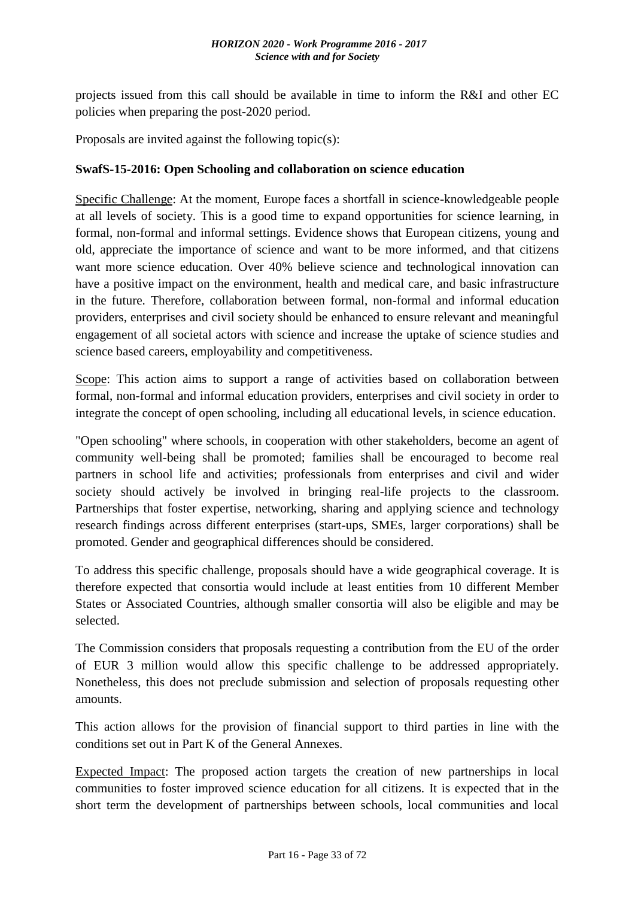projects issued from this call should be available in time to inform the R&I and other EC policies when preparing the post-2020 period.

Proposals are invited against the following topic(s):

**SwafS-15-2016: Open Schooling and collaboration on science education**

Specific Challenge: At the moment, Europe faces a shortfall in science-knowledgeable people at all levels of society. This is a good time to expand opportunities for science learning, in formal, non-formal and informal settings. Evidence shows that European citizens, young and old, appreciate the importance of science and want to be more informed, and that citizens want more science education. Over 40% believe science and technological innovation can have a positive impact on the environment, health and medical care, and basic infrastructure in the future. Therefore, collaboration between formal, non-formal and informal education providers, enterprises and civil society should be enhanced to ensure relevant and meaningful engagement of all societal actors with science and increase the uptake of science studies and science based careers, employability and competitiveness.

Scope: This action aims to support a range of activities based on collaboration between formal, non-formal and informal education providers, enterprises and civil society in order to integrate the concept of open schooling, including all educational levels, in science education.

"Open schooling" where schools, in cooperation with other stakeholders, become an agent of community well-being shall be promoted; families shall be encouraged to become real partners in school life and activities; professionals from enterprises and civil and wider society should actively be involved in bringing real-life projects to the classroom. Partnerships that foster expertise, networking, sharing and applying science and technology research findings across different enterprises (start-ups, SMEs, larger corporations) shall be promoted. Gender and geographical differences should be considered.

To address this specific challenge, proposals should have a wide geographical coverage. It is therefore expected that consortia would include at least entities from 10 different Member States or Associated Countries, although smaller consortia will also be eligible and may be selected.

The Commission considers that proposals requesting a contribution from the EU of the order of EUR 3 million would allow this specific challenge to be addressed appropriately. Nonetheless, this does not preclude submission and selection of proposals requesting other amounts.

This action allows for the provision of financial support to third parties in line with the conditions set out in Part K of the General Annexes.

Expected Impact: The proposed action targets the creation of new partnerships in local communities to foster improved science education for all citizens. It is expected that in the short term the development of partnerships between schools, local communities and local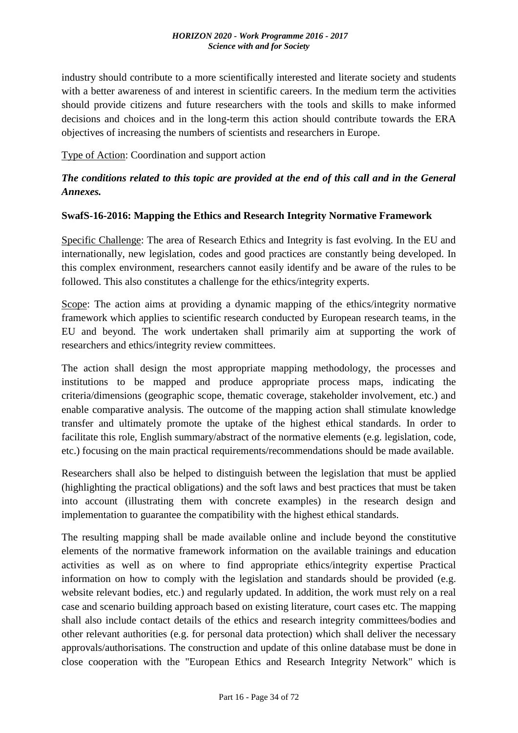industry should contribute to a more scientifically interested and literate society and students with a better awareness of and interest in scientific careers. In the medium term the activities should provide citizens and future researchers with the tools and skills to make informed decisions and choices and in the long-term this action should contribute towards the ERA objectives of increasing the numbers of scientists and researchers in Europe.

Type of Action: Coordination and support action

***The conditions related to this topic are provided at the end of this call and in the General Annexes.***

**SwafS-16-2016: Mapping the Ethics and Research Integrity Normative Framework**

Specific Challenge: The area of Research Ethics and Integrity is fast evolving. In the EU and internationally, new legislation, codes and good practices are constantly being developed. In this complex environment, researchers cannot easily identify and be aware of the rules to be followed. This also constitutes a challenge for the ethics/integrity experts.

Scope: The action aims at providing a dynamic mapping of the ethics/integrity normative framework which applies to scientific research conducted by European research teams, in the EU and beyond. The work undertaken shall primarily aim at supporting the work of researchers and ethics/integrity review committees.

The action shall design the most appropriate mapping methodology, the processes and institutions to be mapped and produce appropriate process maps, indicating the criteria/dimensions (geographic scope, thematic coverage, stakeholder involvement, etc.) and enable comparative analysis. The outcome of the mapping action shall stimulate knowledge transfer and ultimately promote the uptake of the highest ethical standards. In order to facilitate this role, English summary/abstract of the normative elements (e.g. legislation, code, etc.) focusing on the main practical requirements/recommendations should be made available.

Researchers shall also be helped to distinguish between the legislation that must be applied (highlighting the practical obligations) and the soft laws and best practices that must be taken into account (illustrating them with concrete examples) in the research design and implementation to guarantee the compatibility with the highest ethical standards.

The resulting mapping shall be made available online and include beyond the constitutive elements of the normative framework information on the available trainings and education activities as well as on where to find appropriate ethics/integrity expertise Practical information on how to comply with the legislation and standards should be provided (e.g. website relevant bodies, etc.) and regularly updated. In addition, the work must rely on a real case and scenario building approach based on existing literature, court cases etc. The mapping shall also include contact details of the ethics and research integrity committees/bodies and other relevant authorities (e.g. for personal data protection) which shall deliver the necessary approvals/authorisations. The construction and update of this online database must be done in close cooperation with the "European Ethics and Research Integrity Network" which is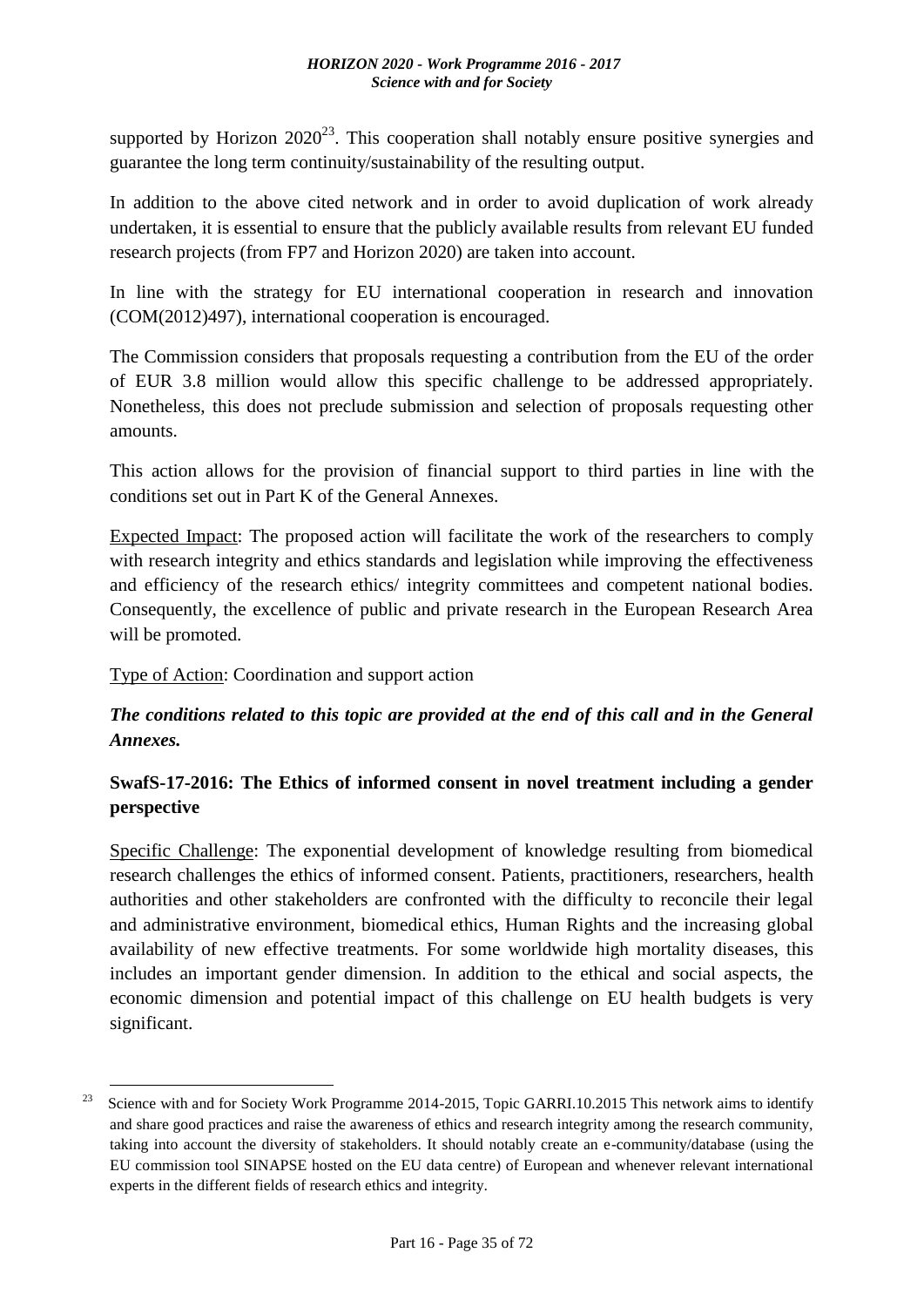supported by Horizon 2020[23]. This cooperation shall notably ensure positive synergies and guarantee the long term continuity/sustainability of the resulting output.

In addition to the above cited network and in order to avoid duplication of work already undertaken, it is essential to ensure that the publicly available results from relevant EU funded research projects (from FP7 and Horizon 2020) are taken into account.

In line with the strategy for EU international cooperation in research and innovation (COM(2012)497), international cooperation is encouraged.

The Commission considers that proposals requesting a contribution from the EU of the order of EUR 3.8 million would allow this specific challenge to be addressed appropriately. Nonetheless, this does not preclude submission and selection of proposals requesting other amounts.

This action allows for the provision of financial support to third parties in line with the conditions set out in Part K of the General Annexes.

Expected Impact: The proposed action will facilitate the work of the researchers to comply with research integrity and ethics standards and legislation while improving the effectiveness and efficiency of the research ethics/ integrity committees and competent national bodies. Consequently, the excellence of public and private research in the European Research Area will be promoted.

Type of Action: Coordination and support action

***The conditions related to this topic are provided at the end of this call and in the General Annexes.***

**SwafS-17-2016: The Ethics of informed consent in novel treatment including a gender perspective**

Specific Challenge: The exponential development of knowledge resulting from biomedical research challenges the ethics of informed consent. Patients, practitioners, researchers, health authorities and other stakeholders are confronted with the difficulty to reconcile their legal and administrative environment, biomedical ethics, Human Rights and the increasing global availability of new effective treatments. For some worldwide high mortality diseases, this includes an important gender dimension. In addition to the ethical and social aspects, the economic dimension and potential impact of this challenge on EU health budgets is very significant.

---

[23] Science with and for Society Work Programme 2014-2015, Topic GARRI.10.2015 This network aims to identify and share good practices and raise the awareness of ethics and research integrity among the research community, taking into account the diversity of stakeholders. It should notably create an e-community/database (using the EU commission tool SINAPSE hosted on the EU data centre) of European and whenever relevant international experts in the different fields of research ethics and integrity.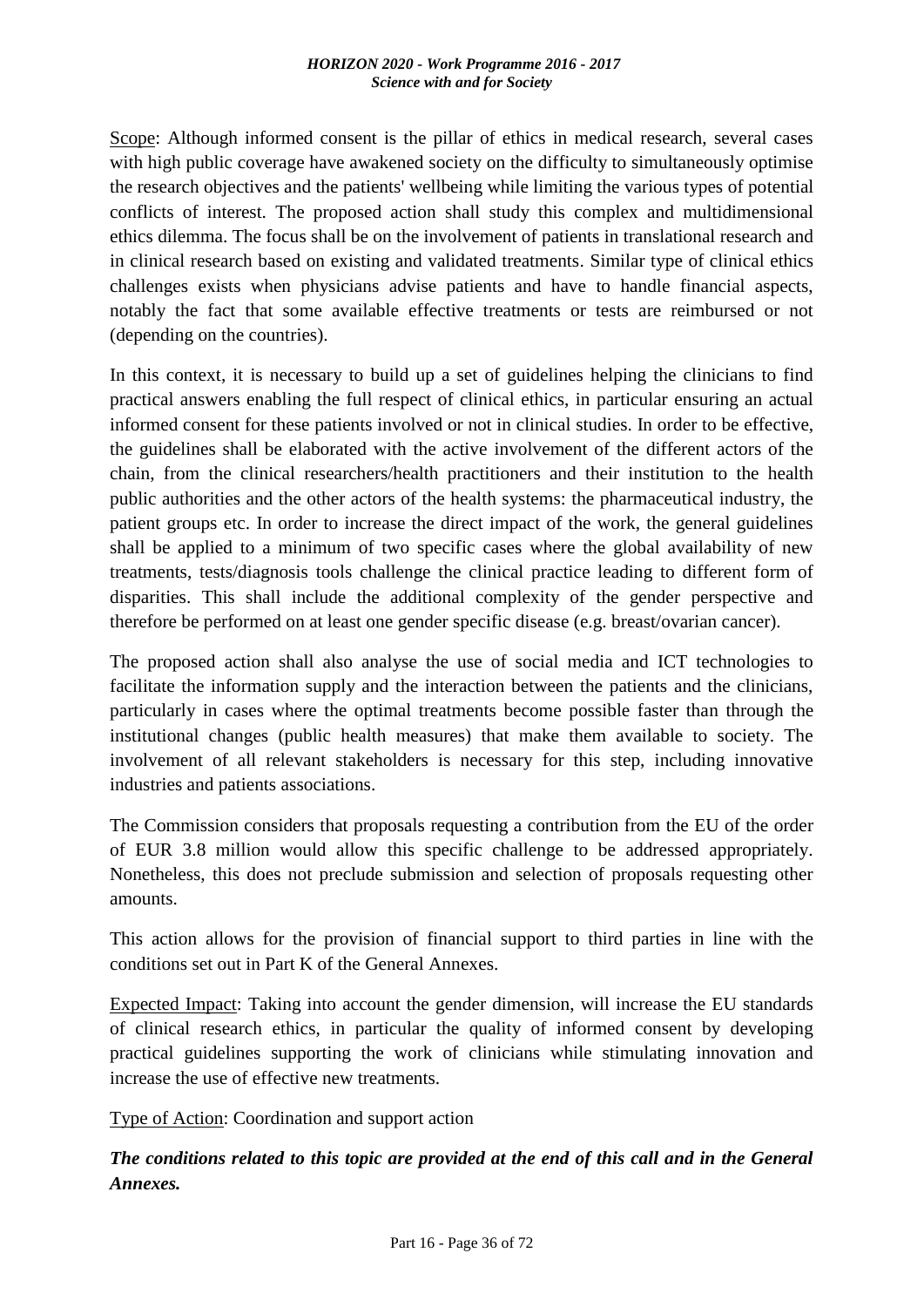Scope: Although informed consent is the pillar of ethics in medical research, several cases with high public coverage have awakened society on the difficulty to simultaneously optimise the research objectives and the patients' wellbeing while limiting the various types of potential conflicts of interest. The proposed action shall study this complex and multidimensional ethics dilemma. The focus shall be on the involvement of patients in translational research and in clinical research based on existing and validated treatments. Similar type of clinical ethics challenges exists when physicians advise patients and have to handle financial aspects, notably the fact that some available effective treatments or tests are reimbursed or not (depending on the countries).

In this context, it is necessary to build up a set of guidelines helping the clinicians to find practical answers enabling the full respect of clinical ethics, in particular ensuring an actual informed consent for these patients involved or not in clinical studies. In order to be effective, the guidelines shall be elaborated with the active involvement of the different actors of the chain, from the clinical researchers/health practitioners and their institution to the health public authorities and the other actors of the health systems: the pharmaceutical industry, the patient groups etc. In order to increase the direct impact of the work, the general guidelines shall be applied to a minimum of two specific cases where the global availability of new treatments, tests/diagnosis tools challenge the clinical practice leading to different form of disparities. This shall include the additional complexity of the gender perspective and therefore be performed on at least one gender specific disease (e.g. breast/ovarian cancer).

The proposed action shall also analyse the use of social media and ICT technologies to facilitate the information supply and the interaction between the patients and the clinicians, particularly in cases where the optimal treatments become possible faster than through the institutional changes (public health measures) that make them available to society. The involvement of all relevant stakeholders is necessary for this step, including innovative industries and patients associations.

The Commission considers that proposals requesting a contribution from the EU of the order of EUR 3.8 million would allow this specific challenge to be addressed appropriately. Nonetheless, this does not preclude submission and selection of proposals requesting other amounts.

This action allows for the provision of financial support to third parties in line with the conditions set out in Part K of the General Annexes.

Expected Impact: Taking into account the gender dimension, will increase the EU standards of clinical research ethics, in particular the quality of informed consent by developing practical guidelines supporting the work of clinicians while stimulating innovation and increase the use of effective new treatments.

Type of Action: Coordination and support action

***The conditions related to this topic are provided at the end of this call and in the General Annexes.***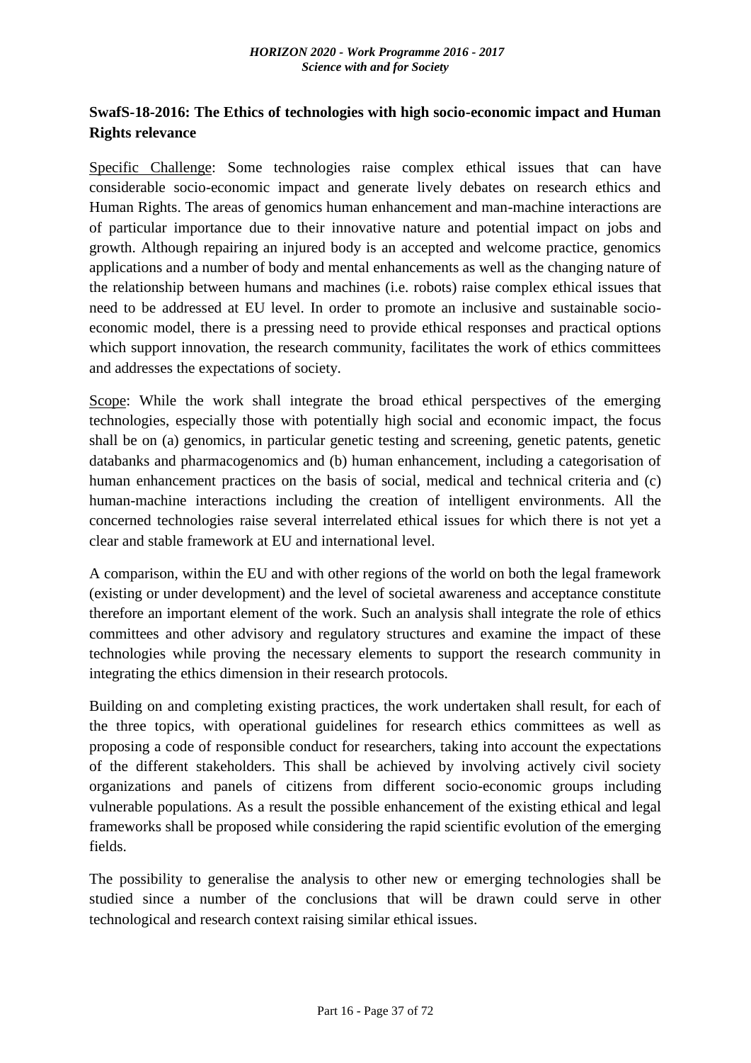## SwafS-18-2016: The Ethics of technologies with high socio-economic impact and Human Rights relevance

Specific Challenge: Some technologies raise complex ethical issues that can have considerable socio-economic impact and generate lively debates on research ethics and Human Rights. The areas of genomics human enhancement and man-machine interactions are of particular importance due to their innovative nature and potential impact on jobs and growth. Although repairing an injured body is an accepted and welcome practice, genomics applications and a number of body and mental enhancements as well as the changing nature of the relationship between humans and machines (i.e. robots) raise complex ethical issues that need to be addressed at EU level. In order to promote an inclusive and sustainable socio-economic model, there is a pressing need to provide ethical responses and practical options which support innovation, the research community, facilitates the work of ethics committees and addresses the expectations of society.

Scope: While the work shall integrate the broad ethical perspectives of the emerging technologies, especially those with potentially high social and economic impact, the focus shall be on (a) genomics, in particular genetic testing and screening, genetic patents, genetic databanks and pharmacogenomics and (b) human enhancement, including a categorisation of human enhancement practices on the basis of social, medical and technical criteria and (c) human-machine interactions including the creation of intelligent environments. All the concerned technologies raise several interrelated ethical issues for which there is not yet a clear and stable framework at EU and international level.

A comparison, within the EU and with other regions of the world on both the legal framework (existing or under development) and the level of societal awareness and acceptance constitute therefore an important element of the work. Such an analysis shall integrate the role of ethics committees and other advisory and regulatory structures and examine the impact of these technologies while proving the necessary elements to support the research community in integrating the ethics dimension in their research protocols.

Building on and completing existing practices, the work undertaken shall result, for each of the three topics, with operational guidelines for research ethics committees as well as proposing a code of responsible conduct for researchers, taking into account the expectations of the different stakeholders. This shall be achieved by involving actively civil society organizations and panels of citizens from different socio-economic groups including vulnerable populations. As a result the possible enhancement of the existing ethical and legal frameworks shall be proposed while considering the rapid scientific evolution of the emerging fields.

The possibility to generalise the analysis to other new or emerging technologies shall be studied since a number of the conclusions that will be drawn could serve in other technological and research context raising similar ethical issues.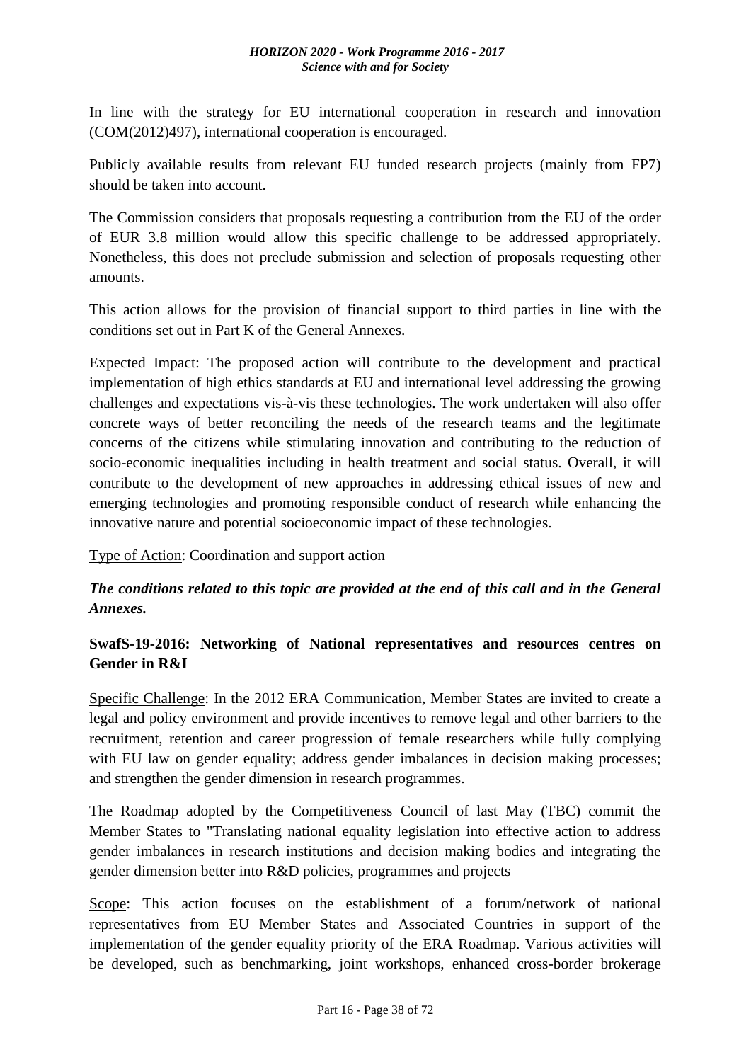In line with the strategy for EU international cooperation in research and innovation (COM(2012)497), international cooperation is encouraged.

Publicly available results from relevant EU funded research projects (mainly from FP7) should be taken into account.

The Commission considers that proposals requesting a contribution from the EU of the order of EUR 3.8 million would allow this specific challenge to be addressed appropriately. Nonetheless, this does not preclude submission and selection of proposals requesting other amounts.

This action allows for the provision of financial support to third parties in line with the conditions set out in Part K of the General Annexes.

Expected Impact: The proposed action will contribute to the development and practical implementation of high ethics standards at EU and international level addressing the growing challenges and expectations vis-à-vis these technologies. The work undertaken will also offer concrete ways of better reconciling the needs of the research teams and the legitimate concerns of the citizens while stimulating innovation and contributing to the reduction of socio-economic inequalities including in health treatment and social status. Overall, it will contribute to the development of new approaches in addressing ethical issues of new and emerging technologies and promoting responsible conduct of research while enhancing the innovative nature and potential socioeconomic impact of these technologies.

Type of Action: Coordination and support action

***The conditions related to this topic are provided at the end of this call and in the General Annexes.***

### SwafS-19-2016: Networking of National representatives and resources centres on Gender in R&I

Specific Challenge: In the 2012 ERA Communication, Member States are invited to create a legal and policy environment and provide incentives to remove legal and other barriers to the recruitment, retention and career progression of female researchers while fully complying with EU law on gender equality; address gender imbalances in decision making processes; and strengthen the gender dimension in research programmes.

The Roadmap adopted by the Competitiveness Council of last May (TBC) commit the Member States to "Translating national equality legislation into effective action to address gender imbalances in research institutions and decision making bodies and integrating the gender dimension better into R&D policies, programmes and projects

Scope: This action focuses on the establishment of a forum/network of national representatives from EU Member States and Associated Countries in support of the implementation of the gender equality priority of the ERA Roadmap. Various activities will be developed, such as benchmarking, joint workshops, enhanced cross-border brokerage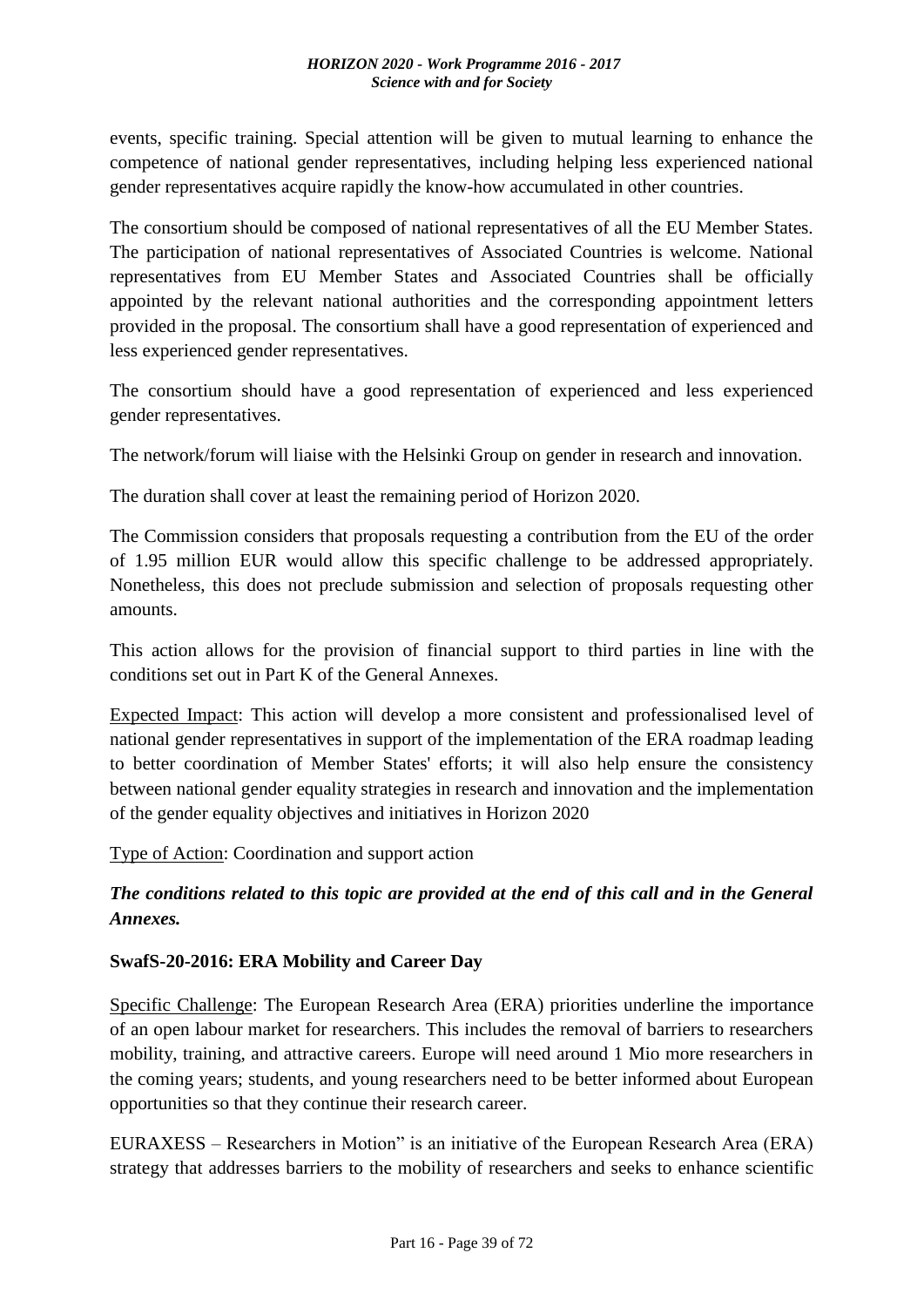events, specific training. Special attention will be given to mutual learning to enhance the competence of national gender representatives, including helping less experienced national gender representatives acquire rapidly the know-how accumulated in other countries.

The consortium should be composed of national representatives of all the EU Member States. The participation of national representatives of Associated Countries is welcome. National representatives from EU Member States and Associated Countries shall be officially appointed by the relevant national authorities and the corresponding appointment letters provided in the proposal. The consortium shall have a good representation of experienced and less experienced gender representatives.

The consortium should have a good representation of experienced and less experienced gender representatives.

The network/forum will liaise with the Helsinki Group on gender in research and innovation.

The duration shall cover at least the remaining period of Horizon 2020.

The Commission considers that proposals requesting a contribution from the EU of the order of 1.95 million EUR would allow this specific challenge to be addressed appropriately. Nonetheless, this does not preclude submission and selection of proposals requesting other amounts.

This action allows for the provision of financial support to third parties in line with the conditions set out in Part K of the General Annexes.

Expected Impact: This action will develop a more consistent and professionalised level of national gender representatives in support of the implementation of the ERA roadmap leading to better coordination of Member States' efforts; it will also help ensure the consistency between national gender equality strategies in research and innovation and the implementation of the gender equality objectives and initiatives in Horizon 2020

Type of Action: Coordination and support action

***The conditions related to this topic are provided at the end of this call and in the General Annexes.***

**SwafS-20-2016: ERA Mobility and Career Day**

Specific Challenge: The European Research Area (ERA) priorities underline the importance of an open labour market for researchers. This includes the removal of barriers to researchers mobility, training, and attractive careers. Europe will need around 1 Mio more researchers in the coming years; students, and young researchers need to be better informed about European opportunities so that they continue their research career.

EURAXESS – Researchers in Motion" is an initiative of the European Research Area (ERA) strategy that addresses barriers to the mobility of researchers and seeks to enhance scientific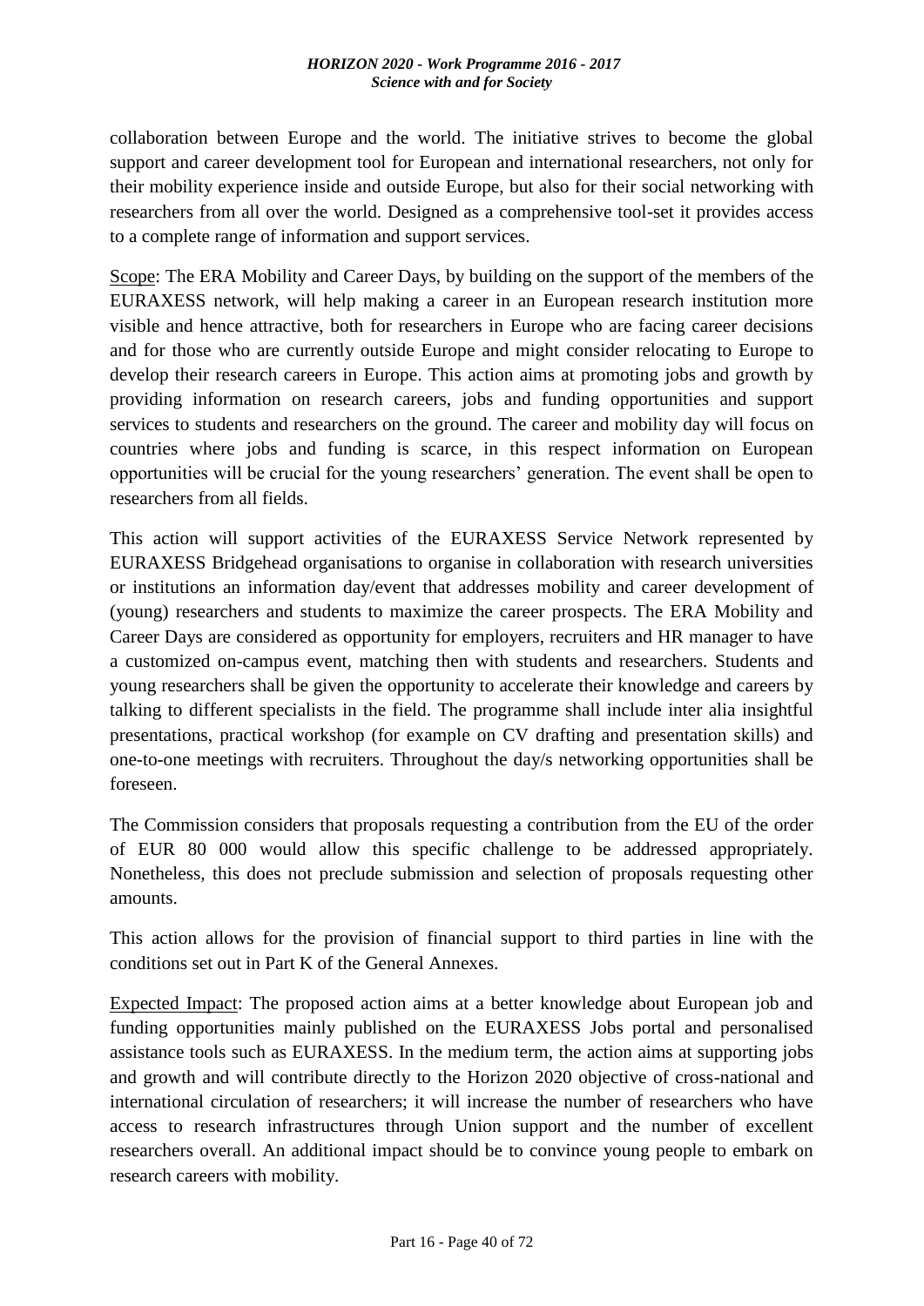collaboration between Europe and the world. The initiative strives to become the global support and career development tool for European and international researchers, not only for their mobility experience inside and outside Europe, but also for their social networking with researchers from all over the world. Designed as a comprehensive tool-set it provides access to a complete range of information and support services.

Scope: The ERA Mobility and Career Days, by building on the support of the members of the EURAXESS network, will help making a career in an European research institution more visible and hence attractive, both for researchers in Europe who are facing career decisions and for those who are currently outside Europe and might consider relocating to Europe to develop their research careers in Europe. This action aims at promoting jobs and growth by providing information on research careers, jobs and funding opportunities and support services to students and researchers on the ground. The career and mobility day will focus on countries where jobs and funding is scarce, in this respect information on European opportunities will be crucial for the young researchers' generation. The event shall be open to researchers from all fields.

This action will support activities of the EURAXESS Service Network represented by EURAXESS Bridgehead organisations to organise in collaboration with research universities or institutions an information day/event that addresses mobility and career development of (young) researchers and students to maximize the career prospects. The ERA Mobility and Career Days are considered as opportunity for employers, recruiters and HR manager to have a customized on-campus event, matching then with students and researchers. Students and young researchers shall be given the opportunity to accelerate their knowledge and careers by talking to different specialists in the field. The programme shall include inter alia insightful presentations, practical workshop (for example on CV drafting and presentation skills) and one-to-one meetings with recruiters. Throughout the day/s networking opportunities shall be foreseen.

The Commission considers that proposals requesting a contribution from the EU of the order of EUR 80 000 would allow this specific challenge to be addressed appropriately. Nonetheless, this does not preclude submission and selection of proposals requesting other amounts.

This action allows for the provision of financial support to third parties in line with the conditions set out in Part K of the General Annexes.

Expected Impact: The proposed action aims at a better knowledge about European job and funding opportunities mainly published on the EURAXESS Jobs portal and personalised assistance tools such as EURAXESS. In the medium term, the action aims at supporting jobs and growth and will contribute directly to the Horizon 2020 objective of cross-national and international circulation of researchers; it will increase the number of researchers who have access to research infrastructures through Union support and the number of excellent researchers overall. An additional impact should be to convince young people to embark on research careers with mobility.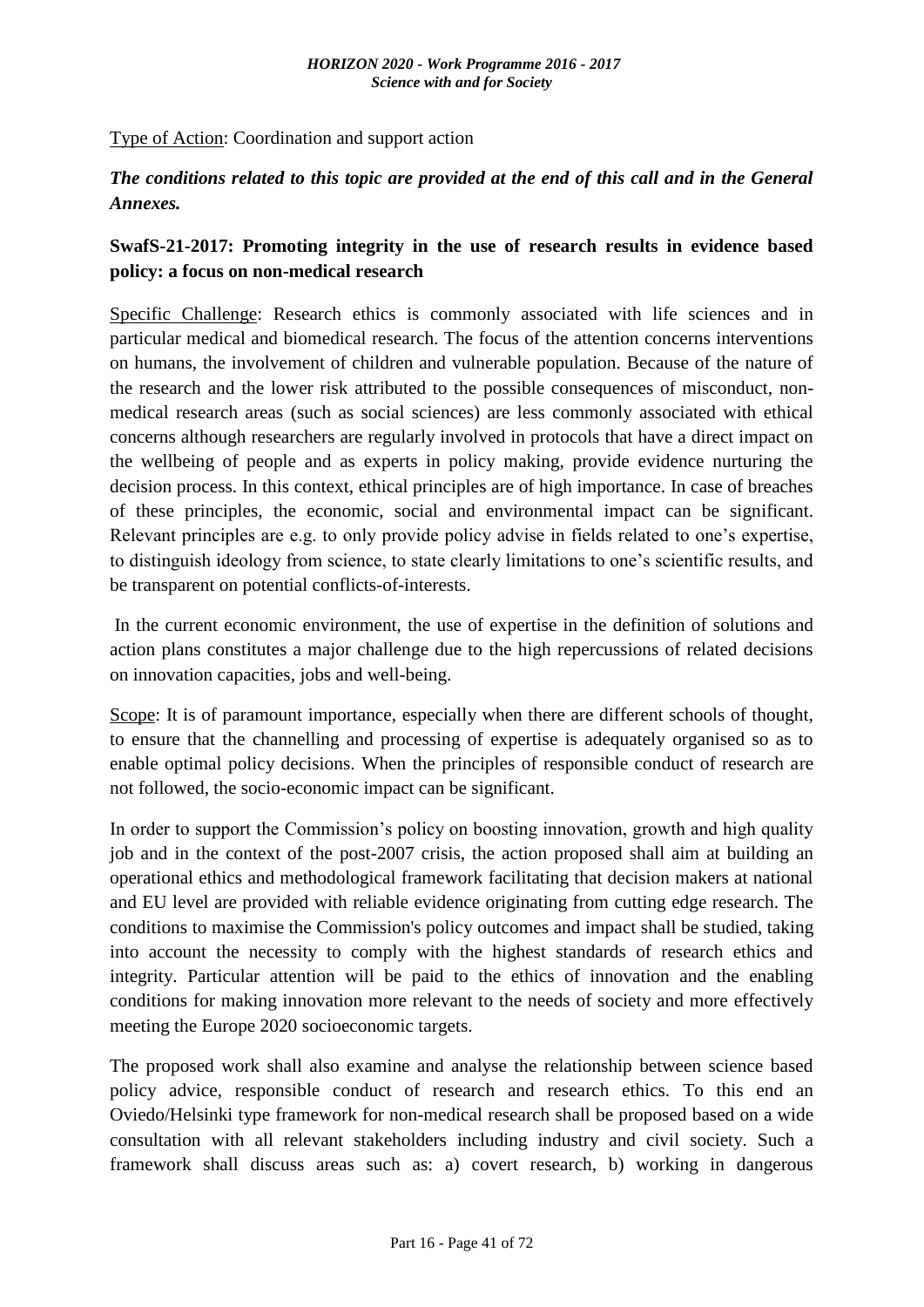Type of Action: Coordination and support action

***The conditions related to this topic are provided at the end of this call and in the General Annexes.***

**SwafS-21-2017: Promoting integrity in the use of research results in evidence based policy: a focus on non-medical research**

Specific Challenge: Research ethics is commonly associated with life sciences and in particular medical and biomedical research. The focus of the attention concerns interventions on humans, the involvement of children and vulnerable population. Because of the nature of the research and the lower risk attributed to the possible consequences of misconduct, non-medical research areas (such as social sciences) are less commonly associated with ethical concerns although researchers are regularly involved in protocols that have a direct impact on the wellbeing of people and as experts in policy making, provide evidence nurturing the decision process. In this context, ethical principles are of high importance. In case of breaches of these principles, the economic, social and environmental impact can be significant. Relevant principles are e.g. to only provide policy advise in fields related to one's expertise, to distinguish ideology from science, to state clearly limitations to one's scientific results, and be transparent on potential conflicts-of-interests.

In the current economic environment, the use of expertise in the definition of solutions and action plans constitutes a major challenge due to the high repercussions of related decisions on innovation capacities, jobs and well-being.

Scope: It is of paramount importance, especially when there are different schools of thought, to ensure that the channelling and processing of expertise is adequately organised so as to enable optimal policy decisions. When the principles of responsible conduct of research are not followed, the socio-economic impact can be significant.

In order to support the Commission's policy on boosting innovation, growth and high quality job and in the context of the post-2007 crisis, the action proposed shall aim at building an operational ethics and methodological framework facilitating that decision makers at national and EU level are provided with reliable evidence originating from cutting edge research. The conditions to maximise the Commission's policy outcomes and impact shall be studied, taking into account the necessity to comply with the highest standards of research ethics and integrity. Particular attention will be paid to the ethics of innovation and the enabling conditions for making innovation more relevant to the needs of society and more effectively meeting the Europe 2020 socioeconomic targets.

The proposed work shall also examine and analyse the relationship between science based policy advice, responsible conduct of research and research ethics. To this end an Oviedo/Helsinki type framework for non-medical research shall be proposed based on a wide consultation with all relevant stakeholders including industry and civil society. Such a framework shall discuss areas such as: a) covert research, b) working in dangerous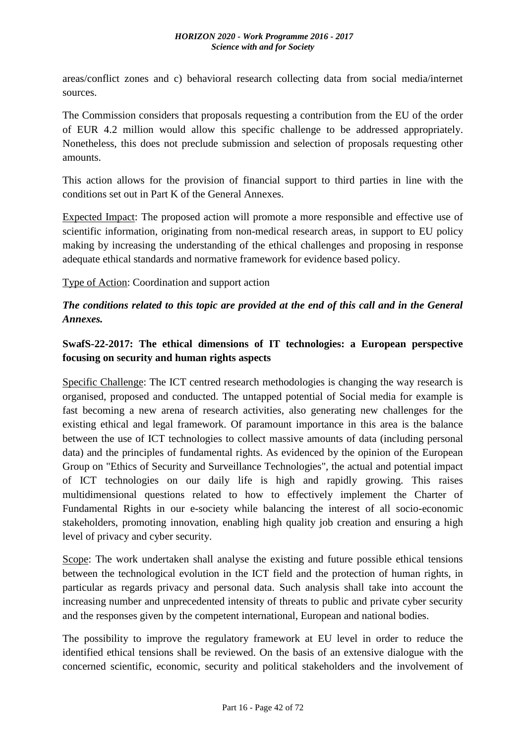areas/conflict zones and c) behavioral research collecting data from social media/internet sources.

The Commission considers that proposals requesting a contribution from the EU of the order of EUR 4.2 million would allow this specific challenge to be addressed appropriately. Nonetheless, this does not preclude submission and selection of proposals requesting other amounts.

This action allows for the provision of financial support to third parties in line with the conditions set out in Part K of the General Annexes.

Expected Impact: The proposed action will promote a more responsible and effective use of scientific information, originating from non-medical research areas, in support to EU policy making by increasing the understanding of the ethical challenges and proposing in response adequate ethical standards and normative framework for evidence based policy.

Type of Action: Coordination and support action

***The conditions related to this topic are provided at the end of this call and in the General Annexes.***

**SwafS-22-2017: The ethical dimensions of IT technologies: a European perspective focusing on security and human rights aspects**

Specific Challenge: The ICT centred research methodologies is changing the way research is organised, proposed and conducted. The untapped potential of Social media for example is fast becoming a new arena of research activities, also generating new challenges for the existing ethical and legal framework. Of paramount importance in this area is the balance between the use of ICT technologies to collect massive amounts of data (including personal data) and the principles of fundamental rights. As evidenced by the opinion of the European Group on "Ethics of Security and Surveillance Technologies", the actual and potential impact of ICT technologies on our daily life is high and rapidly growing. This raises multidimensional questions related to how to effectively implement the Charter of Fundamental Rights in our e-society while balancing the interest of all socio-economic stakeholders, promoting innovation, enabling high quality job creation and ensuring a high level of privacy and cyber security.

Scope: The work undertaken shall analyse the existing and future possible ethical tensions between the technological evolution in the ICT field and the protection of human rights, in particular as regards privacy and personal data. Such analysis shall take into account the increasing number and unprecedented intensity of threats to public and private cyber security and the responses given by the competent international, European and national bodies.

The possibility to improve the regulatory framework at EU level in order to reduce the identified ethical tensions shall be reviewed. On the basis of an extensive dialogue with the concerned scientific, economic, security and political stakeholders and the involvement of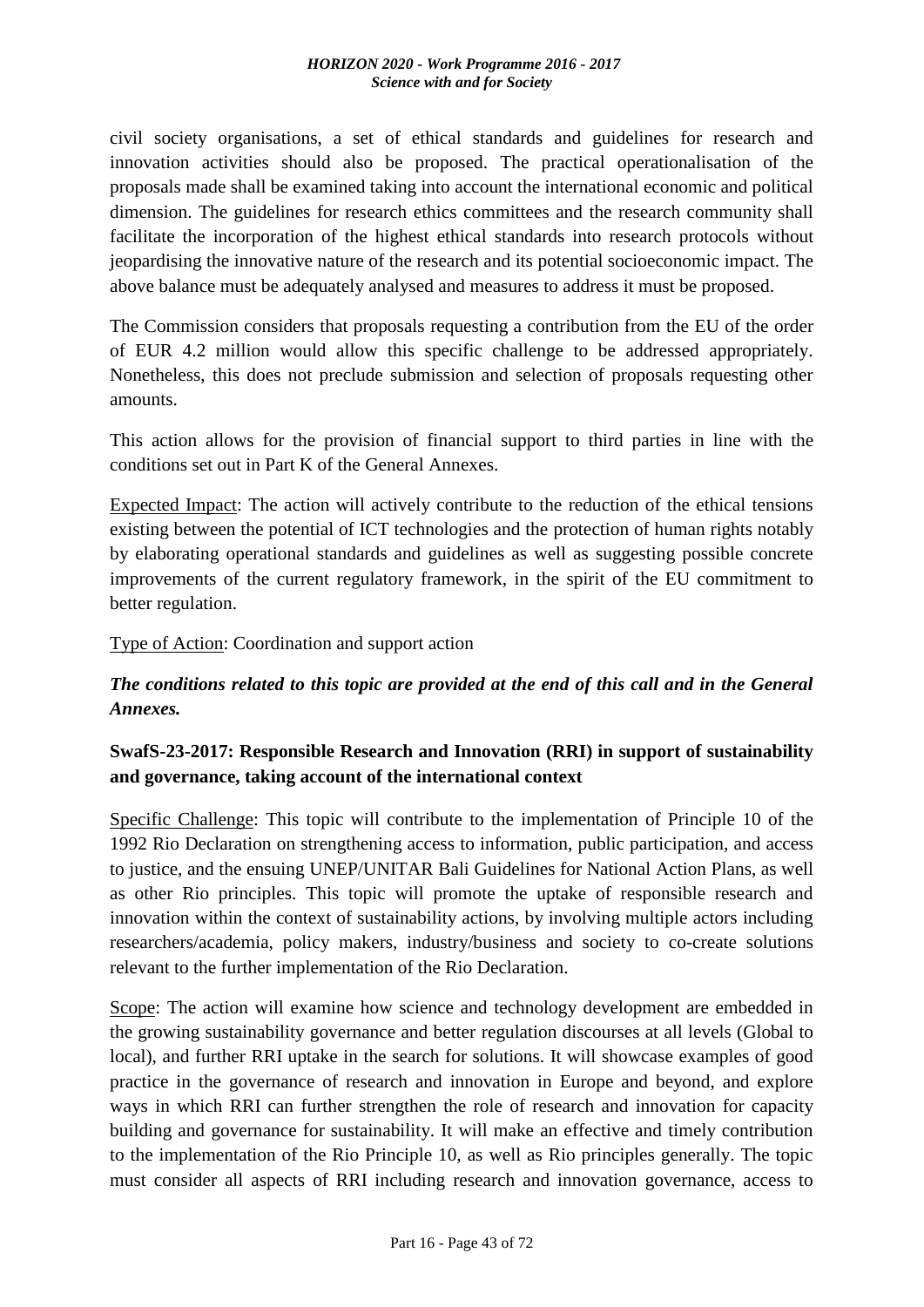civil society organisations, a set of ethical standards and guidelines for research and innovation activities should also be proposed. The practical operationalisation of the proposals made shall be examined taking into account the international economic and political dimension. The guidelines for research ethics committees and the research community shall facilitate the incorporation of the highest ethical standards into research protocols without jeopardising the innovative nature of the research and its potential socioeconomic impact. The above balance must be adequately analysed and measures to address it must be proposed.

The Commission considers that proposals requesting a contribution from the EU of the order of EUR 4.2 million would allow this specific challenge to be addressed appropriately. Nonetheless, this does not preclude submission and selection of proposals requesting other amounts.

This action allows for the provision of financial support to third parties in line with the conditions set out in Part K of the General Annexes.

Expected Impact: The action will actively contribute to the reduction of the ethical tensions existing between the potential of ICT technologies and the protection of human rights notably by elaborating operational standards and guidelines as well as suggesting possible concrete improvements of the current regulatory framework, in the spirit of the EU commitment to better regulation.

Type of Action: Coordination and support action

***The conditions related to this topic are provided at the end of this call and in the General Annexes.***

**SwafS-23-2017: Responsible Research and Innovation (RRI) in support of sustainability and governance, taking account of the international context**

Specific Challenge: This topic will contribute to the implementation of Principle 10 of the 1992 Rio Declaration on strengthening access to information, public participation, and access to justice, and the ensuing UNEP/UNITAR Bali Guidelines for National Action Plans, as well as other Rio principles. This topic will promote the uptake of responsible research and innovation within the context of sustainability actions, by involving multiple actors including researchers/academia, policy makers, industry/business and society to co-create solutions relevant to the further implementation of the Rio Declaration.

Scope: The action will examine how science and technology development are embedded in the growing sustainability governance and better regulation discourses at all levels (Global to local), and further RRI uptake in the search for solutions. It will showcase examples of good practice in the governance of research and innovation in Europe and beyond, and explore ways in which RRI can further strengthen the role of research and innovation for capacity building and governance for sustainability. It will make an effective and timely contribution to the implementation of the Rio Principle 10, as well as Rio principles generally. The topic must consider all aspects of RRI including research and innovation governance, access to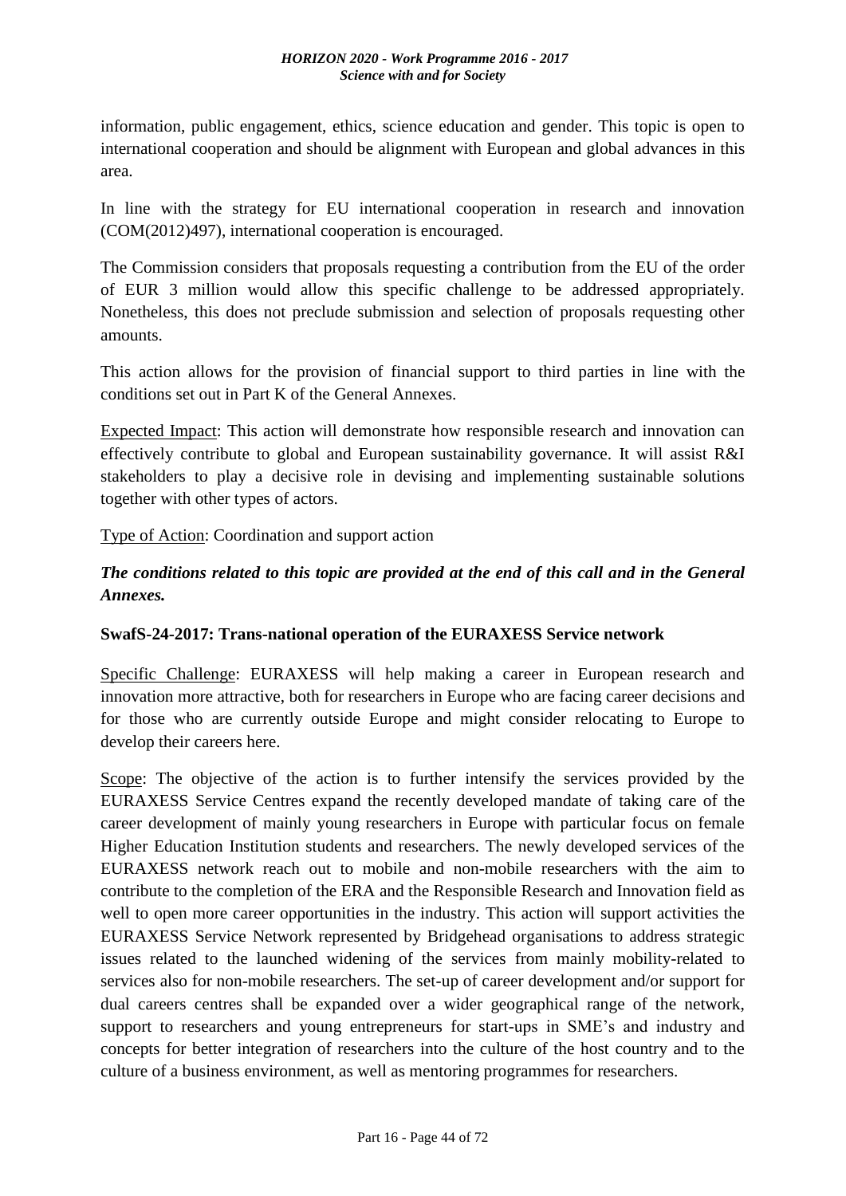information, public engagement, ethics, science education and gender. This topic is open to international cooperation and should be alignment with European and global advances in this area.

In line with the strategy for EU international cooperation in research and innovation (COM(2012)497), international cooperation is encouraged.

The Commission considers that proposals requesting a contribution from the EU of the order of EUR 3 million would allow this specific challenge to be addressed appropriately. Nonetheless, this does not preclude submission and selection of proposals requesting other amounts.

This action allows for the provision of financial support to third parties in line with the conditions set out in Part K of the General Annexes.

Expected Impact: This action will demonstrate how responsible research and innovation can effectively contribute to global and European sustainability governance. It will assist R&I stakeholders to play a decisive role in devising and implementing sustainable solutions together with other types of actors.

Type of Action: Coordination and support action

***The conditions related to this topic are provided at the end of this call and in the General Annexes.***

**SwafS-24-2017: Trans-national operation of the EURAXESS Service network**

Specific Challenge: EURAXESS will help making a career in European research and innovation more attractive, both for researchers in Europe who are facing career decisions and for those who are currently outside Europe and might consider relocating to Europe to develop their careers here.

Scope: The objective of the action is to further intensify the services provided by the EURAXESS Service Centres expand the recently developed mandate of taking care of the career development of mainly young researchers in Europe with particular focus on female Higher Education Institution students and researchers. The newly developed services of the EURAXESS network reach out to mobile and non-mobile researchers with the aim to contribute to the completion of the ERA and the Responsible Research and Innovation field as well to open more career opportunities in the industry. This action will support activities the EURAXESS Service Network represented by Bridgehead organisations to address strategic issues related to the launched widening of the services from mainly mobility-related to services also for non-mobile researchers. The set-up of career development and/or support for dual careers centres shall be expanded over a wider geographical range of the network, support to researchers and young entrepreneurs for start-ups in SME's and industry and concepts for better integration of researchers into the culture of the host country and to the culture of a business environment, as well as mentoring programmes for researchers.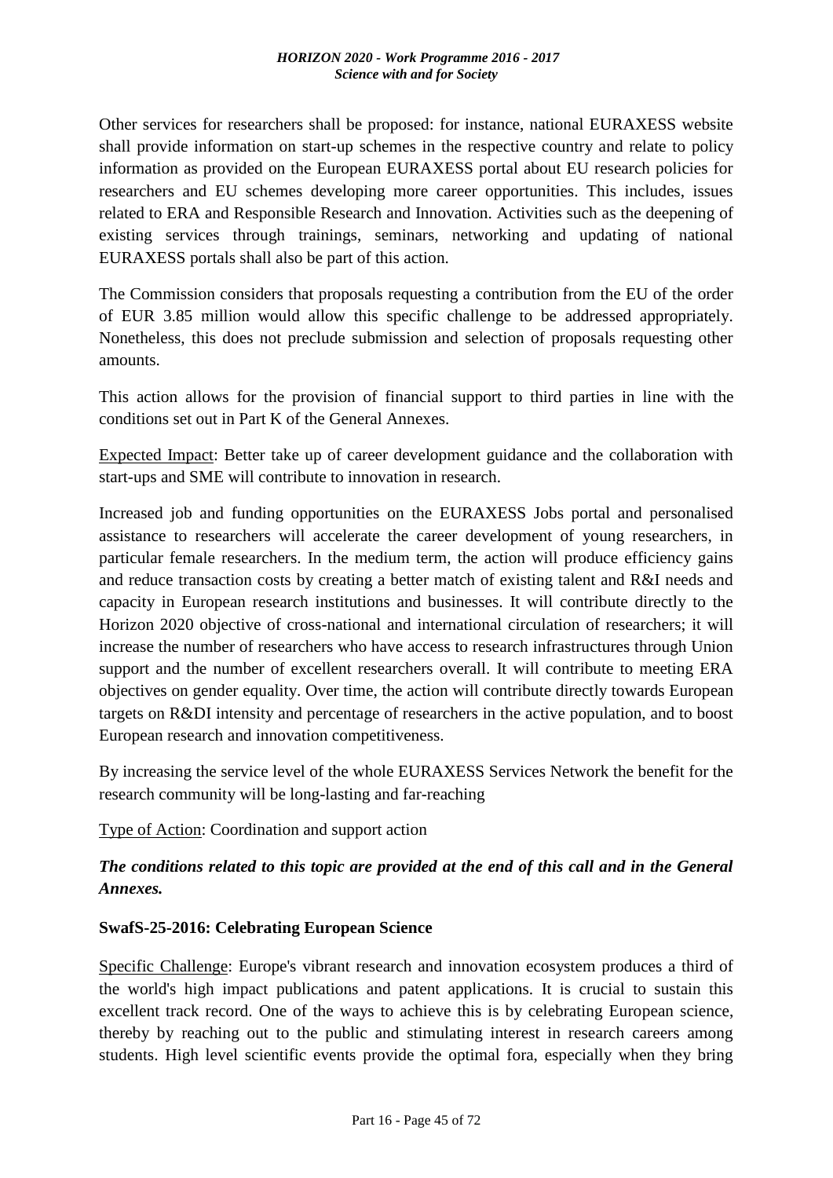Other services for researchers shall be proposed: for instance, national EURAXESS website shall provide information on start-up schemes in the respective country and relate to policy information as provided on the European EURAXESS portal about EU research policies for researchers and EU schemes developing more career opportunities. This includes, issues related to ERA and Responsible Research and Innovation. Activities such as the deepening of existing services through trainings, seminars, networking and updating of national EURAXESS portals shall also be part of this action.

The Commission considers that proposals requesting a contribution from the EU of the order of EUR 3.85 million would allow this specific challenge to be addressed appropriately. Nonetheless, this does not preclude submission and selection of proposals requesting other amounts.

This action allows for the provision of financial support to third parties in line with the conditions set out in Part K of the General Annexes.

Expected Impact: Better take up of career development guidance and the collaboration with start-ups and SME will contribute to innovation in research.

Increased job and funding opportunities on the EURAXESS Jobs portal and personalised assistance to researchers will accelerate the career development of young researchers, in particular female researchers. In the medium term, the action will produce efficiency gains and reduce transaction costs by creating a better match of existing talent and R&I needs and capacity in European research institutions and businesses. It will contribute directly to the Horizon 2020 objective of cross-national and international circulation of researchers; it will increase the number of researchers who have access to research infrastructures through Union support and the number of excellent researchers overall. It will contribute to meeting ERA objectives on gender equality. Over time, the action will contribute directly towards European targets on R&DI intensity and percentage of researchers in the active population, and to boost European research and innovation competitiveness.

By increasing the service level of the whole EURAXESS Services Network the benefit for the research community will be long-lasting and far-reaching

Type of Action: Coordination and support action

***The conditions related to this topic are provided at the end of this call and in the General Annexes.***

**SwafS-25-2016: Celebrating European Science**

Specific Challenge: Europe's vibrant research and innovation ecosystem produces a third of the world's high impact publications and patent applications. It is crucial to sustain this excellent track record. One of the ways to achieve this is by celebrating European science, thereby by reaching out to the public and stimulating interest in research careers among students. High level scientific events provide the optimal fora, especially when they bring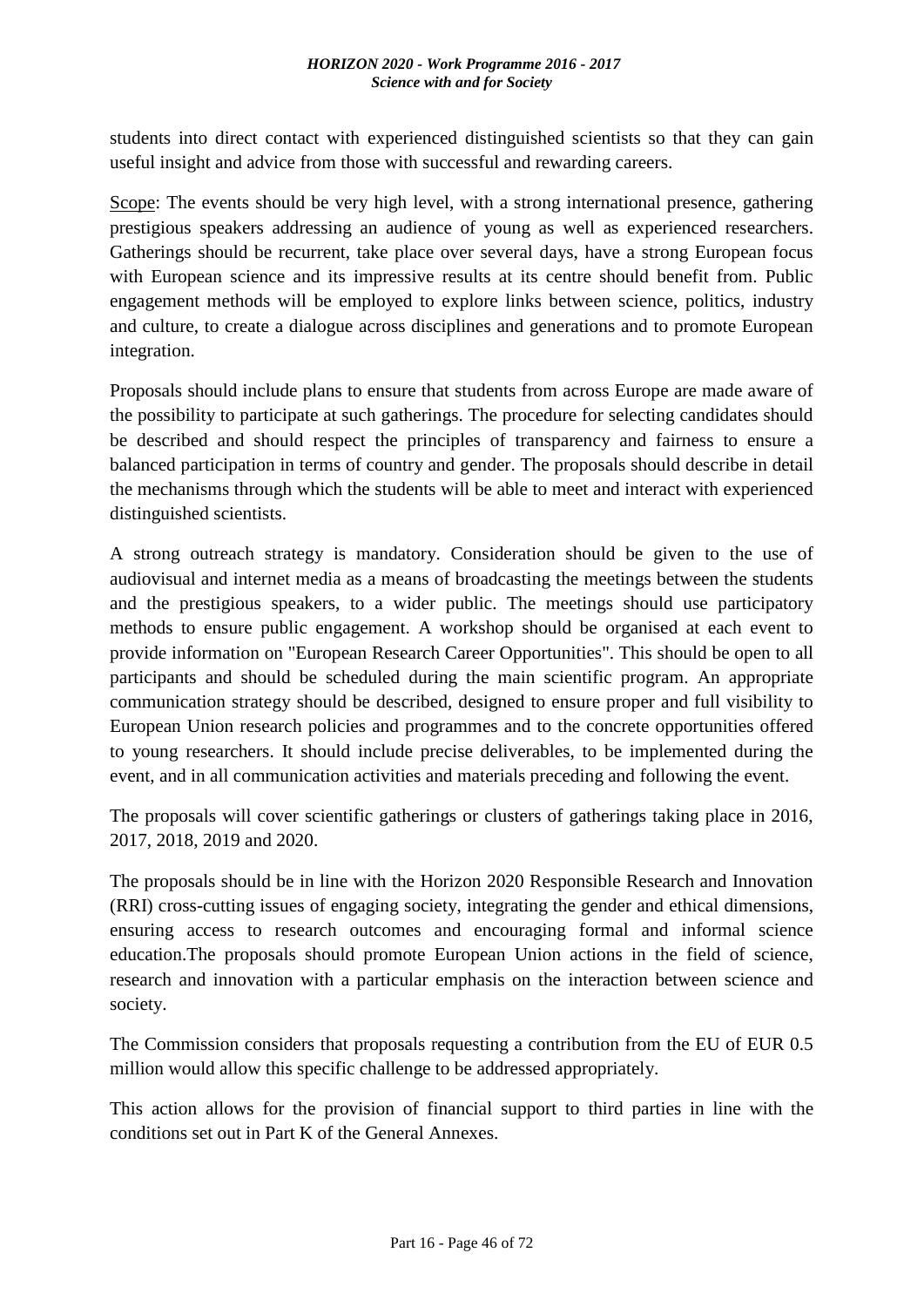students into direct contact with experienced distinguished scientists so that they can gain useful insight and advice from those with successful and rewarding careers.

Scope: The events should be very high level, with a strong international presence, gathering prestigious speakers addressing an audience of young as well as experienced researchers. Gatherings should be recurrent, take place over several days, have a strong European focus with European science and its impressive results at its centre should benefit from. Public engagement methods will be employed to explore links between science, politics, industry and culture, to create a dialogue across disciplines and generations and to promote European integration.

Proposals should include plans to ensure that students from across Europe are made aware of the possibility to participate at such gatherings. The procedure for selecting candidates should be described and should respect the principles of transparency and fairness to ensure a balanced participation in terms of country and gender. The proposals should describe in detail the mechanisms through which the students will be able to meet and interact with experienced distinguished scientists.

A strong outreach strategy is mandatory. Consideration should be given to the use of audiovisual and internet media as a means of broadcasting the meetings between the students and the prestigious speakers, to a wider public. The meetings should use participatory methods to ensure public engagement. A workshop should be organised at each event to provide information on "European Research Career Opportunities". This should be open to all participants and should be scheduled during the main scientific program. An appropriate communication strategy should be described, designed to ensure proper and full visibility to European Union research policies and programmes and to the concrete opportunities offered to young researchers. It should include precise deliverables, to be implemented during the event, and in all communication activities and materials preceding and following the event.

The proposals will cover scientific gatherings or clusters of gatherings taking place in 2016, 2017, 2018, 2019 and 2020.

The proposals should be in line with the Horizon 2020 Responsible Research and Innovation (RRI) cross-cutting issues of engaging society, integrating the gender and ethical dimensions, ensuring access to research outcomes and encouraging formal and informal science education.The proposals should promote European Union actions in the field of science, research and innovation with a particular emphasis on the interaction between science and society.

The Commission considers that proposals requesting a contribution from the EU of EUR 0.5 million would allow this specific challenge to be addressed appropriately.

This action allows for the provision of financial support to third parties in line with the conditions set out in Part K of the General Annexes.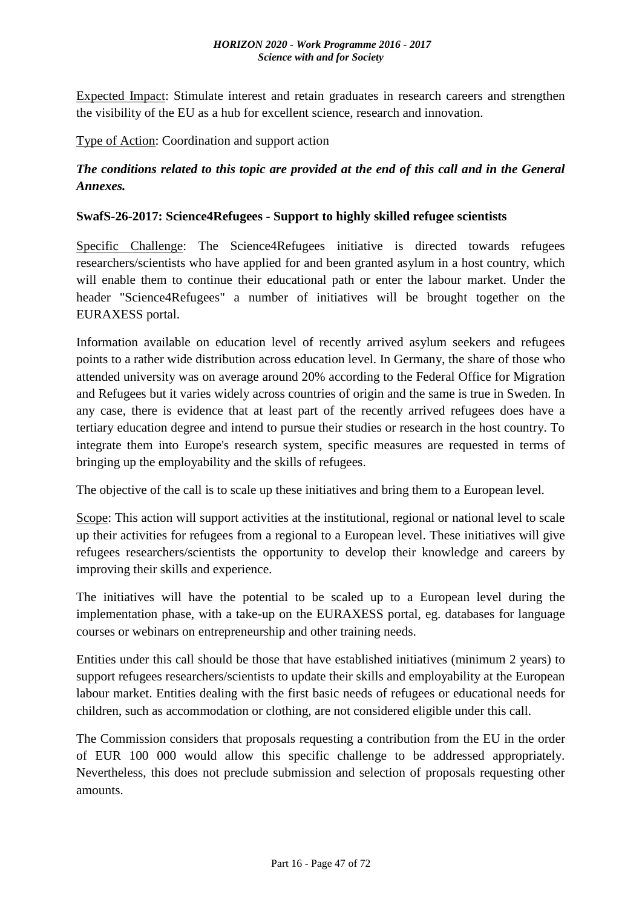Expected Impact: Stimulate interest and retain graduates in research careers and strengthen the visibility of the EU as a hub for excellent science, research and innovation.

Type of Action: Coordination and support action

***The conditions related to this topic are provided at the end of this call and in the General Annexes.***

**SwafS-26-2017: Science4Refugees - Support to highly skilled refugee scientists**

Specific Challenge: The Science4Refugees initiative is directed towards refugees researchers/scientists who have applied for and been granted asylum in a host country, which will enable them to continue their educational path or enter the labour market. Under the header "Science4Refugees" a number of initiatives will be brought together on the EURAXESS portal.

Information available on education level of recently arrived asylum seekers and refugees points to a rather wide distribution across education level. In Germany, the share of those who attended university was on average around 20% according to the Federal Office for Migration and Refugees but it varies widely across countries of origin and the same is true in Sweden. In any case, there is evidence that at least part of the recently arrived refugees does have a tertiary education degree and intend to pursue their studies or research in the host country. To integrate them into Europe's research system, specific measures are requested in terms of bringing up the employability and the skills of refugees.

The objective of the call is to scale up these initiatives and bring them to a European level.

Scope: This action will support activities at the institutional, regional or national level to scale up their activities for refugees from a regional to a European level. These initiatives will give refugees researchers/scientists the opportunity to develop their knowledge and careers by improving their skills and experience.

The initiatives will have the potential to be scaled up to a European level during the implementation phase, with a take-up on the EURAXESS portal, eg. databases for language courses or webinars on entrepreneurship and other training needs.

Entities under this call should be those that have established initiatives (minimum 2 years) to support refugees researchers/scientists to update their skills and employability at the European labour market. Entities dealing with the first basic needs of refugees or educational needs for children, such as accommodation or clothing, are not considered eligible under this call.

The Commission considers that proposals requesting a contribution from the EU in the order of EUR 100 000 would allow this specific challenge to be addressed appropriately. Nevertheless, this does not preclude submission and selection of proposals requesting other amounts.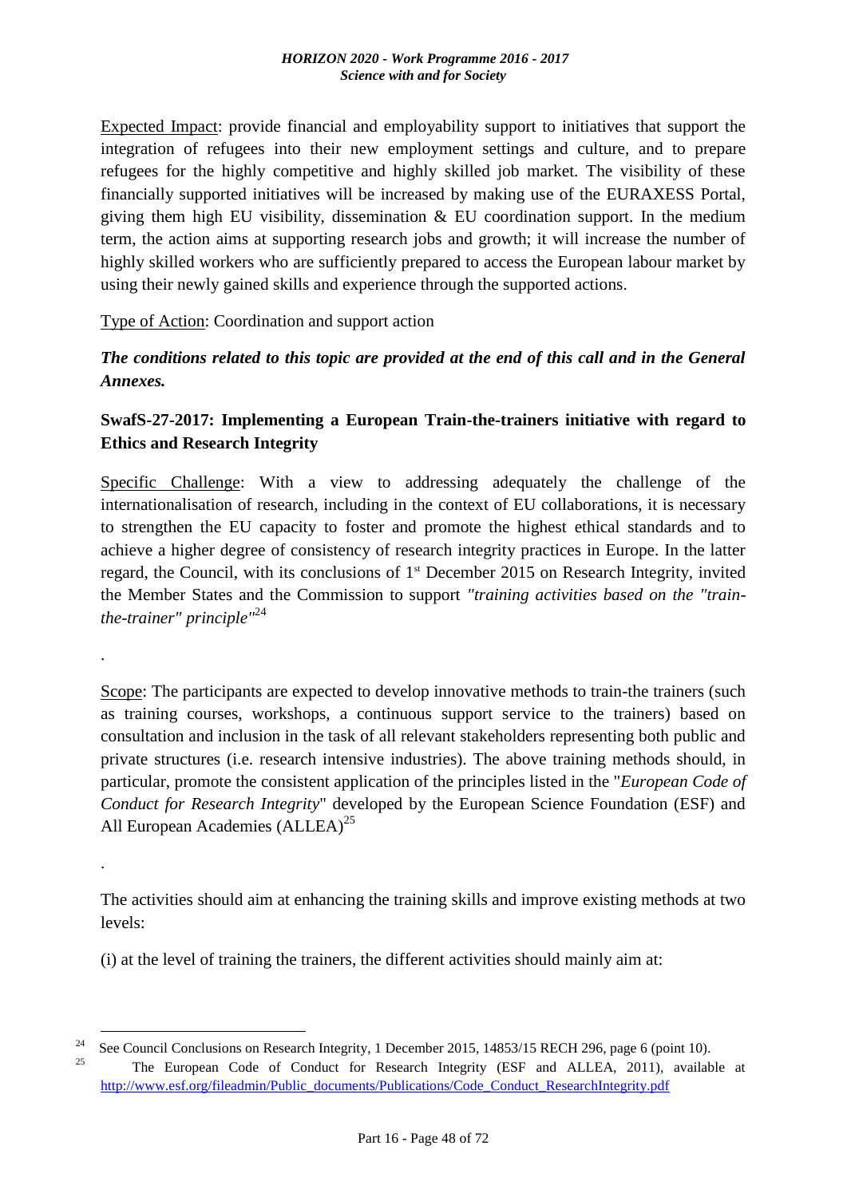Expected Impact: provide financial and employability support to initiatives that support the integration of refugees into their new employment settings and culture, and to prepare refugees for the highly competitive and highly skilled job market. The visibility of these financially supported initiatives will be increased by making use of the EURAXESS Portal, giving them high EU visibility, dissemination & EU coordination support. In the medium term, the action aims at supporting research jobs and growth; it will increase the number of highly skilled workers who are sufficiently prepared to access the European labour market by using their newly gained skills and experience through the supported actions.

Type of Action: Coordination and support action

***The conditions related to this topic are provided at the end of this call and in the General Annexes.***

**SwafS-27-2017: Implementing a European Train-the-trainers initiative with regard to Ethics and Research Integrity**

Specific Challenge: With a view to addressing adequately the challenge of the internationalisation of research, including in the context of EU collaborations, it is necessary to strengthen the EU capacity to foster and promote the highest ethical standards and to achieve a higher degree of consistency of research integrity practices in Europe. In the latter regard, the Council, with its conclusions of 1st December 2015 on Research Integrity, invited the Member States and the Commission to support *"training activities based on the "train-the-trainer" principle"*[24]

.

Scope: The participants are expected to develop innovative methods to train-the trainers (such as training courses, workshops, a continuous support service to the trainers) based on consultation and inclusion in the task of all relevant stakeholders representing both public and private structures (i.e. research intensive industries). The above training methods should, in particular, promote the consistent application of the principles listed in the "*European Code of Conduct for Research Integrity*" developed by the European Science Foundation (ESF) and All European Academies (ALLEA)[25]

.

The activities should aim at enhancing the training skills and improve existing methods at two levels:

(i) at the level of training the trainers, the different activities should mainly aim at:

---

[24] See Council Conclusions on Research Integrity, 1 December 2015, 14853/15 RECH 296, page 6 (point 10).

[25] The European Code of Conduct for Research Integrity (ESF and ALLEA, 2011), available at http://www.esf.org/fileadmin/Public_documents/Publications/Code_Conduct_ResearchIntegrity.pdf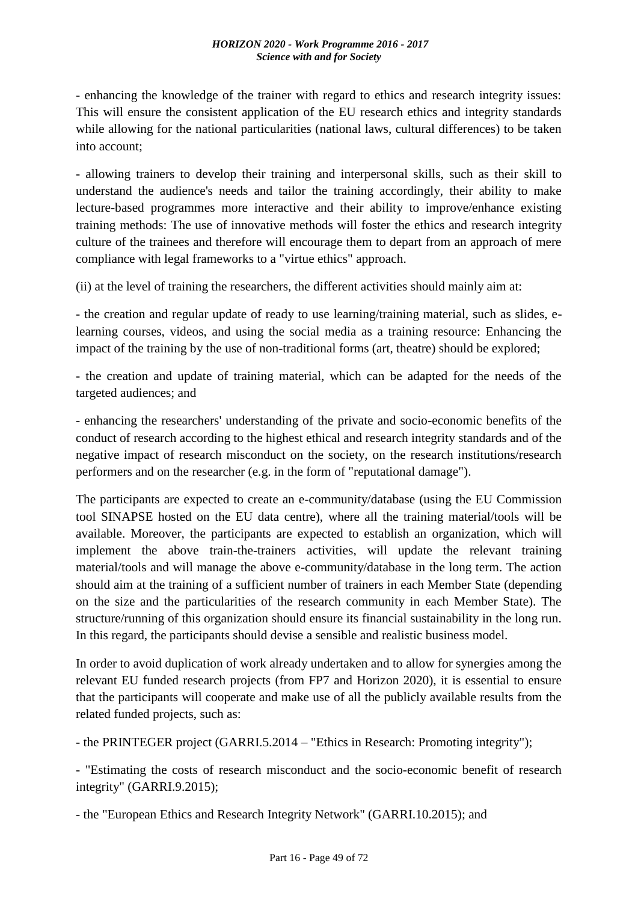- enhancing the knowledge of the trainer with regard to ethics and research integrity issues: This will ensure the consistent application of the EU research ethics and integrity standards while allowing for the national particularities (national laws, cultural differences) to be taken into account;

- allowing trainers to develop their training and interpersonal skills, such as their skill to understand the audience's needs and tailor the training accordingly, their ability to make lecture-based programmes more interactive and their ability to improve/enhance existing training methods: The use of innovative methods will foster the ethics and research integrity culture of the trainees and therefore will encourage them to depart from an approach of mere compliance with legal frameworks to a "virtue ethics" approach.

(ii) at the level of training the researchers, the different activities should mainly aim at:

- the creation and regular update of ready to use learning/training material, such as slides, e-learning courses, videos, and using the social media as a training resource: Enhancing the impact of the training by the use of non-traditional forms (art, theatre) should be explored;

- the creation and update of training material, which can be adapted for the needs of the targeted audiences; and

- enhancing the researchers' understanding of the private and socio-economic benefits of the conduct of research according to the highest ethical and research integrity standards and of the negative impact of research misconduct on the society, on the research institutions/research performers and on the researcher (e.g. in the form of "reputational damage").

The participants are expected to create an e-community/database (using the EU Commission tool SINAPSE hosted on the EU data centre), where all the training material/tools will be available. Moreover, the participants are expected to establish an organization, which will implement the above train-the-trainers activities, will update the relevant training material/tools and will manage the above e-community/database in the long term. The action should aim at the training of a sufficient number of trainers in each Member State (depending on the size and the particularities of the research community in each Member State). The structure/running of this organization should ensure its financial sustainability in the long run. In this regard, the participants should devise a sensible and realistic business model.

In order to avoid duplication of work already undertaken and to allow for synergies among the relevant EU funded research projects (from FP7 and Horizon 2020), it is essential to ensure that the participants will cooperate and make use of all the publicly available results from the related funded projects, such as:

- the PRINTEGER project (GARRI.5.2014 – "Ethics in Research: Promoting integrity");

- "Estimating the costs of research misconduct and the socio-economic benefit of research integrity" (GARRI.9.2015);

- the "European Ethics and Research Integrity Network" (GARRI.10.2015); and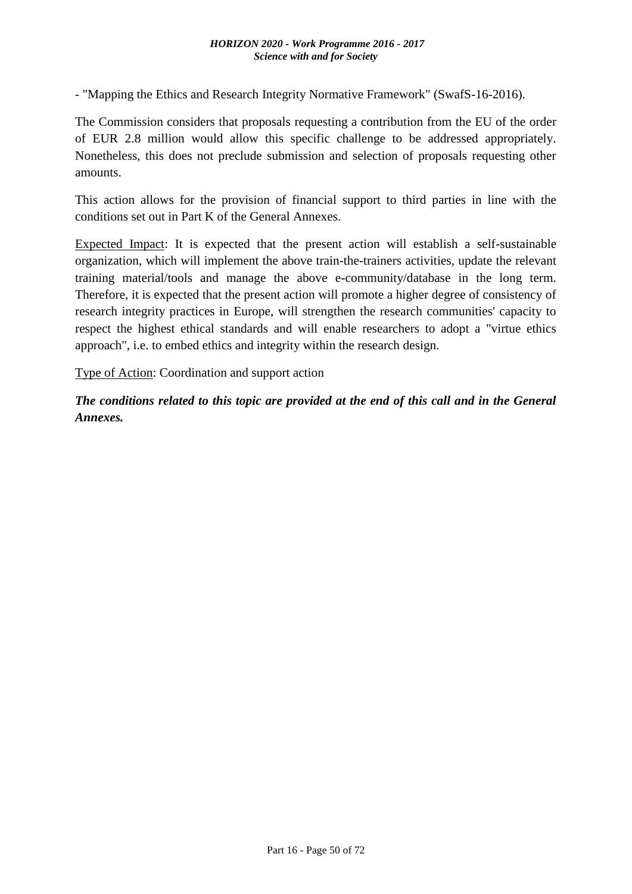- "Mapping the Ethics and Research Integrity Normative Framework" (SwafS-16-2016).

The Commission considers that proposals requesting a contribution from the EU of the order of EUR 2.8 million would allow this specific challenge to be addressed appropriately. Nonetheless, this does not preclude submission and selection of proposals requesting other amounts.

This action allows for the provision of financial support to third parties in line with the conditions set out in Part K of the General Annexes.

Expected Impact: It is expected that the present action will establish a self-sustainable organization, which will implement the above train-the-trainers activities, update the relevant training material/tools and manage the above e-community/database in the long term. Therefore, it is expected that the present action will promote a higher degree of consistency of research integrity practices in Europe, will strengthen the research communities' capacity to respect the highest ethical standards and will enable researchers to adopt a "virtue ethics approach", i.e. to embed ethics and integrity within the research design.

Type of Action: Coordination and support action

***The conditions related to this topic are provided at the end of this call and in the General Annexes.***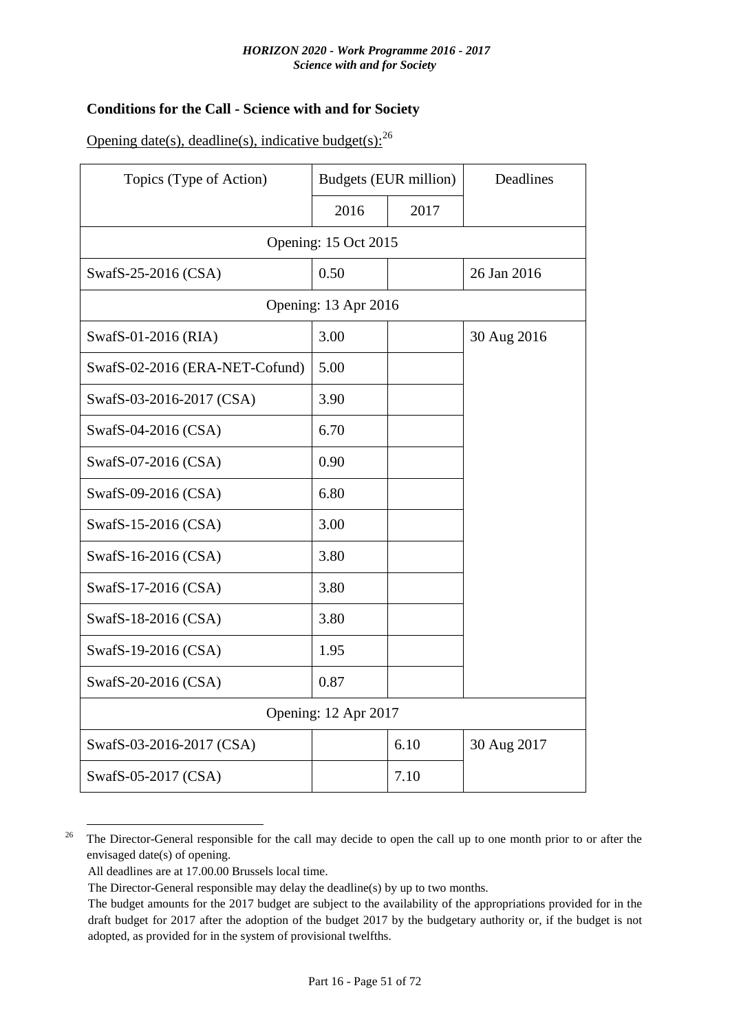**Conditions for the Call - Science with and for Society**

Opening date(s), deadline(s), indicative budget(s):[26]

| Topics (Type of Action) | Budgets (EUR million) | | Deadlines |
|---|---|---|---|
| | 2016 | 2017 | |
| Opening: 15 Oct 2015 | | | |
| SwafS-25-2016 (CSA) | 0.50 | | 26 Jan 2016 |
| Opening: 13 Apr 2016 | | | |
| SwafS-01-2016 (RIA) | 3.00 | | 30 Aug 2016 |
| SwafS-02-2016 (ERA-NET-Cofund) | 5.00 | | |
| SwafS-03-2016-2017 (CSA) | 3.90 | | |
| SwafS-04-2016 (CSA) | 6.70 | | |
| SwafS-07-2016 (CSA) | 0.90 | | |
| SwafS-09-2016 (CSA) | 6.80 | | |
| SwafS-15-2016 (CSA) | 3.00 | | |
| SwafS-16-2016 (CSA) | 3.80 | | |
| SwafS-17-2016 (CSA) | 3.80 | | |
| SwafS-18-2016 (CSA) | 3.80 | | |
| SwafS-19-2016 (CSA) | 1.95 | | |
| SwafS-20-2016 (CSA) | 0.87 | | |
| Opening: 12 Apr 2017 | | | |
| SwafS-03-2016-2017 (CSA) | | 6.10 | 30 Aug 2017 |
| SwafS-05-2017 (CSA) | | 7.10 | |

[26] The Director-General responsible for the call may decide to open the call up to one month prior to or after the envisaged date(s) of opening.
All deadlines are at 17.00.00 Brussels local time.
The Director-General responsible may delay the deadline(s) by up to two months.
The budget amounts for the 2017 budget are subject to the availability of the appropriations provided for in the draft budget for 2017 after the adoption of the budget 2017 by the budgetary authority or, if the budget is not adopted, as provided for in the system of provisional twelfths.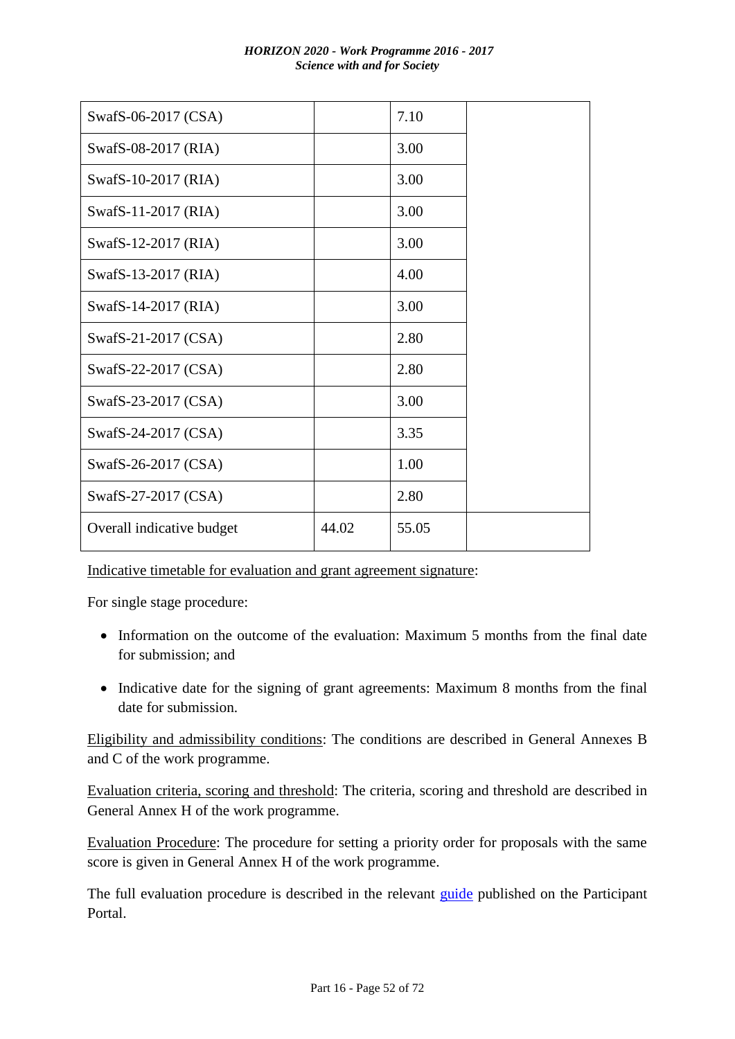| | | | |
|---|---|---|---|
| SwafS-06-2017 (CSA) | | 7.10 | |
| SwafS-08-2017 (RIA) | | 3.00 | |
| SwafS-10-2017 (RIA) | | 3.00 | |
| SwafS-11-2017 (RIA) | | 3.00 | |
| SwafS-12-2017 (RIA) | | 3.00 | |
| SwafS-13-2017 (RIA) | | 4.00 | |
| SwafS-14-2017 (RIA) | | 3.00 | |
| SwafS-21-2017 (CSA) | | 2.80 | |
| SwafS-22-2017 (CSA) | | 2.80 | |
| SwafS-23-2017 (CSA) | | 3.00 | |
| SwafS-24-2017 (CSA) | | 3.35 | |
| SwafS-26-2017 (CSA) | | 1.00 | |
| SwafS-27-2017 (CSA) | | 2.80 | |
| Overall indicative budget | 44.02 | 55.05 | |

Indicative timetable for evaluation and grant agreement signature:

For single stage procedure:

- Information on the outcome of the evaluation: Maximum 5 months from the final date for submission; and
- Indicative date for the signing of grant agreements: Maximum 8 months from the final date for submission.

Eligibility and admissibility conditions: The conditions are described in General Annexes B and C of the work programme.

Evaluation criteria, scoring and threshold: The criteria, scoring and threshold are described in General Annex H of the work programme.

Evaluation Procedure: The procedure for setting a priority order for proposals with the same score is given in General Annex H of the work programme.

The full evaluation procedure is described in the relevant guide published on the Participant Portal.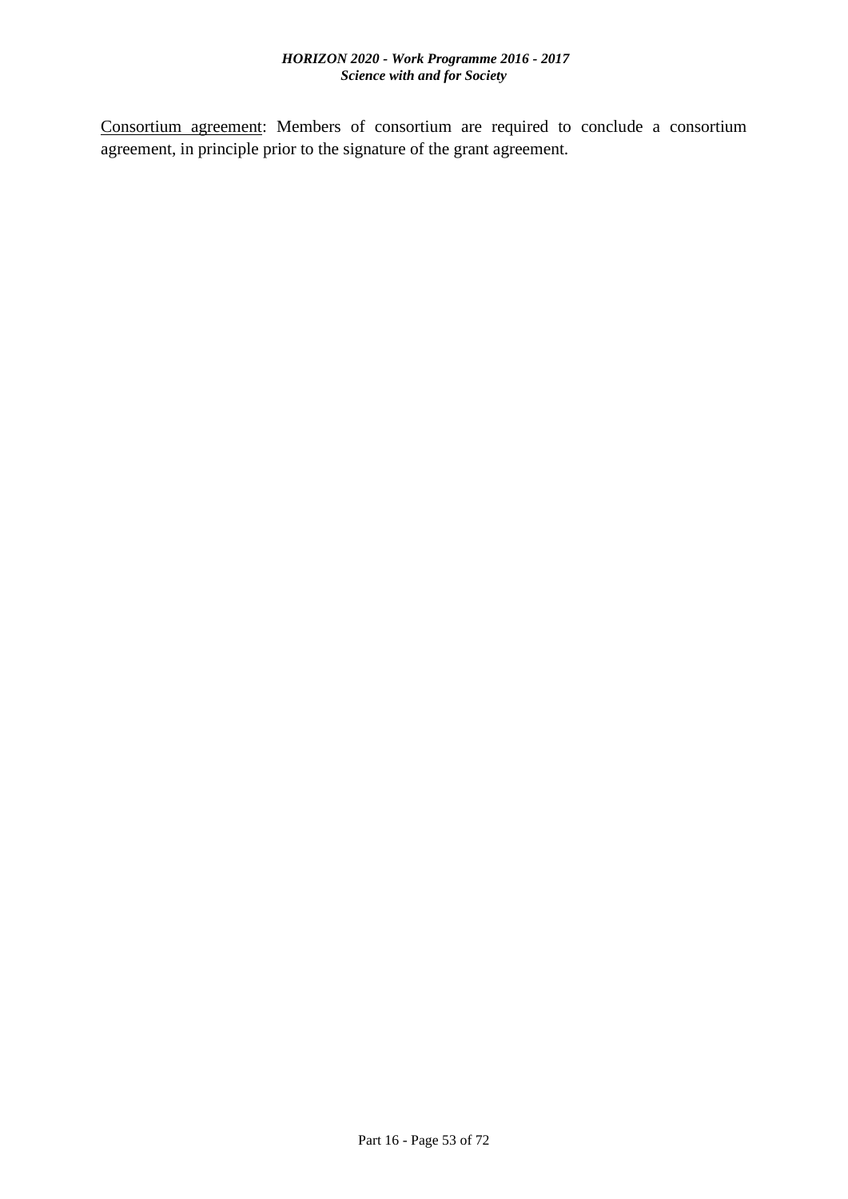<u>Consortium agreement</u>: Members of consortium are required to conclude a consortium agreement, in principle prior to the signature of the grant agreement.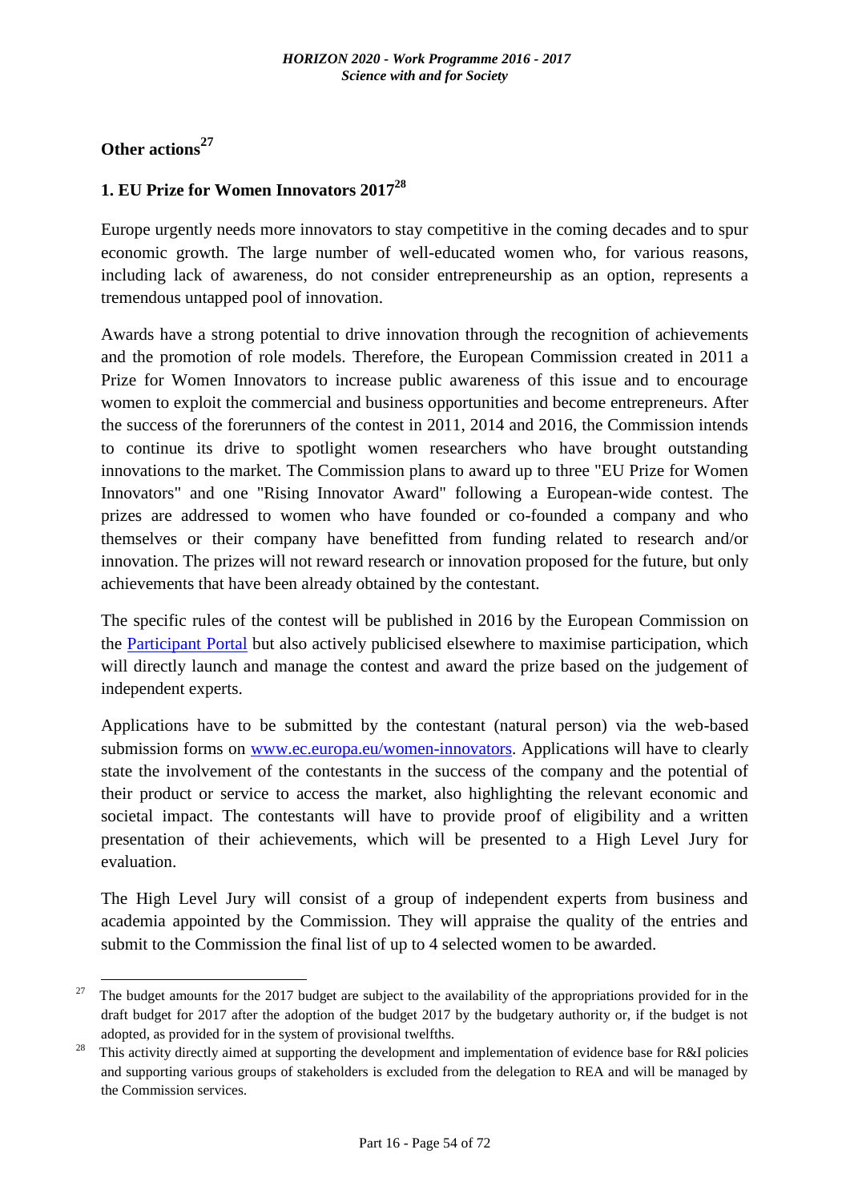## Other actions[27]

### 1. EU Prize for Women Innovators 2017[28]

Europe urgently needs more innovators to stay competitive in the coming decades and to spur economic growth. The large number of well-educated women who, for various reasons, including lack of awareness, do not consider entrepreneurship as an option, represents a tremendous untapped pool of innovation.

Awards have a strong potential to drive innovation through the recognition of achievements and the promotion of role models. Therefore, the European Commission created in 2011 a Prize for Women Innovators to increase public awareness of this issue and to encourage women to exploit the commercial and business opportunities and become entrepreneurs. After the success of the forerunners of the contest in 2011, 2014 and 2016, the Commission intends to continue its drive to spotlight women researchers who have brought outstanding innovations to the market. The Commission plans to award up to three "EU Prize for Women Innovators" and one "Rising Innovator Award" following a European-wide contest. The prizes are addressed to women who have founded or co-founded a company and who themselves or their company have benefitted from funding related to research and/or innovation. The prizes will not reward research or innovation proposed for the future, but only achievements that have been already obtained by the contestant.

The specific rules of the contest will be published in 2016 by the European Commission on the [Participant Portal](Participant Portal) but also actively publicised elsewhere to maximise participation, which will directly launch and manage the contest and award the prize based on the judgement of independent experts.

Applications have to be submitted by the contestant (natural person) via the web-based submission forms on [www.ec.europa.eu/women-innovators](www.ec.europa.eu/women-innovators). Applications will have to clearly state the involvement of the contestants in the success of the company and the potential of their product or service to access the market, also highlighting the relevant economic and societal impact. The contestants will have to provide proof of eligibility and a written presentation of their achievements, which will be presented to a High Level Jury for evaluation.

The High Level Jury will consist of a group of independent experts from business and academia appointed by the Commission. They will appraise the quality of the entries and submit to the Commission the final list of up to 4 selected women to be awarded.

---

[27] The budget amounts for the 2017 budget are subject to the availability of the appropriations provided for in the draft budget for 2017 after the adoption of the budget 2017 by the budgetary authority or, if the budget is not adopted, as provided for in the system of provisional twelfths.

[28] This activity directly aimed at supporting the development and implementation of evidence base for R&I policies and supporting various groups of stakeholders is excluded from the delegation to REA and will be managed by the Commission services.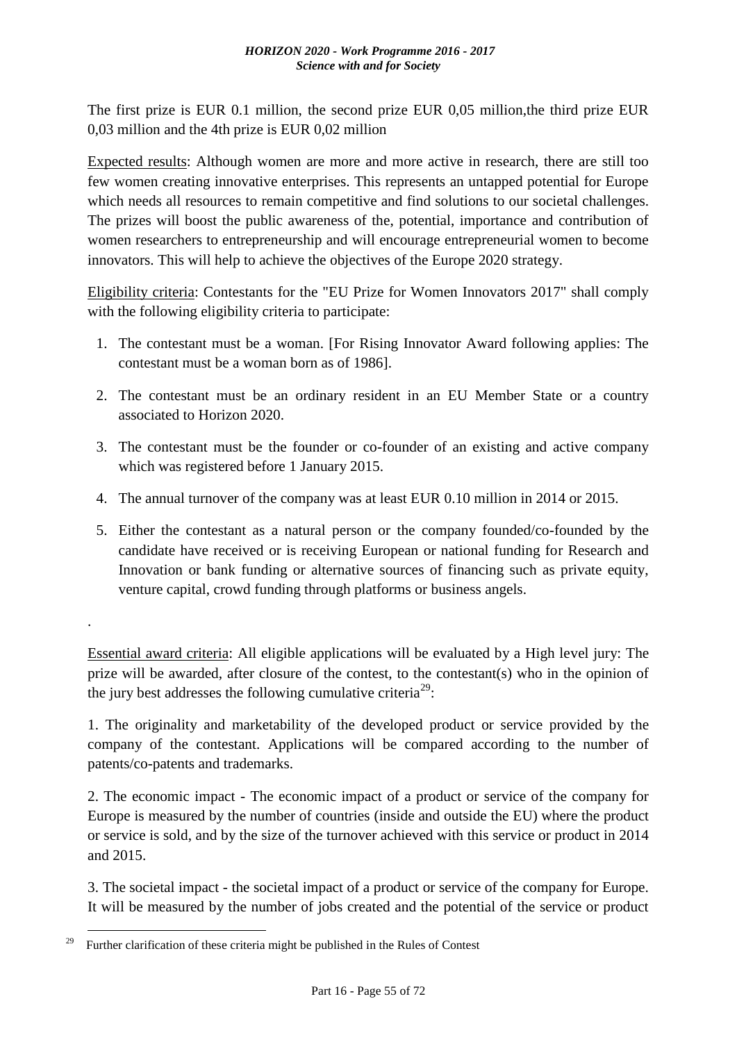The first prize is EUR 0.1 million, the second prize EUR 0,05 million,the third prize EUR 0,03 million and the 4th prize is EUR 0,02 million

Expected results: Although women are more and more active in research, there are still too few women creating innovative enterprises. This represents an untapped potential for Europe which needs all resources to remain competitive and find solutions to our societal challenges. The prizes will boost the public awareness of the, potential, importance and contribution of women researchers to entrepreneurship and will encourage entrepreneurial women to become innovators. This will help to achieve the objectives of the Europe 2020 strategy.

Eligibility criteria: Contestants for the "EU Prize for Women Innovators 2017" shall comply with the following eligibility criteria to participate:

1. The contestant must be a woman. [For Rising Innovator Award following applies: The contestant must be a woman born as of 1986].
2. The contestant must be an ordinary resident in an EU Member State or a country associated to Horizon 2020.
3. The contestant must be the founder or co-founder of an existing and active company which was registered before 1 January 2015.
4. The annual turnover of the company was at least EUR 0.10 million in 2014 or 2015.
5. Either the contestant as a natural person or the company founded/co-founded by the candidate have received or is receiving European or national funding for Research and Innovation or bank funding or alternative sources of financing such as private equity, venture capital, crowd funding through platforms or business angels.

.

Essential award criteria: All eligible applications will be evaluated by a High level jury: The prize will be awarded, after closure of the contest, to the contestant(s) who in the opinion of the jury best addresses the following cumulative criteria[29]:

1. The originality and marketability of the developed product or service provided by the company of the contestant. Applications will be compared according to the number of patents/co-patents and trademarks.

2. The economic impact - The economic impact of a product or service of the company for Europe is measured by the number of countries (inside and outside the EU) where the product or service is sold, and by the size of the turnover achieved with this service or product in 2014 and 2015.

3. The societal impact - the societal impact of a product or service of the company for Europe. It will be measured by the number of jobs created and the potential of the service or product

[29] Further clarification of these criteria might be published in the Rules of Contest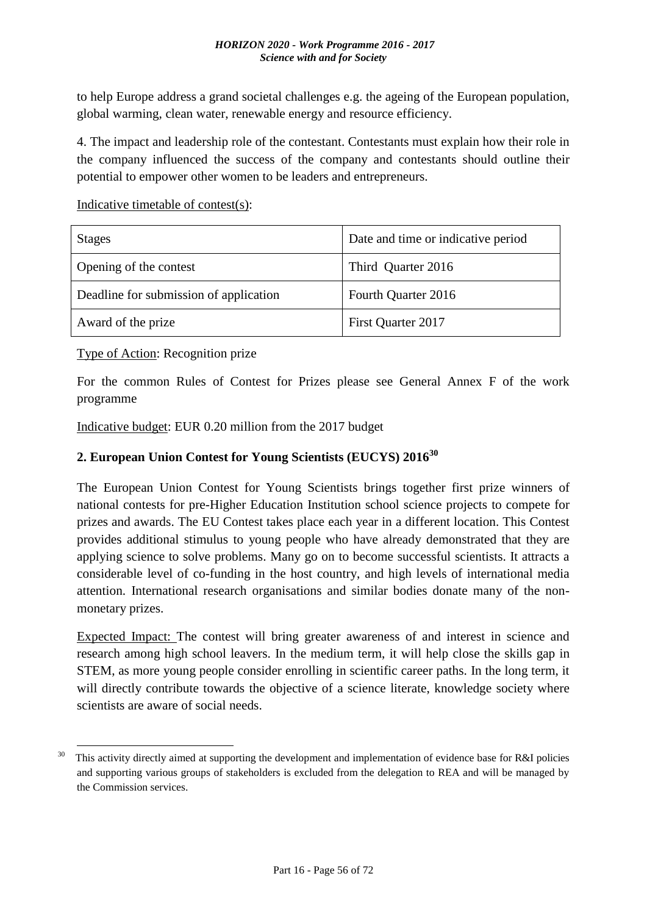to help Europe address a grand societal challenges e.g. the ageing of the European population, global warming, clean water, renewable energy and resource efficiency.

4. The impact and leadership role of the contestant. Contestants must explain how their role in the company influenced the success of the company and contestants should outline their potential to empower other women to be leaders and entrepreneurs.

Indicative timetable of contest(s):

| Stages | Date and time or indicative period |
|---|---|
| Opening of the contest | Third Quarter 2016 |
| Deadline for submission of application | Fourth Quarter 2016 |
| Award of the prize | First Quarter 2017 |

Type of Action: Recognition prize

For the common Rules of Contest for Prizes please see General Annex F of the work programme

Indicative budget: EUR 0.20 million from the 2017 budget

**2. European Union Contest for Young Scientists (EUCYS) 2016[30]**

The European Union Contest for Young Scientists brings together first prize winners of national contests for pre-Higher Education Institution school science projects to compete for prizes and awards. The EU Contest takes place each year in a different location. This Contest provides additional stimulus to young people who have already demonstrated that they are applying science to solve problems. Many go on to become successful scientists. It attracts a considerable level of co-funding in the host country, and high levels of international media attention. International research organisations and similar bodies donate many of the non-monetary prizes.

Expected Impact: The contest will bring greater awareness of and interest in science and research among high school leavers. In the medium term, it will help close the skills gap in STEM, as more young people consider enrolling in scientific career paths. In the long term, it will directly contribute towards the objective of a science literate, knowledge society where scientists are aware of social needs.

[30] This activity directly aimed at supporting the development and implementation of evidence base for R&I policies and supporting various groups of stakeholders is excluded from the delegation to REA and will be managed by the Commission services.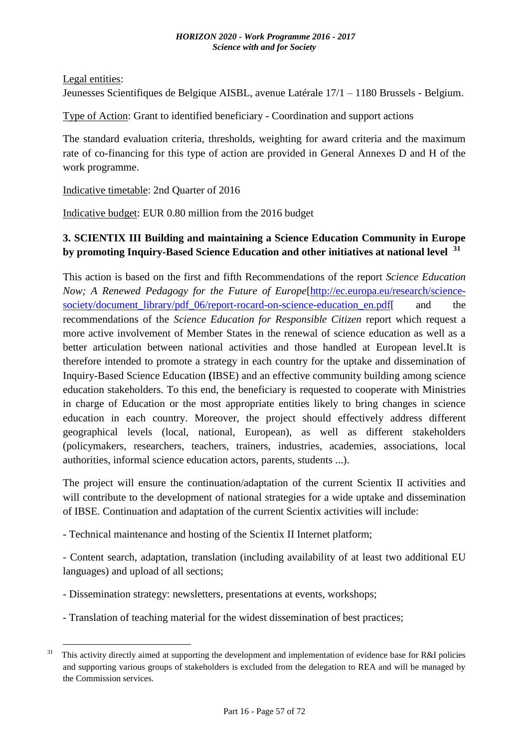Legal entities:
Jeunesses Scientifiques de Belgique AISBL, avenue Latérale 17/1 – 1180 Brussels - Belgium.

Type of Action: Grant to identified beneficiary - Coordination and support actions

The standard evaluation criteria, thresholds, weighting for award criteria and the maximum rate of co-financing for this type of action are provided in General Annexes D and H of the work programme.

Indicative timetable: 2nd Quarter of 2016

Indicative budget: EUR 0.80 million from the 2016 budget

### 3. SCIENTIX III Building and maintaining a Science Education Community in Europe by promoting Inquiry-Based Science Education and other initiatives at national level [31]

This action is based on the first and fifth Recommendations of the report *Science Education Now; A Renewed Pedagogy for the Future of Europe*[http://ec.europa.eu/research/science-society/document_library/pdf_06/report-rocard-on-science-education_en.pdf[ and the recommendations of the *Science Education for Responsible Citizen* report which request a more active involvement of Member States in the renewal of science education as well as a better articulation between national activities and those handled at European level.It is therefore intended to promote a strategy in each country for the uptake and dissemination of Inquiry-Based Science Education **(**IBSE) and an effective community building among science education stakeholders. To this end, the beneficiary is requested to cooperate with Ministries in charge of Education or the most appropriate entities likely to bring changes in science education in each country. Moreover, the project should effectively address different geographical levels (local, national, European), as well as different stakeholders (policymakers, researchers, teachers, trainers, industries, academies, associations, local authorities, informal science education actors, parents, students ...).

The project will ensure the continuation/adaptation of the current Scientix II activities and will contribute to the development of national strategies for a wide uptake and dissemination of IBSE. Continuation and adaptation of the current Scientix activities will include:

- Technical maintenance and hosting of the Scientix II Internet platform;

- Content search, adaptation, translation (including availability of at least two additional EU languages) and upload of all sections;

- Dissemination strategy: newsletters, presentations at events, workshops;

- Translation of teaching material for the widest dissemination of best practices;

[31] This activity directly aimed at supporting the development and implementation of evidence base for R&I policies and supporting various groups of stakeholders is excluded from the delegation to REA and will be managed by the Commission services.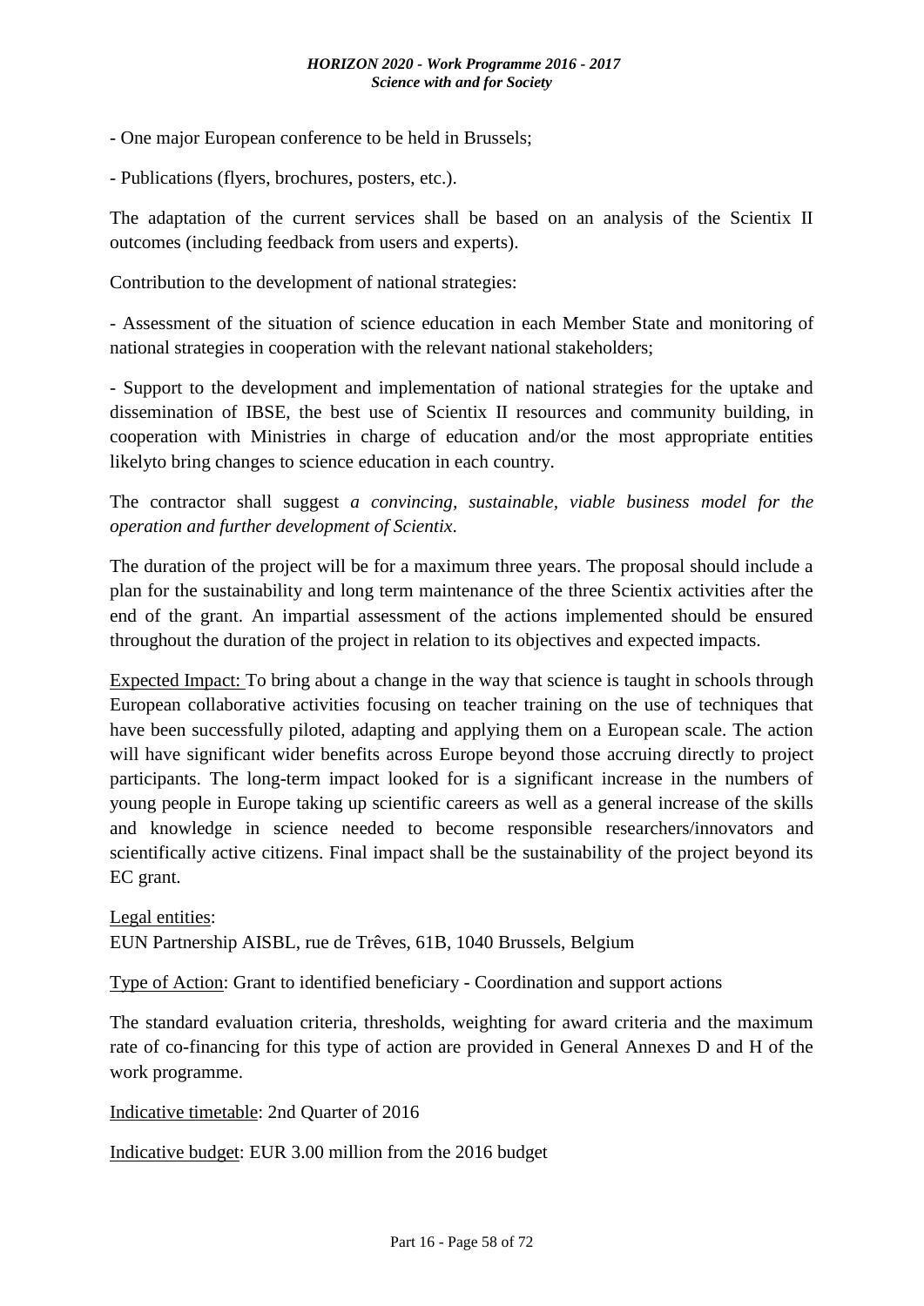- One major European conference to be held in Brussels;

- Publications (flyers, brochures, posters, etc.).

The adaptation of the current services shall be based on an analysis of the Scientix II outcomes (including feedback from users and experts).

Contribution to the development of national strategies:

- Assessment of the situation of science education in each Member State and monitoring of national strategies in cooperation with the relevant national stakeholders;

- Support to the development and implementation of national strategies for the uptake and dissemination of IBSE, the best use of Scientix II resources and community building, in cooperation with Ministries in charge of education and/or the most appropriate entities likelyto bring changes to science education in each country.

The contractor shall suggest *a convincing, sustainable, viable business model for the operation and further development of Scientix*.

The duration of the project will be for a maximum three years. The proposal should include a plan for the sustainability and long term maintenance of the three Scientix activities after the end of the grant. An impartial assessment of the actions implemented should be ensured throughout the duration of the project in relation to its objectives and expected impacts.

Expected Impact: To bring about a change in the way that science is taught in schools through European collaborative activities focusing on teacher training on the use of techniques that have been successfully piloted, adapting and applying them on a European scale. The action will have significant wider benefits across Europe beyond those accruing directly to project participants. The long-term impact looked for is a significant increase in the numbers of young people in Europe taking up scientific careers as well as a general increase of the skills and knowledge in science needed to become responsible researchers/innovators and scientifically active citizens. Final impact shall be the sustainability of the project beyond its EC grant.

Legal entities:
EUN Partnership AISBL, rue de Trêves, 61B, 1040 Brussels, Belgium

Type of Action: Grant to identified beneficiary - Coordination and support actions

The standard evaluation criteria, thresholds, weighting for award criteria and the maximum rate of co-financing for this type of action are provided in General Annexes D and H of the work programme.

Indicative timetable: 2nd Quarter of 2016

Indicative budget: EUR 3.00 million from the 2016 budget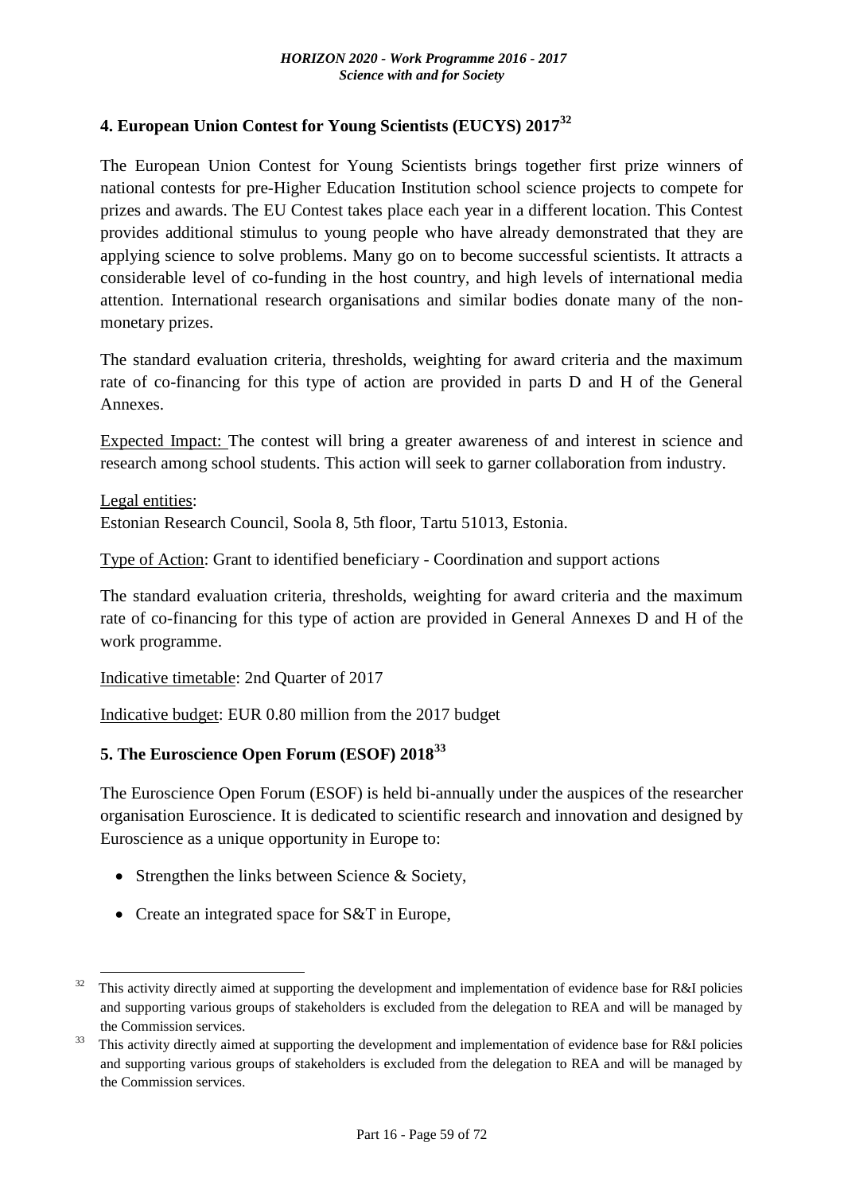## 4. European Union Contest for Young Scientists (EUCYS) 2017[32]

The European Union Contest for Young Scientists brings together first prize winners of national contests for pre-Higher Education Institution school science projects to compete for prizes and awards. The EU Contest takes place each year in a different location. This Contest provides additional stimulus to young people who have already demonstrated that they are applying science to solve problems. Many go on to become successful scientists. It attracts a considerable level of co-funding in the host country, and high levels of international media attention. International research organisations and similar bodies donate many of the non-monetary prizes.

The standard evaluation criteria, thresholds, weighting for award criteria and the maximum rate of co-financing for this type of action are provided in parts D and H of the General Annexes.

Expected Impact: The contest will bring a greater awareness of and interest in science and research among school students. This action will seek to garner collaboration from industry.

Legal entities:
Estonian Research Council, Soola 8, 5th floor, Tartu 51013, Estonia.

Type of Action: Grant to identified beneficiary - Coordination and support actions

The standard evaluation criteria, thresholds, weighting for award criteria and the maximum rate of co-financing for this type of action are provided in General Annexes D and H of the work programme.

Indicative timetable: 2nd Quarter of 2017

Indicative budget: EUR 0.80 million from the 2017 budget

## 5. The Euroscience Open Forum (ESOF) 2018[33]

The Euroscience Open Forum (ESOF) is held bi-annually under the auspices of the researcher organisation Euroscience. It is dedicated to scientific research and innovation and designed by Euroscience as a unique opportunity in Europe to:

- Strengthen the links between Science & Society,
- Create an integrated space for S&T in Europe,

---

[32] This activity directly aimed at supporting the development and implementation of evidence base for R&I policies and supporting various groups of stakeholders is excluded from the delegation to REA and will be managed by the Commission services.

[33] This activity directly aimed at supporting the development and implementation of evidence base for R&I policies and supporting various groups of stakeholders is excluded from the delegation to REA and will be managed by the Commission services.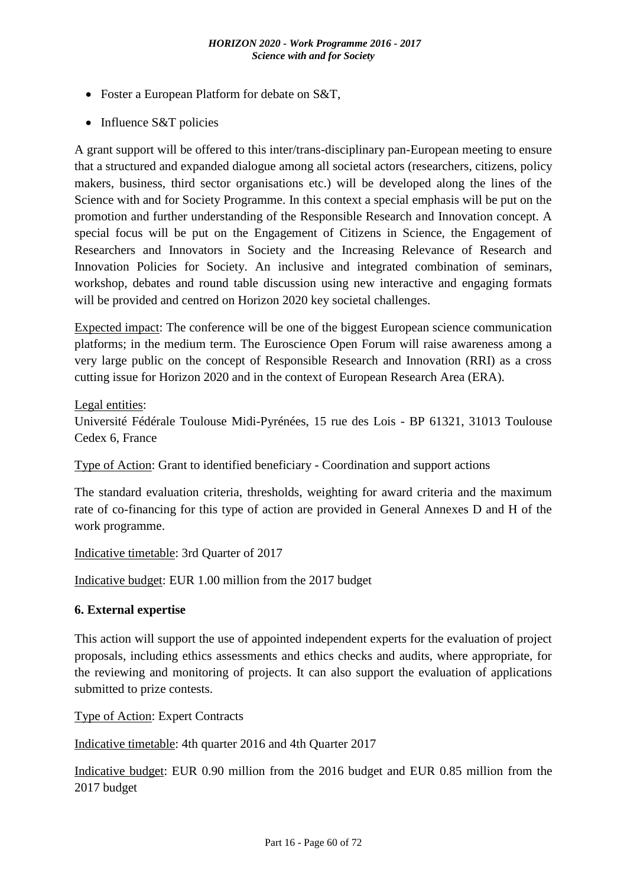- Foster a European Platform for debate on S&T,
- Influence S&T policies

A grant support will be offered to this inter/trans-disciplinary pan-European meeting to ensure that a structured and expanded dialogue among all societal actors (researchers, citizens, policy makers, business, third sector organisations etc.) will be developed along the lines of the Science with and for Society Programme. In this context a special emphasis will be put on the promotion and further understanding of the Responsible Research and Innovation concept. A special focus will be put on the Engagement of Citizens in Science, the Engagement of Researchers and Innovators in Society and the Increasing Relevance of Research and Innovation Policies for Society. An inclusive and integrated combination of seminars, workshop, debates and round table discussion using new interactive and engaging formats will be provided and centred on Horizon 2020 key societal challenges.

Expected impact: The conference will be one of the biggest European science communication platforms; in the medium term. The Euroscience Open Forum will raise awareness among a very large public on the concept of Responsible Research and Innovation (RRI) as a cross cutting issue for Horizon 2020 and in the context of European Research Area (ERA).

Legal entities:
Université Fédérale Toulouse Midi-Pyrénées, 15 rue des Lois - BP 61321, 31013 Toulouse Cedex 6, France

Type of Action: Grant to identified beneficiary - Coordination and support actions

The standard evaluation criteria, thresholds, weighting for award criteria and the maximum rate of co-financing for this type of action are provided in General Annexes D and H of the work programme.

Indicative timetable: 3rd Quarter of 2017

Indicative budget: EUR 1.00 million from the 2017 budget

**6. External expertise**

This action will support the use of appointed independent experts for the evaluation of project proposals, including ethics assessments and ethics checks and audits, where appropriate, for the reviewing and monitoring of projects. It can also support the evaluation of applications submitted to prize contests.

Type of Action: Expert Contracts

Indicative timetable: 4th quarter 2016 and 4th Quarter 2017

Indicative budget: EUR 0.90 million from the 2016 budget and EUR 0.85 million from the 2017 budget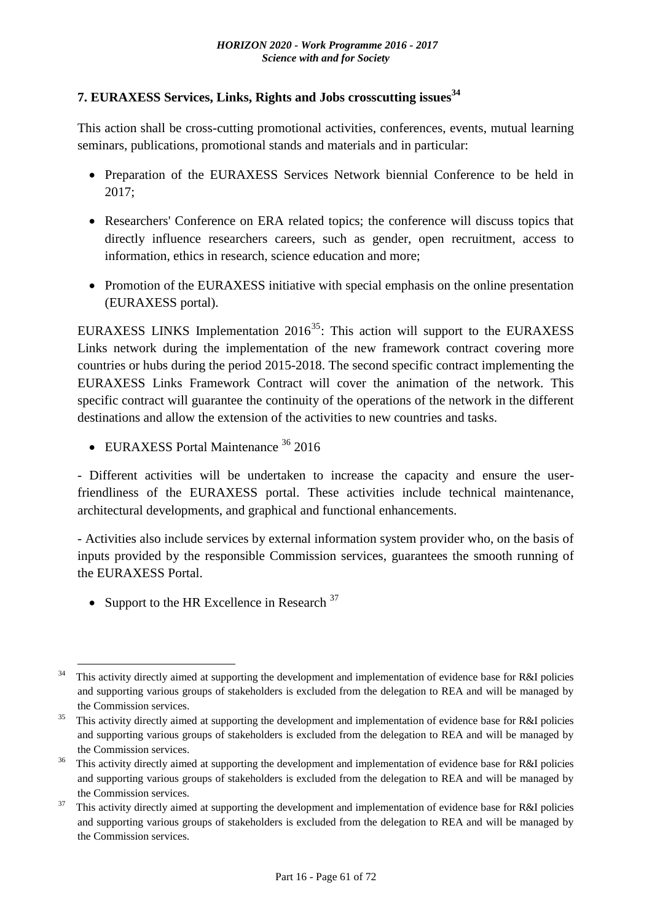## 7. EURAXESS Services, Links, Rights and Jobs crosscutting issues[34]

This action shall be cross-cutting promotional activities, conferences, events, mutual learning seminars, publications, promotional stands and materials and in particular:

- Preparation of the EURAXESS Services Network biennial Conference to be held in 2017;
- Researchers' Conference on ERA related topics; the conference will discuss topics that directly influence researchers careers, such as gender, open recruitment, access to information, ethics in research, science education and more;
- Promotion of the EURAXESS initiative with special emphasis on the online presentation (EURAXESS portal).

EURAXESS LINKS Implementation 2016[35]: This action will support to the EURAXESS Links network during the implementation of the new framework contract covering more countries or hubs during the period 2015-2018. The second specific contract implementing the EURAXESS Links Framework Contract will cover the animation of the network. This specific contract will guarantee the continuity of the operations of the network in the different destinations and allow the extension of the activities to new countries and tasks.

- EURAXESS Portal Maintenance [36] 2016

- Different activities will be undertaken to increase the capacity and ensure the user-friendliness of the EURAXESS portal. These activities include technical maintenance, architectural developments, and graphical and functional enhancements.

- Activities also include services by external information system provider who, on the basis of inputs provided by the responsible Commission services, guarantees the smooth running of the EURAXESS Portal.

- Support to the HR Excellence in Research [37]

---

[34] This activity directly aimed at supporting the development and implementation of evidence base for R&I policies and supporting various groups of stakeholders is excluded from the delegation to REA and will be managed by the Commission services.

[35] This activity directly aimed at supporting the development and implementation of evidence base for R&I policies and supporting various groups of stakeholders is excluded from the delegation to REA and will be managed by the Commission services.

[36] This activity directly aimed at supporting the development and implementation of evidence base for R&I policies and supporting various groups of stakeholders is excluded from the delegation to REA and will be managed by the Commission services.

[37] This activity directly aimed at supporting the development and implementation of evidence base for R&I policies and supporting various groups of stakeholders is excluded from the delegation to REA and will be managed by the Commission services.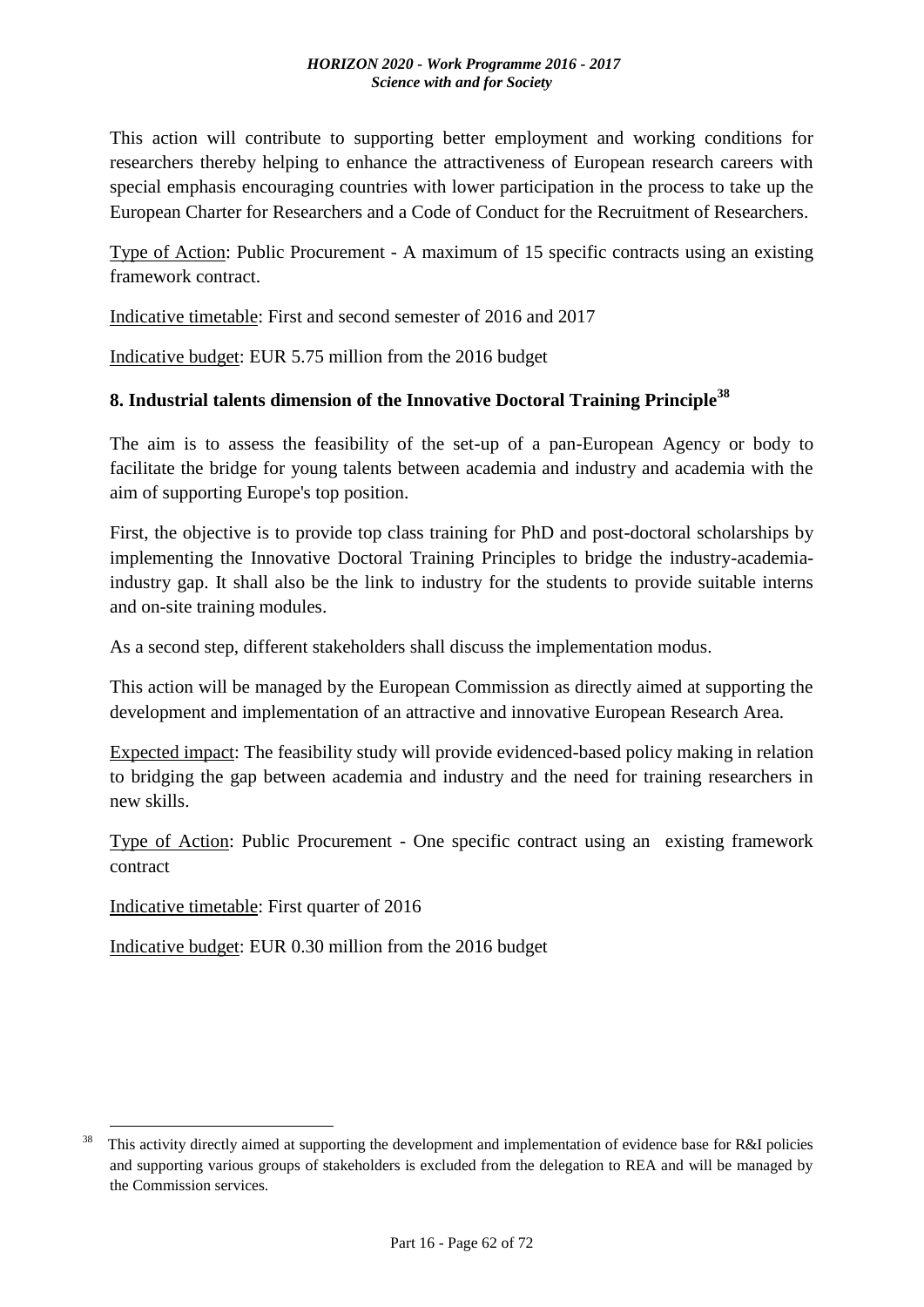This action will contribute to supporting better employment and working conditions for researchers thereby helping to enhance the attractiveness of European research careers with special emphasis encouraging countries with lower participation in the process to take up the European Charter for Researchers and a Code of Conduct for the Recruitment of Researchers.

Type of Action: Public Procurement - A maximum of 15 specific contracts using an existing framework contract.

Indicative timetable: First and second semester of 2016 and 2017

Indicative budget: EUR 5.75 million from the 2016 budget

## 8. Industrial talents dimension of the Innovative Doctoral Training Principle[38]

The aim is to assess the feasibility of the set-up of a pan-European Agency or body to facilitate the bridge for young talents between academia and industry and academia with the aim of supporting Europe's top position.

First, the objective is to provide top class training for PhD and post-doctoral scholarships by implementing the Innovative Doctoral Training Principles to bridge the industry-academia-industry gap. It shall also be the link to industry for the students to provide suitable interns and on-site training modules.

As a second step, different stakeholders shall discuss the implementation modus.

This action will be managed by the European Commission as directly aimed at supporting the development and implementation of an attractive and innovative European Research Area.

Expected impact: The feasibility study will provide evidenced-based policy making in relation to bridging the gap between academia and industry and the need for training researchers in new skills.

Type of Action: Public Procurement - One specific contract using an existing framework contract

Indicative timetable: First quarter of 2016

Indicative budget: EUR 0.30 million from the 2016 budget

---

[38] This activity directly aimed at supporting the development and implementation of evidence base for R&I policies and supporting various groups of stakeholders is excluded from the delegation to REA and will be managed by the Commission services.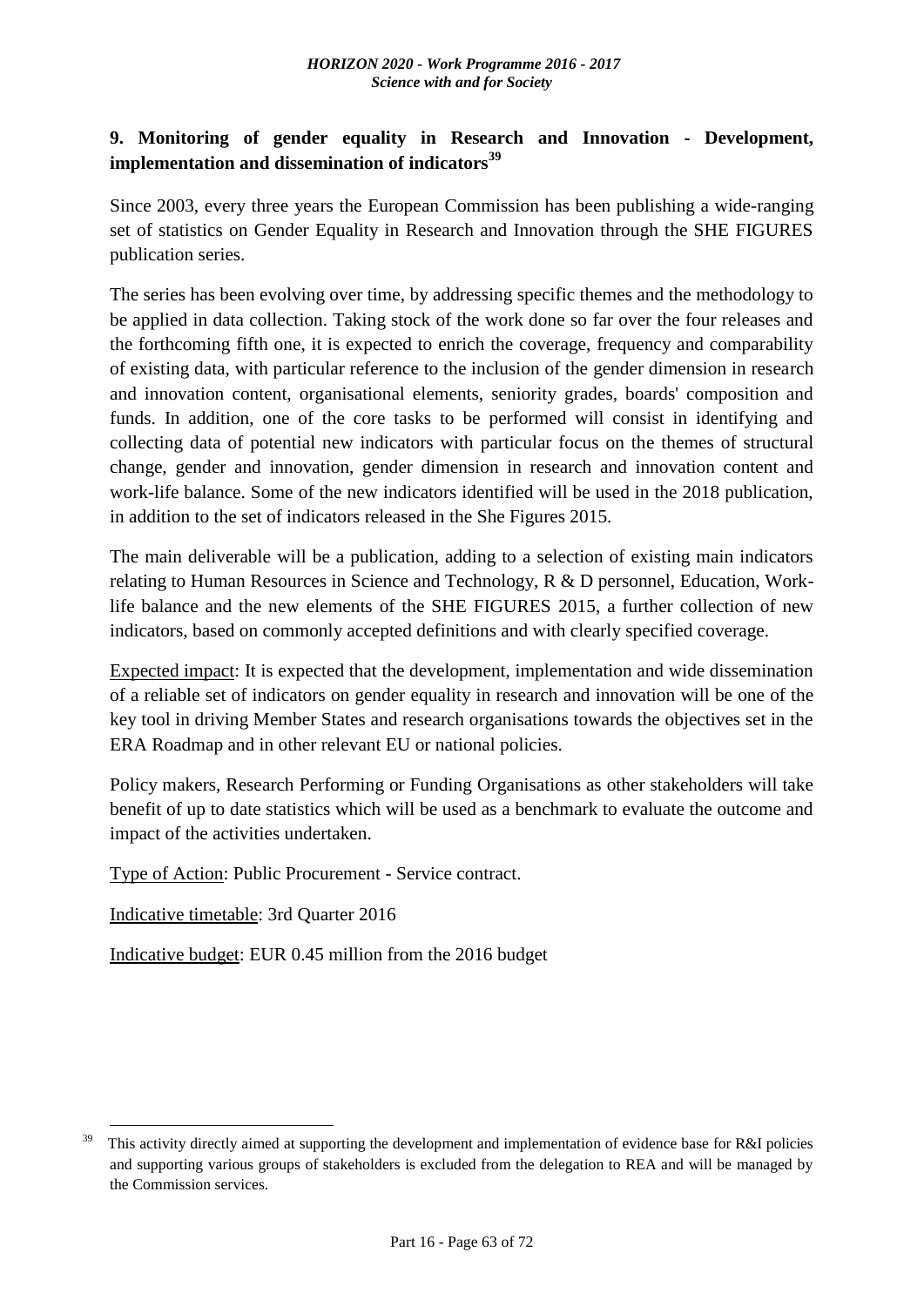## 9. Monitoring of gender equality in Research and Innovation - Development, implementation and dissemination of indicators[39]

Since 2003, every three years the European Commission has been publishing a wide-ranging set of statistics on Gender Equality in Research and Innovation through the SHE FIGURES publication series.

The series has been evolving over time, by addressing specific themes and the methodology to be applied in data collection. Taking stock of the work done so far over the four releases and the forthcoming fifth one, it is expected to enrich the coverage, frequency and comparability of existing data, with particular reference to the inclusion of the gender dimension in research and innovation content, organisational elements, seniority grades, boards' composition and funds. In addition, one of the core tasks to be performed will consist in identifying and collecting data of potential new indicators with particular focus on the themes of structural change, gender and innovation, gender dimension in research and innovation content and work-life balance. Some of the new indicators identified will be used in the 2018 publication, in addition to the set of indicators released in the She Figures 2015.

The main deliverable will be a publication, adding to a selection of existing main indicators relating to Human Resources in Science and Technology, R & D personnel, Education, Work-life balance and the new elements of the SHE FIGURES 2015, a further collection of new indicators, based on commonly accepted definitions and with clearly specified coverage.

Expected impact: It is expected that the development, implementation and wide dissemination of a reliable set of indicators on gender equality in research and innovation will be one of the key tool in driving Member States and research organisations towards the objectives set in the ERA Roadmap and in other relevant EU or national policies.

Policy makers, Research Performing or Funding Organisations as other stakeholders will take benefit of up to date statistics which will be used as a benchmark to evaluate the outcome and impact of the activities undertaken.

Type of Action: Public Procurement - Service contract.

Indicative timetable: 3rd Quarter 2016

Indicative budget: EUR 0.45 million from the 2016 budget

[39] This activity directly aimed at supporting the development and implementation of evidence base for R&I policies and supporting various groups of stakeholders is excluded from the delegation to REA and will be managed by the Commission services.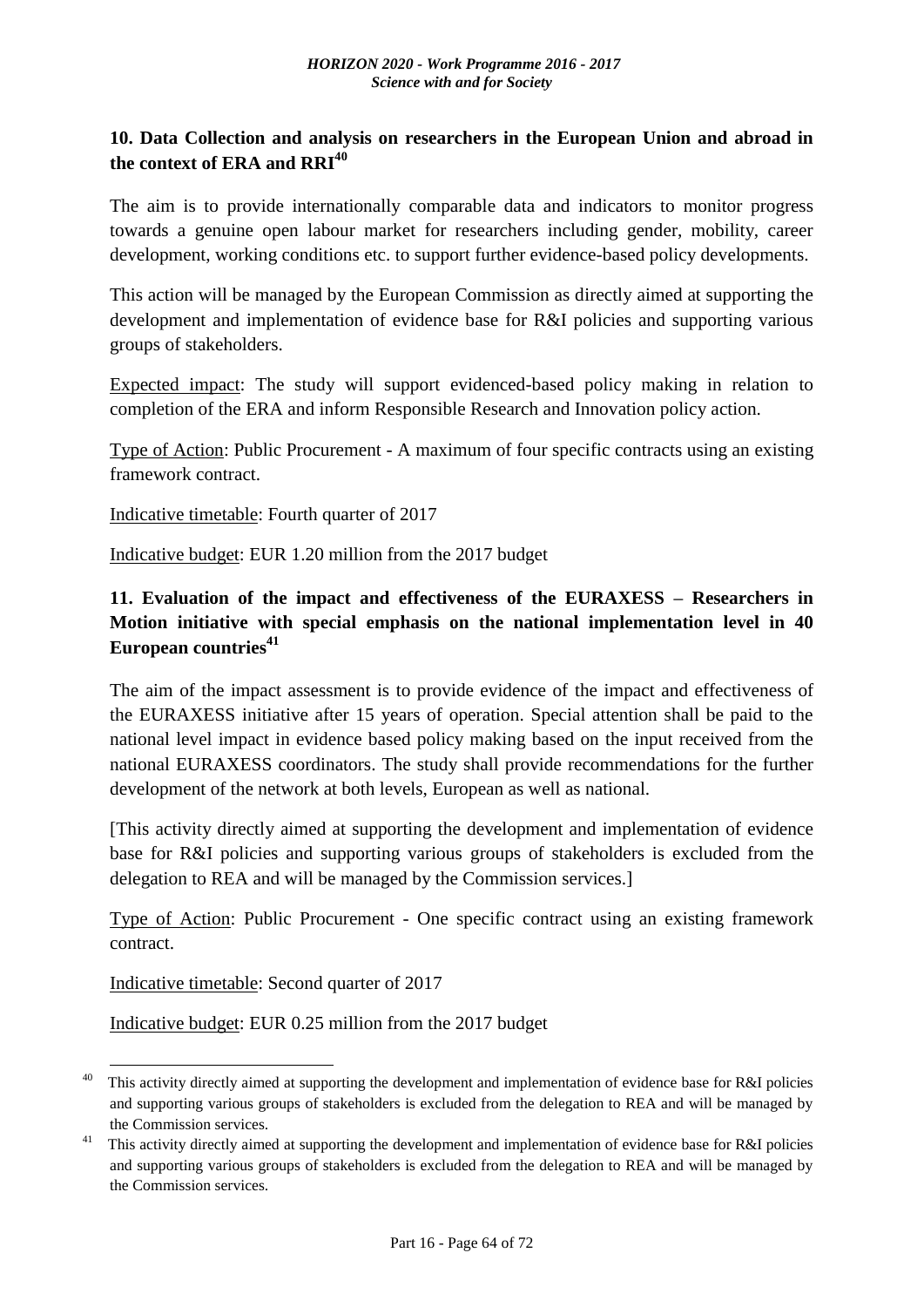## 10. Data Collection and analysis on researchers in the European Union and abroad in the context of ERA and RRI[40]

The aim is to provide internationally comparable data and indicators to monitor progress towards a genuine open labour market for researchers including gender, mobility, career development, working conditions etc. to support further evidence-based policy developments.

This action will be managed by the European Commission as directly aimed at supporting the development and implementation of evidence base for R&I policies and supporting various groups of stakeholders.

Expected impact: The study will support evidenced-based policy making in relation to completion of the ERA and inform Responsible Research and Innovation policy action.

Type of Action: Public Procurement - A maximum of four specific contracts using an existing framework contract.

Indicative timetable: Fourth quarter of 2017

Indicative budget: EUR 1.20 million from the 2017 budget

## 11. Evaluation of the impact and effectiveness of the EURAXESS – Researchers in Motion initiative with special emphasis on the national implementation level in 40 European countries[41]

The aim of the impact assessment is to provide evidence of the impact and effectiveness of the EURAXESS initiative after 15 years of operation. Special attention shall be paid to the national level impact in evidence based policy making based on the input received from the national EURAXESS coordinators. The study shall provide recommendations for the further development of the network at both levels, European as well as national.

[This activity directly aimed at supporting the development and implementation of evidence base for R&I policies and supporting various groups of stakeholders is excluded from the delegation to REA and will be managed by the Commission services.]

Type of Action: Public Procurement - One specific contract using an existing framework contract.

Indicative timetable: Second quarter of 2017

Indicative budget: EUR 0.25 million from the 2017 budget

---

[40] This activity directly aimed at supporting the development and implementation of evidence base for R&I policies and supporting various groups of stakeholders is excluded from the delegation to REA and will be managed by the Commission services.

[41] This activity directly aimed at supporting the development and implementation of evidence base for R&I policies and supporting various groups of stakeholders is excluded from the delegation to REA and will be managed by the Commission services.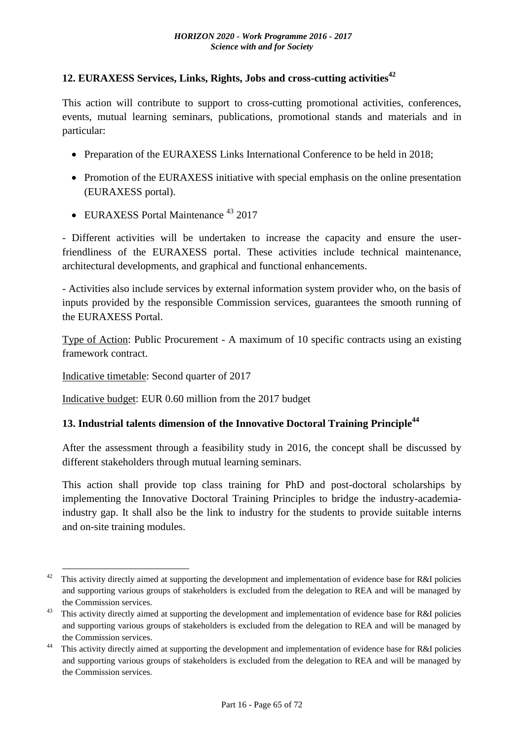## 12. EURAXESS Services, Links, Rights, Jobs and cross-cutting activities[42]

This action will contribute to support to cross-cutting promotional activities, conferences, events, mutual learning seminars, publications, promotional stands and materials and in particular:

- Preparation of the EURAXESS Links International Conference to be held in 2018;
- Promotion of the EURAXESS initiative with special emphasis on the online presentation (EURAXESS portal).
- EURAXESS Portal Maintenance [43] 2017

- Different activities will be undertaken to increase the capacity and ensure the user-friendliness of the EURAXESS portal. These activities include technical maintenance, architectural developments, and graphical and functional enhancements.

- Activities also include services by external information system provider who, on the basis of inputs provided by the responsible Commission services, guarantees the smooth running of the EURAXESS Portal.

Type of Action: Public Procurement - A maximum of 10 specific contracts using an existing framework contract.

Indicative timetable: Second quarter of 2017

Indicative budget: EUR 0.60 million from the 2017 budget

## 13. Industrial talents dimension of the Innovative Doctoral Training Principle[44]

After the assessment through a feasibility study in 2016, the concept shall be discussed by different stakeholders through mutual learning seminars.

This action shall provide top class training for PhD and post-doctoral scholarships by implementing the Innovative Doctoral Training Principles to bridge the industry-academia-industry gap. It shall also be the link to industry for the students to provide suitable interns and on-site training modules.

---

[42] This activity directly aimed at supporting the development and implementation of evidence base for R&I policies and supporting various groups of stakeholders is excluded from the delegation to REA and will be managed by the Commission services.

[43] This activity directly aimed at supporting the development and implementation of evidence base for R&I policies and supporting various groups of stakeholders is excluded from the delegation to REA and will be managed by the Commission services.

[44] This activity directly aimed at supporting the development and implementation of evidence base for R&I policies and supporting various groups of stakeholders is excluded from the delegation to REA and will be managed by the Commission services.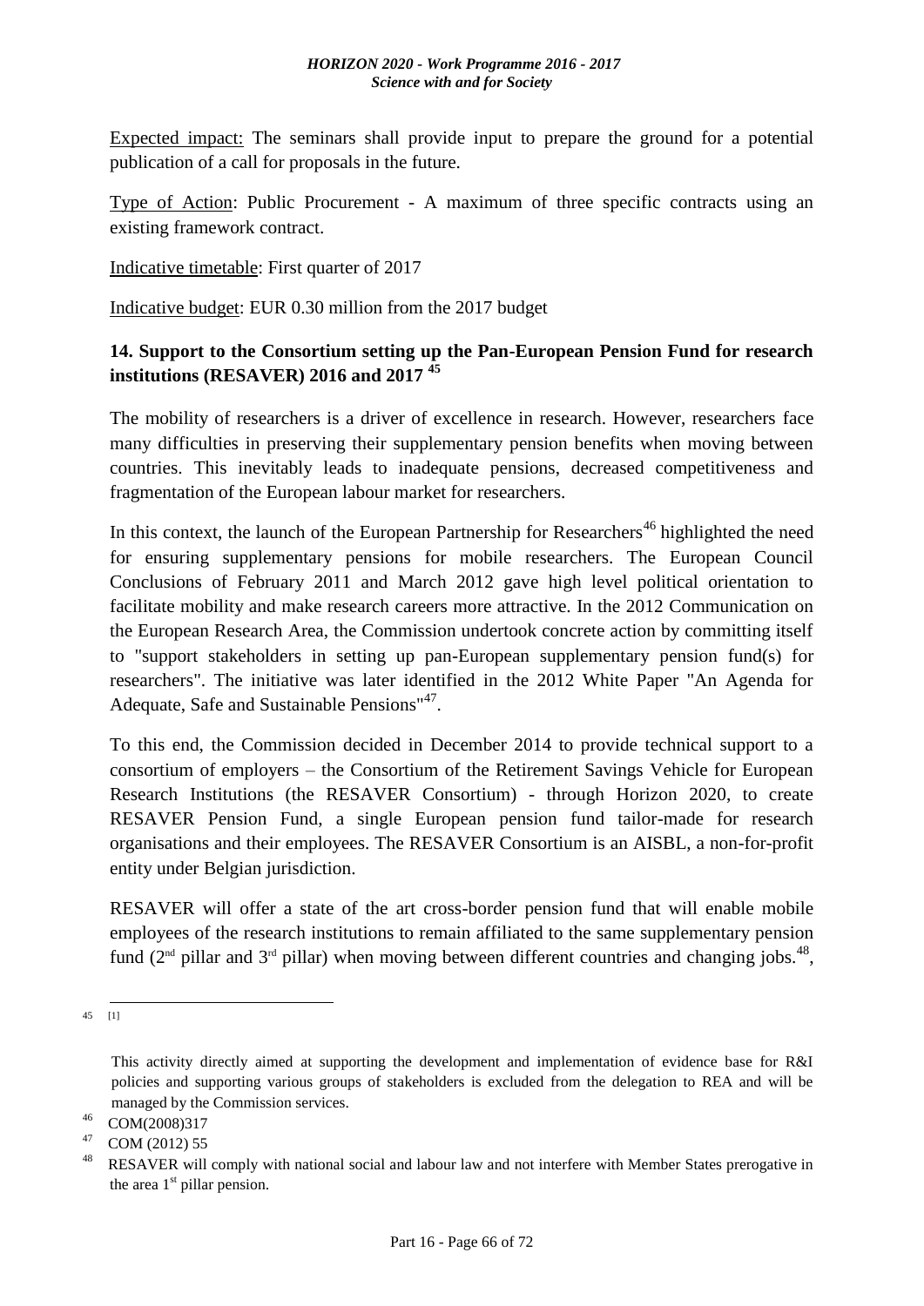Expected impact: The seminars shall provide input to prepare the ground for a potential publication of a call for proposals in the future.

Type of Action: Public Procurement - A maximum of three specific contracts using an existing framework contract.

Indicative timetable: First quarter of 2017

Indicative budget: EUR 0.30 million from the 2017 budget

### 14. Support to the Consortium setting up the Pan-European Pension Fund for research institutions (RESAVER) 2016 and 2017 [45]

The mobility of researchers is a driver of excellence in research. However, researchers face many difficulties in preserving their supplementary pension benefits when moving between countries. This inevitably leads to inadequate pensions, decreased competitiveness and fragmentation of the European labour market for researchers.

In this context, the launch of the European Partnership for Researchers[46] highlighted the need for ensuring supplementary pensions for mobile researchers. The European Council Conclusions of February 2011 and March 2012 gave high level political orientation to facilitate mobility and make research careers more attractive. In the 2012 Communication on the European Research Area, the Commission undertook concrete action by committing itself to "support stakeholders in setting up pan-European supplementary pension fund(s) for researchers". The initiative was later identified in the 2012 White Paper "An Agenda for Adequate, Safe and Sustainable Pensions"[47].

To this end, the Commission decided in December 2014 to provide technical support to a consortium of employers – the Consortium of the Retirement Savings Vehicle for European Research Institutions (the RESAVER Consortium) - through Horizon 2020, to create RESAVER Pension Fund, a single European pension fund tailor-made for research organisations and their employees. The RESAVER Consortium is an AISBL, a non-for-profit entity under Belgian jurisdiction.

RESAVER will offer a state of the art cross-border pension fund that will enable mobile employees of the research institutions to remain affiliated to the same supplementary pension fund (2nd pillar and 3rd pillar) when moving between different countries and changing jobs.[48],

---

45 [1]

This activity directly aimed at supporting the development and implementation of evidence base for R&I policies and supporting various groups of stakeholders is excluded from the delegation to REA and will be managed by the Commission services.

46 COM(2008)317

47 COM (2012) 55

48 RESAVER will comply with national social and labour law and not interfere with Member States prerogative in the area 1st pillar pension.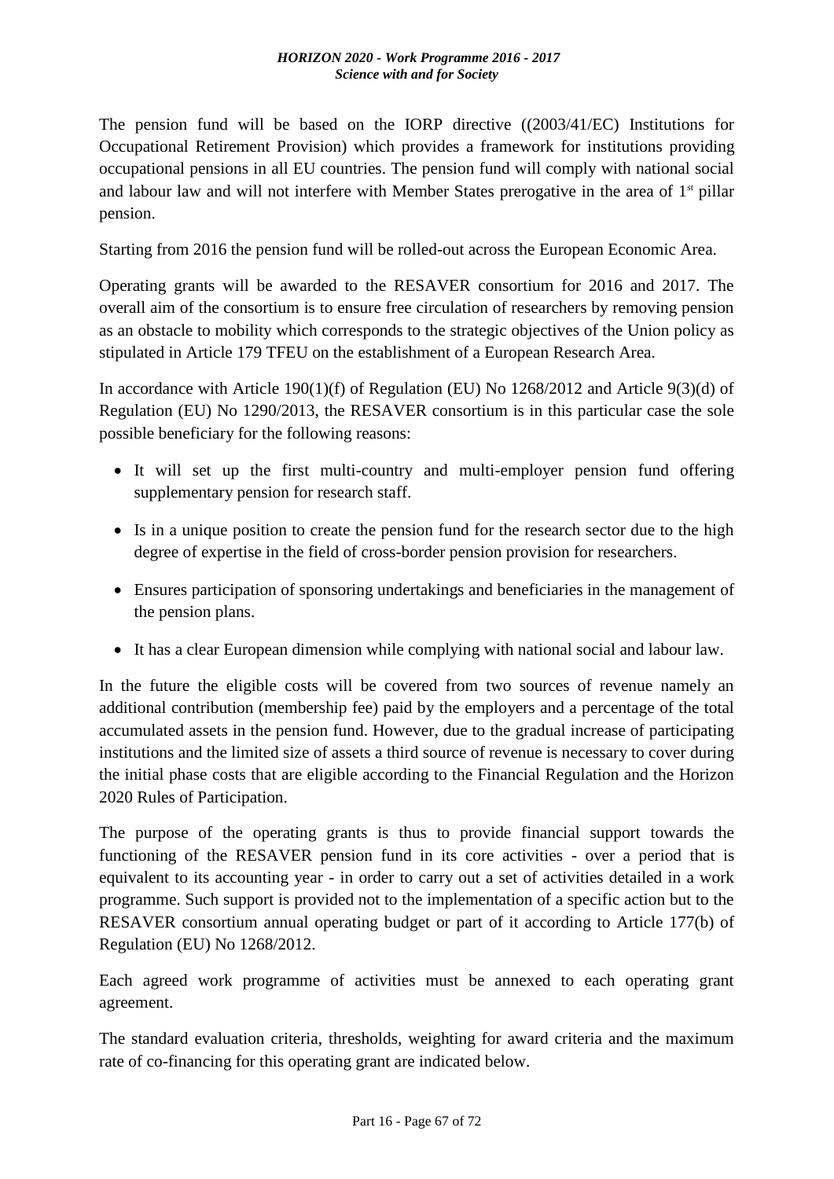The pension fund will be based on the IORP directive ((2003/41/EC) Institutions for Occupational Retirement Provision) which provides a framework for institutions providing occupational pensions in all EU countries. The pension fund will comply with national social and labour law and will not interfere with Member States prerogative in the area of 1st pillar pension.

Starting from 2016 the pension fund will be rolled-out across the European Economic Area.

Operating grants will be awarded to the RESAVER consortium for 2016 and 2017. The overall aim of the consortium is to ensure free circulation of researchers by removing pension as an obstacle to mobility which corresponds to the strategic objectives of the Union policy as stipulated in Article 179 TFEU on the establishment of a European Research Area.

In accordance with Article 190(1)(f) of Regulation (EU) No 1268/2012 and Article 9(3)(d) of Regulation (EU) No 1290/2013, the RESAVER consortium is in this particular case the sole possible beneficiary for the following reasons:

- It will set up the first multi-country and multi-employer pension fund offering supplementary pension for research staff.
- Is in a unique position to create the pension fund for the research sector due to the high degree of expertise in the field of cross-border pension provision for researchers.
- Ensures participation of sponsoring undertakings and beneficiaries in the management of the pension plans.
- It has a clear European dimension while complying with national social and labour law.

In the future the eligible costs will be covered from two sources of revenue namely an additional contribution (membership fee) paid by the employers and a percentage of the total accumulated assets in the pension fund. However, due to the gradual increase of participating institutions and the limited size of assets a third source of revenue is necessary to cover during the initial phase costs that are eligible according to the Financial Regulation and the Horizon 2020 Rules of Participation.

The purpose of the operating grants is thus to provide financial support towards the functioning of the RESAVER pension fund in its core activities - over a period that is equivalent to its accounting year - in order to carry out a set of activities detailed in a work programme. Such support is provided not to the implementation of a specific action but to the RESAVER consortium annual operating budget or part of it according to Article 177(b) of Regulation (EU) No 1268/2012.

Each agreed work programme of activities must be annexed to each operating grant agreement.

The standard evaluation criteria, thresholds, weighting for award criteria and the maximum rate of co-financing for this operating grant are indicated below.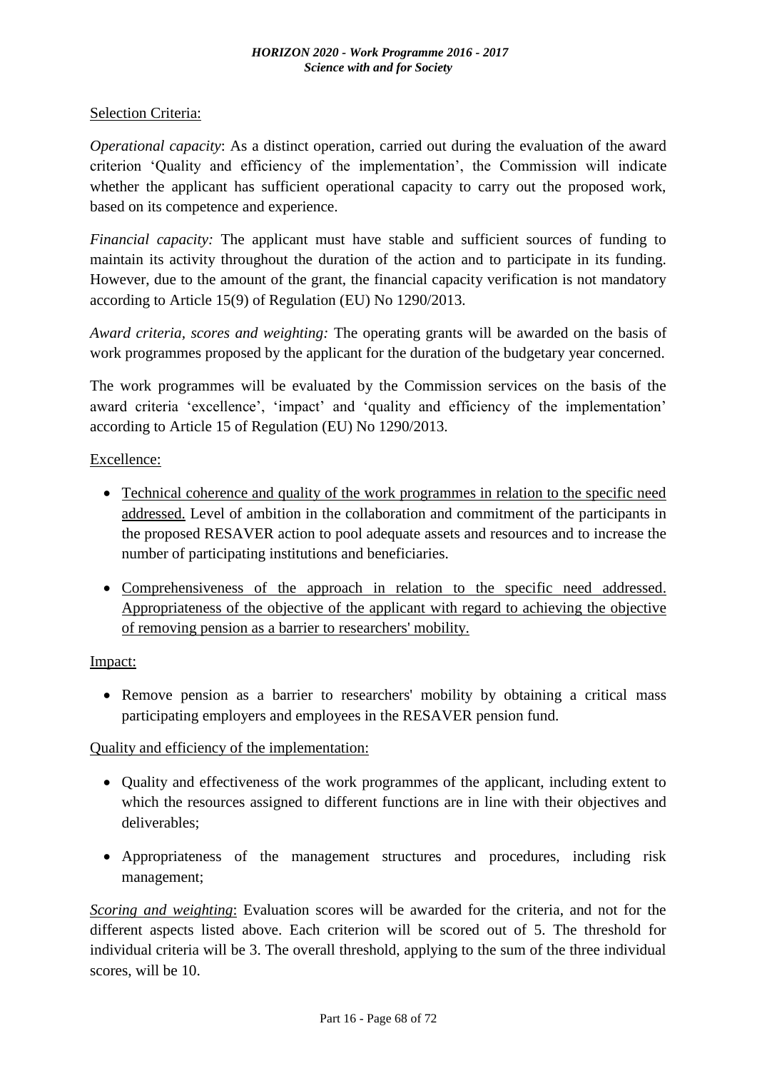Selection Criteria:

*Operational capacity*: As a distinct operation, carried out during the evaluation of the award criterion 'Quality and efficiency of the implementation', the Commission will indicate whether the applicant has sufficient operational capacity to carry out the proposed work, based on its competence and experience.

*Financial capacity:* The applicant must have stable and sufficient sources of funding to maintain its activity throughout the duration of the action and to participate in its funding. However, due to the amount of the grant, the financial capacity verification is not mandatory according to Article 15(9) of Regulation (EU) No 1290/2013.

*Award criteria, scores and weighting:* The operating grants will be awarded on the basis of work programmes proposed by the applicant for the duration of the budgetary year concerned.

The work programmes will be evaluated by the Commission services on the basis of the award criteria 'excellence', 'impact' and 'quality and efficiency of the implementation' according to Article 15 of Regulation (EU) No 1290/2013.

Excellence:

- Technical coherence and quality of the work programmes in relation to the specific need addressed. Level of ambition in the collaboration and commitment of the participants in the proposed RESAVER action to pool adequate assets and resources and to increase the number of participating institutions and beneficiaries.
- Comprehensiveness of the approach in relation to the specific need addressed. Appropriateness of the objective of the applicant with regard to achieving the objective of removing pension as a barrier to researchers' mobility.

Impact:

- Remove pension as a barrier to researchers' mobility by obtaining a critical mass participating employers and employees in the RESAVER pension fund.

Quality and efficiency of the implementation:

- Quality and effectiveness of the work programmes of the applicant, including extent to which the resources assigned to different functions are in line with their objectives and deliverables;
- Appropriateness of the management structures and procedures, including risk management;

*Scoring and weighting*: Evaluation scores will be awarded for the criteria, and not for the different aspects listed above. Each criterion will be scored out of 5. The threshold for individual criteria will be 3. The overall threshold, applying to the sum of the three individual scores, will be 10.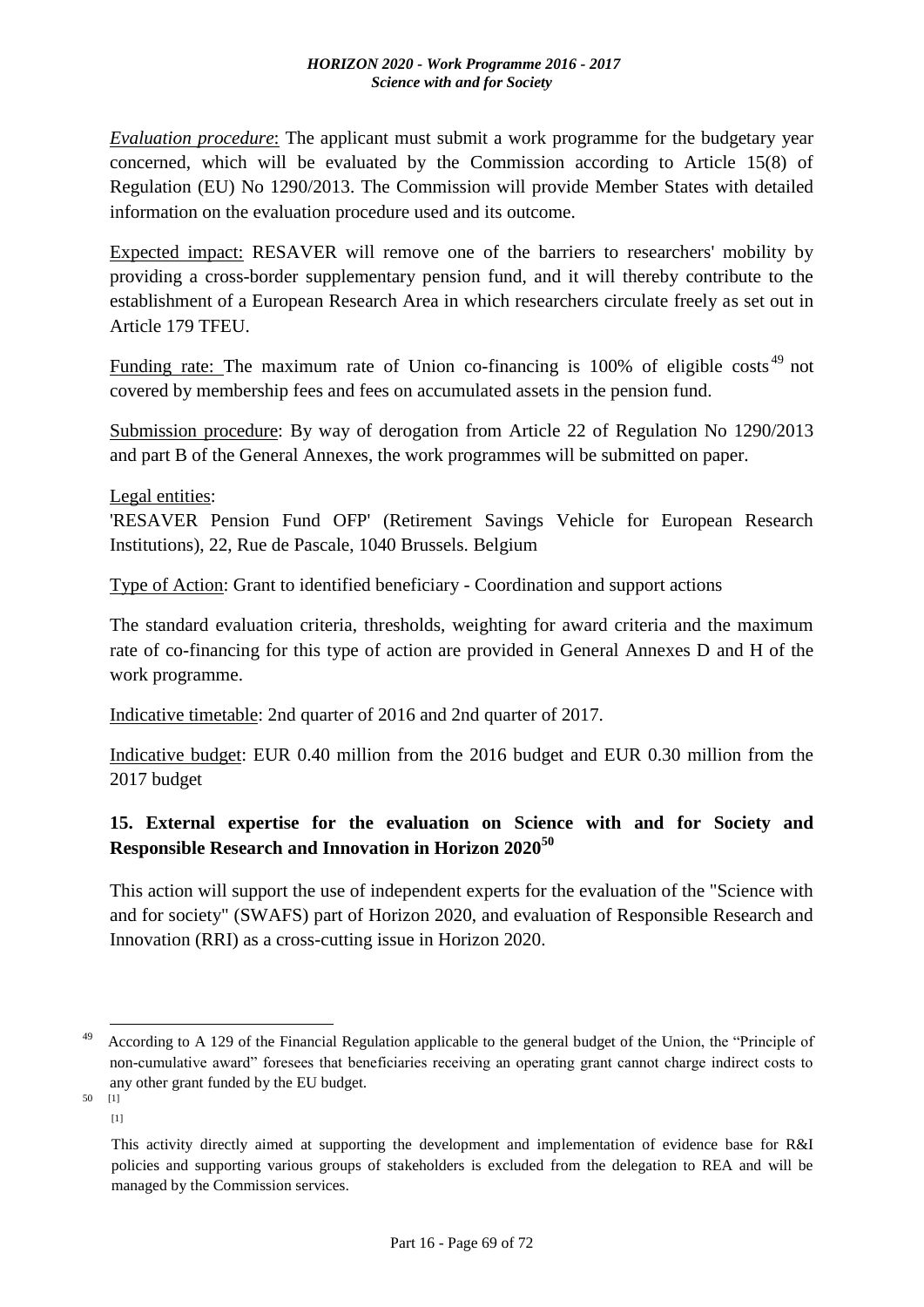*Evaluation procedure*: The applicant must submit a work programme for the budgetary year concerned, which will be evaluated by the Commission according to Article 15(8) of Regulation (EU) No 1290/2013. The Commission will provide Member States with detailed information on the evaluation procedure used and its outcome.

Expected impact: RESAVER will remove one of the barriers to researchers' mobility by providing a cross-border supplementary pension fund, and it will thereby contribute to the establishment of a European Research Area in which researchers circulate freely as set out in Article 179 TFEU.

Funding rate: The maximum rate of Union co-financing is 100% of eligible costs[49] not covered by membership fees and fees on accumulated assets in the pension fund.

Submission procedure: By way of derogation from Article 22 of Regulation No 1290/2013 and part B of the General Annexes, the work programmes will be submitted on paper.

Legal entities:

'RESAVER Pension Fund OFP' (Retirement Savings Vehicle for European Research Institutions), 22, Rue de Pascale, 1040 Brussels. Belgium

Type of Action: Grant to identified beneficiary - Coordination and support actions

The standard evaluation criteria, thresholds, weighting for award criteria and the maximum rate of co-financing for this type of action are provided in General Annexes D and H of the work programme.

Indicative timetable: 2nd quarter of 2016 and 2nd quarter of 2017.

Indicative budget: EUR 0.40 million from the 2016 budget and EUR 0.30 million from the 2017 budget

### 15. External expertise for the evaluation on Science with and for Society and Responsible Research and Innovation in Horizon 2020[50]

This action will support the use of independent experts for the evaluation of the "Science with and for society" (SWAFS) part of Horizon 2020, and evaluation of Responsible Research and Innovation (RRI) as a cross-cutting issue in Horizon 2020.

---

[49] According to A 129 of the Financial Regulation applicable to the general budget of the Union, the "Principle of non-cumulative award" foresees that beneficiaries receiving an operating grant cannot charge indirect costs to any other grant funded by the EU budget.

[50] [1]

[1]

This activity directly aimed at supporting the development and implementation of evidence base for R&I policies and supporting various groups of stakeholders is excluded from the delegation to REA and will be managed by the Commission services.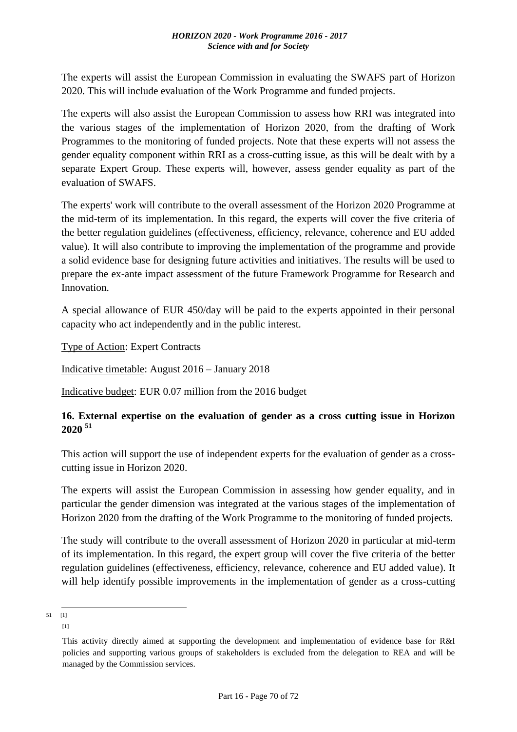The experts will assist the European Commission in evaluating the SWAFS part of Horizon 2020. This will include evaluation of the Work Programme and funded projects.

The experts will also assist the European Commission to assess how RRI was integrated into the various stages of the implementation of Horizon 2020, from the drafting of Work Programmes to the monitoring of funded projects. Note that these experts will not assess the gender equality component within RRI as a cross-cutting issue, as this will be dealt with by a separate Expert Group. These experts will, however, assess gender equality as part of the evaluation of SWAFS.

The experts' work will contribute to the overall assessment of the Horizon 2020 Programme at the mid-term of its implementation. In this regard, the experts will cover the five criteria of the better regulation guidelines (effectiveness, efficiency, relevance, coherence and EU added value). It will also contribute to improving the implementation of the programme and provide a solid evidence base for designing future activities and initiatives. The results will be used to prepare the ex-ante impact assessment of the future Framework Programme for Research and Innovation.

A special allowance of EUR 450/day will be paid to the experts appointed in their personal capacity who act independently and in the public interest.

Type of Action: Expert Contracts

Indicative timetable: August 2016 – January 2018

Indicative budget: EUR 0.07 million from the 2016 budget

### 16. External expertise on the evaluation of gender as a cross cutting issue in Horizon 2020 [51]

This action will support the use of independent experts for the evaluation of gender as a cross-cutting issue in Horizon 2020.

The experts will assist the European Commission in assessing how gender equality, and in particular the gender dimension was integrated at the various stages of the implementation of Horizon 2020 from the drafting of the Work Programme to the monitoring of funded projects.

The study will contribute to the overall assessment of Horizon 2020 in particular at mid-term of its implementation. In this regard, the expert group will cover the five criteria of the better regulation guidelines (effectiveness, efficiency, relevance, coherence and EU added value). It will help identify possible improvements in the implementation of gender as a cross-cutting

---

51 [1]

[1]

This activity directly aimed at supporting the development and implementation of evidence base for R&I policies and supporting various groups of stakeholders is excluded from the delegation to REA and will be managed by the Commission services.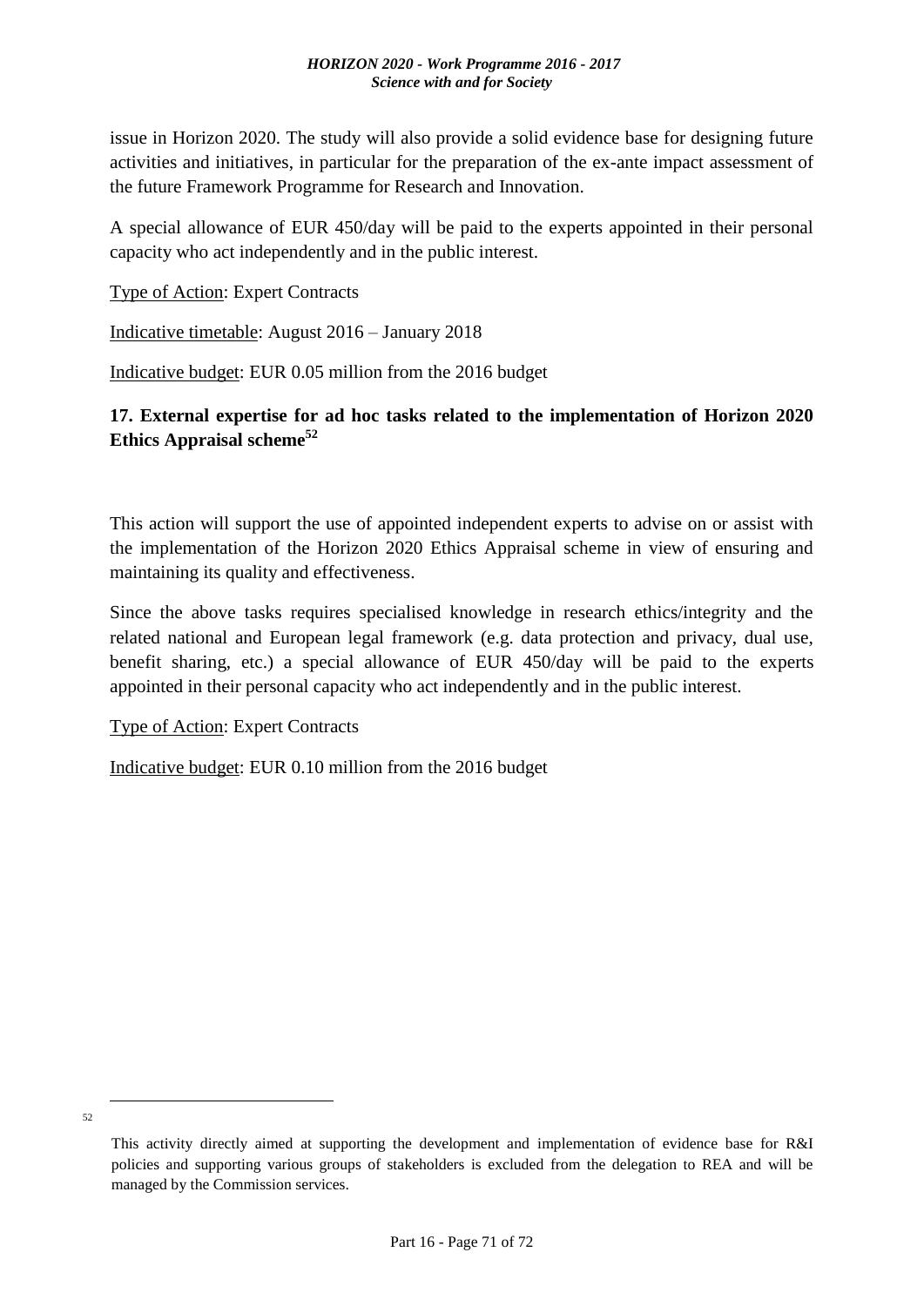issue in Horizon 2020. The study will also provide a solid evidence base for designing future activities and initiatives, in particular for the preparation of the ex-ante impact assessment of the future Framework Programme for Research and Innovation.

A special allowance of EUR 450/day will be paid to the experts appointed in their personal capacity who act independently and in the public interest.

Type of Action: Expert Contracts

Indicative timetable: August 2016 – January 2018

Indicative budget: EUR 0.05 million from the 2016 budget

### 17. External expertise for ad hoc tasks related to the implementation of Horizon 2020 Ethics Appraisal scheme[52]

This action will support the use of appointed independent experts to advise on or assist with the implementation of the Horizon 2020 Ethics Appraisal scheme in view of ensuring and maintaining its quality and effectiveness.

Since the above tasks requires specialised knowledge in research ethics/integrity and the related national and European legal framework (e.g. data protection and privacy, dual use, benefit sharing, etc.) a special allowance of EUR 450/day will be paid to the experts appointed in their personal capacity who act independently and in the public interest.

Type of Action: Expert Contracts

Indicative budget: EUR 0.10 million from the 2016 budget

[52] This activity directly aimed at supporting the development and implementation of evidence base for R&I policies and supporting various groups of stakeholders is excluded from the delegation to REA and will be managed by the Commission services.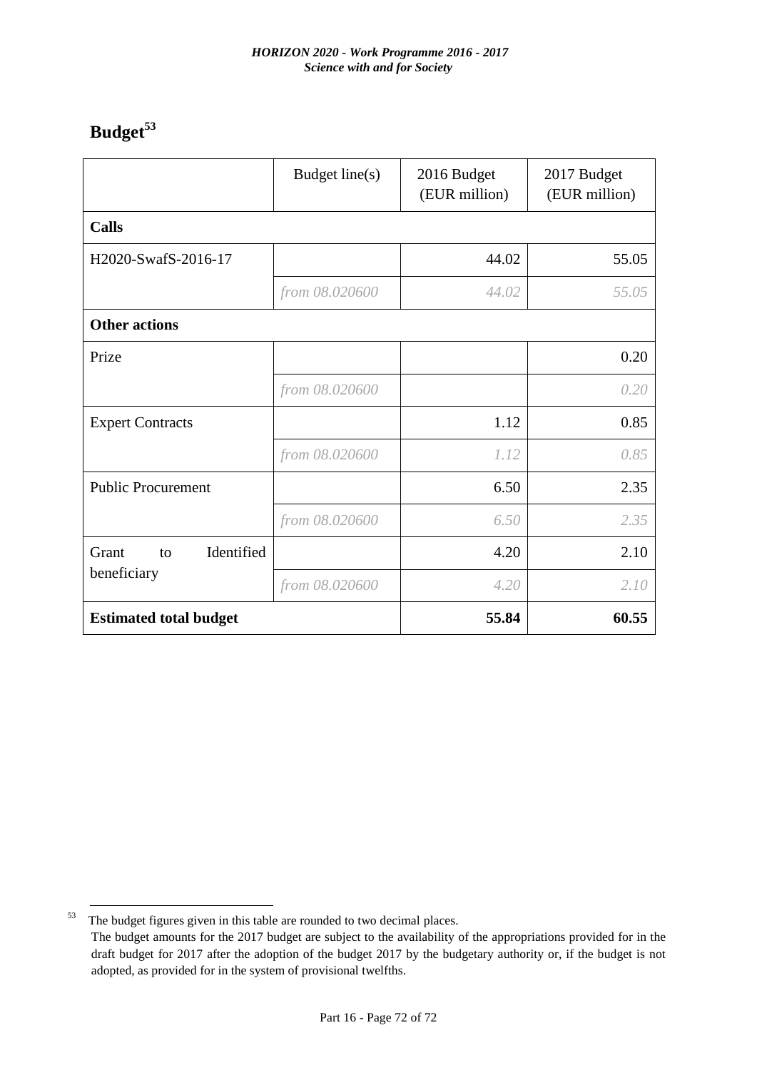## Budget[53]

| | Budget line(s) | 2016 Budget (EUR million) | 2017 Budget (EUR million) |
|---|---|---|---|
| **Calls** | | | |
| H2020-SwafS-2016-17 | | 44.02 | 55.05 |
| | *from 08.020600* | *44.02* | *55.05* |
| **Other actions** | | | |
| Prize | | | 0.20 |
| | *from 08.020600* | | *0.20* |
| Expert Contracts | | 1.12 | 0.85 |
| | *from 08.020600* | *1.12* | *0.85* |
| Public Procurement | | 6.50 | 2.35 |
| | *from 08.020600* | *6.50* | *2.35* |
| Grant to Identified beneficiary | | 4.20 | 2.10 |
| | *from 08.020600* | *4.20* | *2.10* |
| **Estimated total budget** | | **55.84** | **60.55** |

[53] The budget figures given in this table are rounded to two decimal places.
The budget amounts for the 2017 budget are subject to the availability of the appropriations provided for in the draft budget for 2017 after the adoption of the budget 2017 by the budgetary authority or, if the budget is not adopted, as provided for in the system of provisional twelfths.